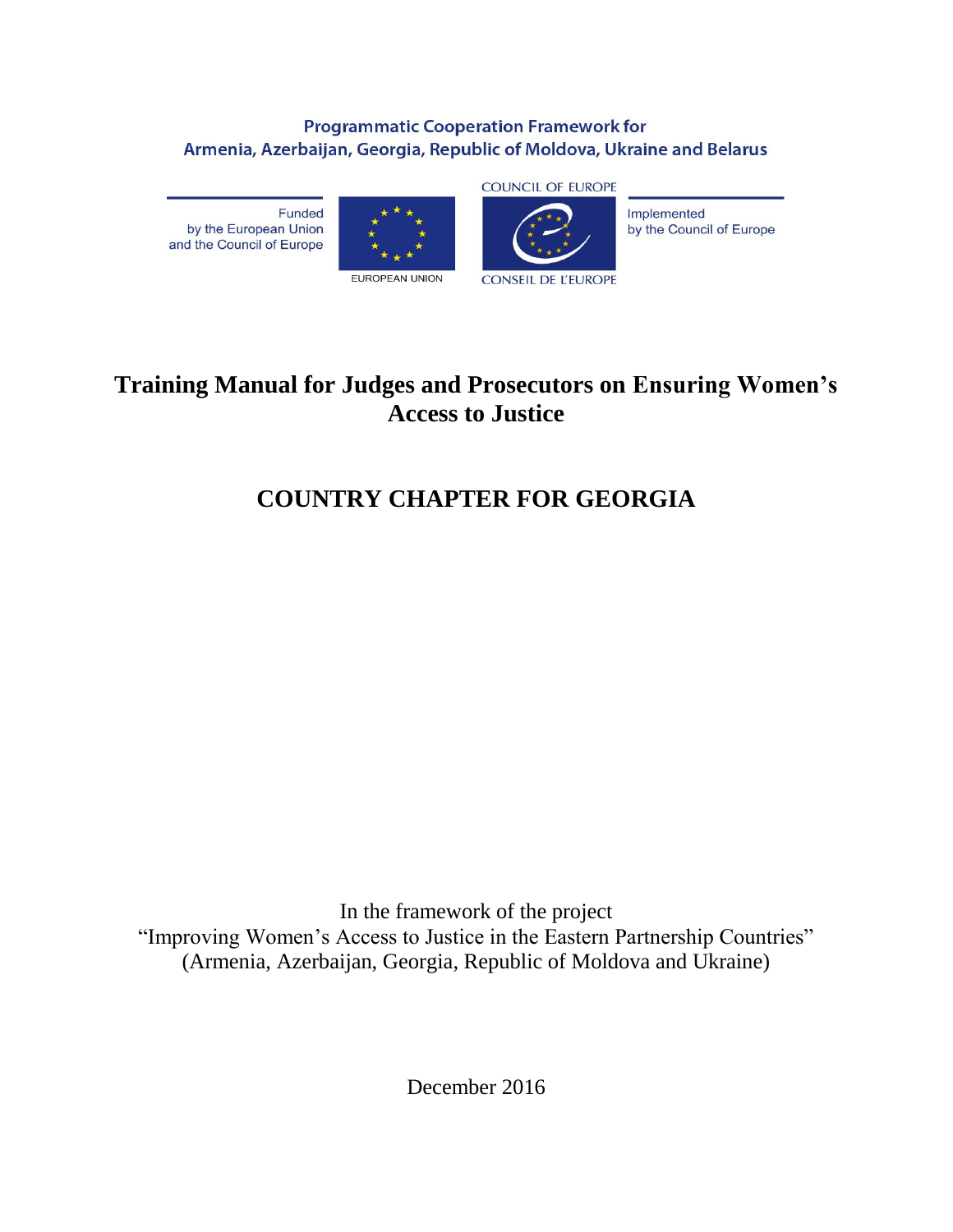Programmatic Cooperation Framework for
Armenia, Azerbaijan, Georgia, Republic of Moldova, Ukraine and Belarus

Funded by the European Union and the Council of Europe

EUROPEAN UNION

COUNCIL OF EUROPE

CONSEIL DE L'EUROPE

Implemented by the Council of Europe

# Training Manual for Judges and Prosecutors on Ensuring Women's Access to Justice

# COUNTRY CHAPTER FOR GEORGIA

In the framework of the project
"Improving Women's Access to Justice in the Eastern Partnership Countries"
(Armenia, Azerbaijan, Georgia, Republic of Moldova and Ukraine)

December 2016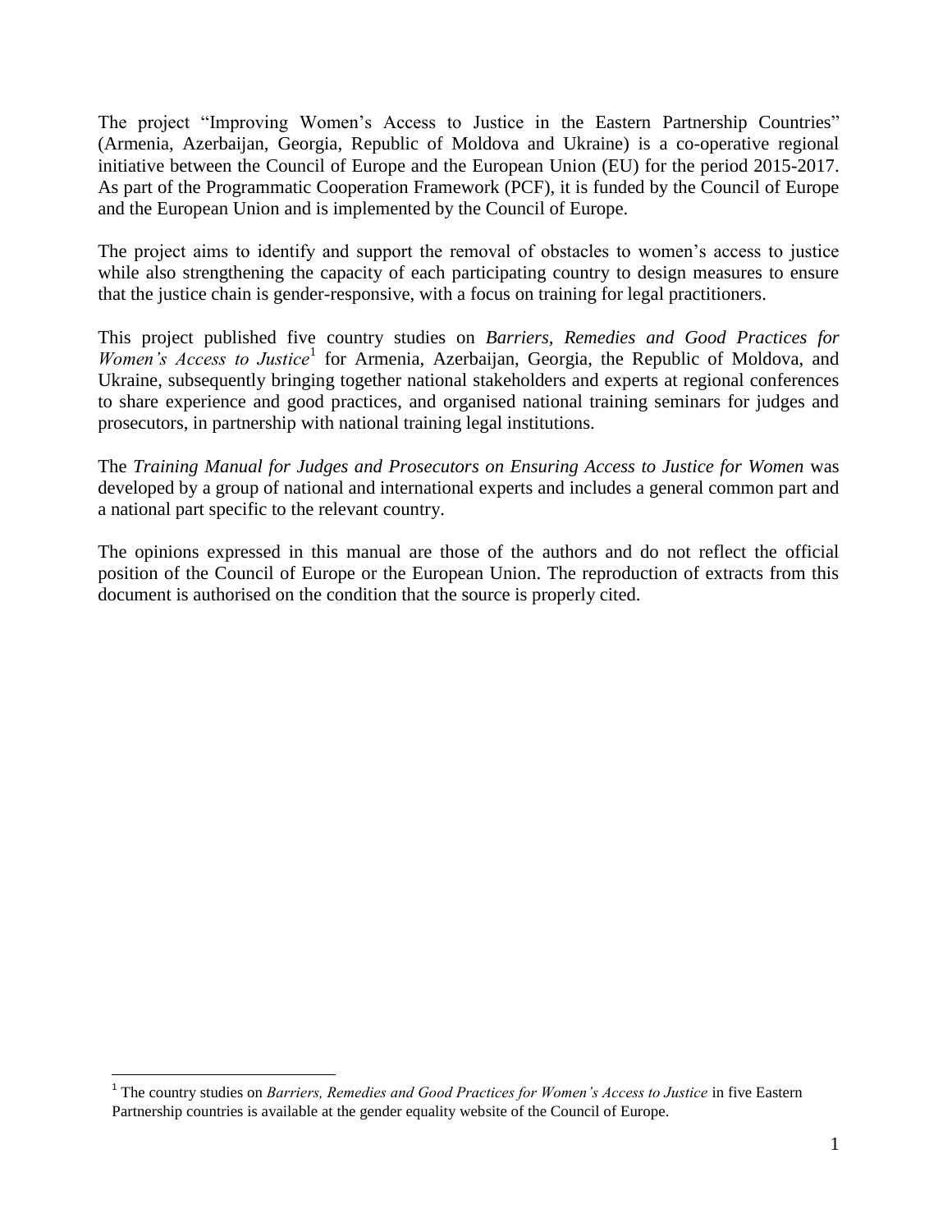The project "Improving Women's Access to Justice in the Eastern Partnership Countries" (Armenia, Azerbaijan, Georgia, Republic of Moldova and Ukraine) is a co-operative regional initiative between the Council of Europe and the European Union (EU) for the period 2015-2017. As part of the Programmatic Cooperation Framework (PCF), it is funded by the Council of Europe and the European Union and is implemented by the Council of Europe.

The project aims to identify and support the removal of obstacles to women's access to justice while also strengthening the capacity of each participating country to design measures to ensure that the justice chain is gender-responsive, with a focus on training for legal practitioners.

This project published five country studies on *Barriers, Remedies and Good Practices for Women's Access to Justice*[1] for Armenia, Azerbaijan, Georgia, the Republic of Moldova, and Ukraine, subsequently bringing together national stakeholders and experts at regional conferences to share experience and good practices, and organised national training seminars for judges and prosecutors, in partnership with national training legal institutions.

The *Training Manual for Judges and Prosecutors on Ensuring Access to Justice for Women* was developed by a group of national and international experts and includes a general common part and a national part specific to the relevant country.

The opinions expressed in this manual are those of the authors and do not reflect the official position of the Council of Europe or the European Union. The reproduction of extracts from this document is authorised on the condition that the source is properly cited.

---

[1] The country studies on *Barriers, Remedies and Good Practices for Women's Access to Justice* in five Eastern Partnership countries is available at the gender equality website of the Council of Europe.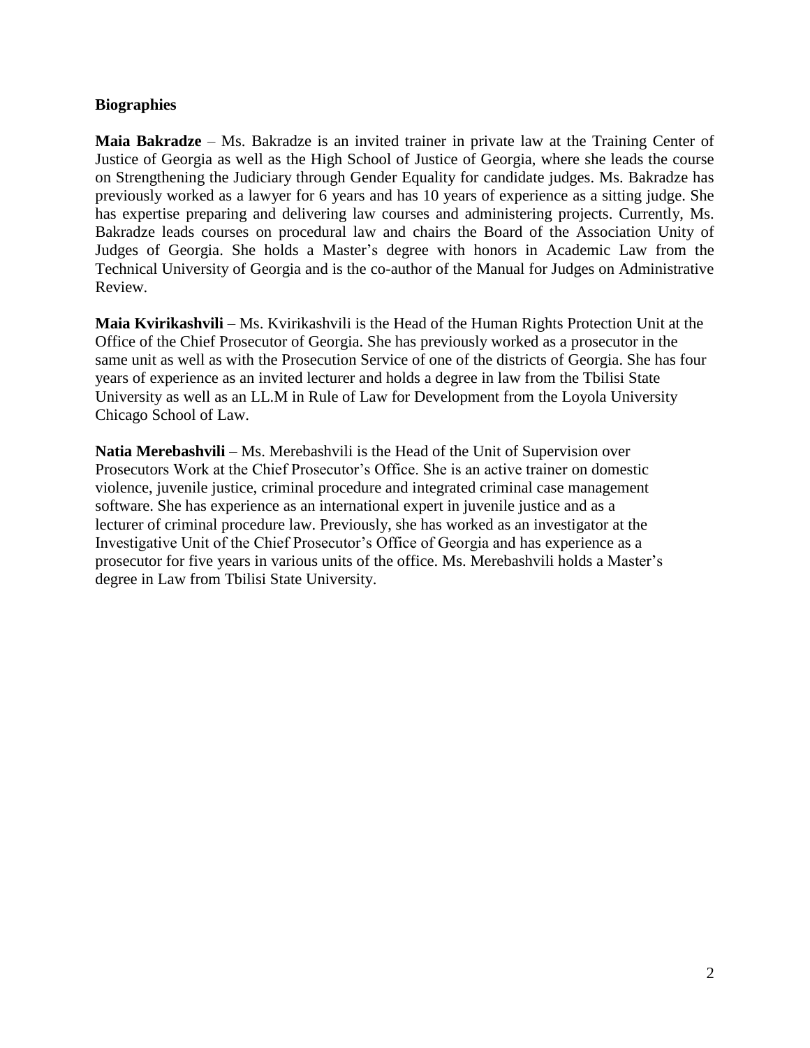**Biographies**

**Maia Bakradze** – Ms. Bakradze is an invited trainer in private law at the Training Center of Justice of Georgia as well as the High School of Justice of Georgia, where she leads the course on Strengthening the Judiciary through Gender Equality for candidate judges. Ms. Bakradze has previously worked as a lawyer for 6 years and has 10 years of experience as a sitting judge. She has expertise preparing and delivering law courses and administering projects. Currently, Ms. Bakradze leads courses on procedural law and chairs the Board of the Association Unity of Judges of Georgia. She holds a Master's degree with honors in Academic Law from the Technical University of Georgia and is the co-author of the Manual for Judges on Administrative Review.

**Maia Kvirikashvili** – Ms. Kvirikashvili is the Head of the Human Rights Protection Unit at the Office of the Chief Prosecutor of Georgia. She has previously worked as a prosecutor in the same unit as well as with the Prosecution Service of one of the districts of Georgia. She has four years of experience as an invited lecturer and holds a degree in law from the Tbilisi State University as well as an LL.M in Rule of Law for Development from the Loyola University Chicago School of Law.

**Natia Merebashvili** – Ms. Merebashvili is the Head of the Unit of Supervision over Prosecutors Work at the Chief Prosecutor's Office. She is an active trainer on domestic violence, juvenile justice, criminal procedure and integrated criminal case management software. She has experience as an international expert in juvenile justice and as a lecturer of criminal procedure law. Previously, she has worked as an investigator at the Investigative Unit of the Chief Prosecutor's Office of Georgia and has experience as a prosecutor for five years in various units of the office. Ms. Merebashvili holds a Master's degree in Law from Tbilisi State University.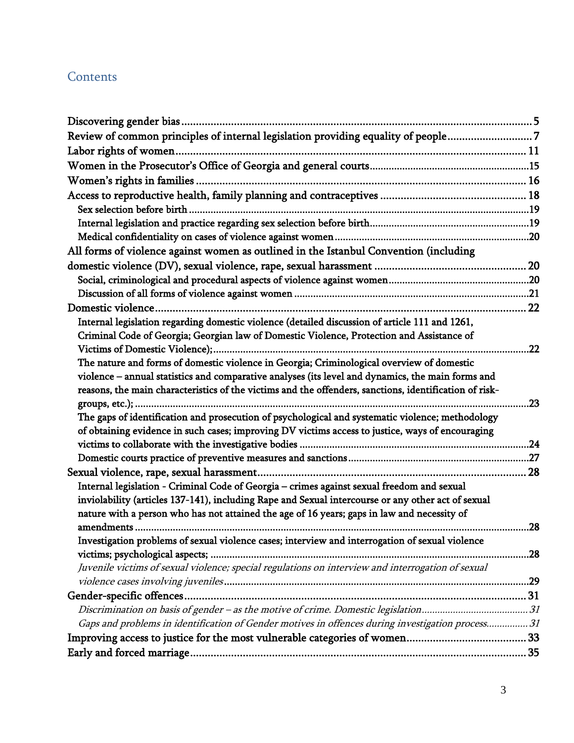# Contents

Discovering gender bias ........................................................ 5

Review of common principles of internal legislation providing equality of people ........................ 7

Labor rights of women ........................................................ 11

Women in the Prosecutor's Office of Georgia and general courts ........................................ 15

Women's rights in families ........................................................ 16

Access to reproductive health, family planning and contraceptives ........................................ 18

- Sex selection before birth ........................................................ 19
- Internal legislation and practice regarding sex selection before birth ........................................ 19
- Medical confidentiality on cases of violence against women ........................................ 20

All forms of violence against women as outlined in the Istanbul Convention (including domestic violence (DV), sexual violence, rape, sexual harassment ........................................ 20

- Social, criminological and procedural aspects of violence against women ........................................ 20
- Discussion of all forms of violence against women ........................................ 21

Domestic violence ........................................................ 22

- Internal legislation regarding domestic violence (detailed discussion of article 111 and 1261, Criminal Code of Georgia; Georgian law of Domestic Violence, Protection and Assistance of Victims of Domestic Violence); ........................................ 22
- The nature and forms of domestic violence in Georgia; Criminological overview of domestic violence – annual statistics and comparative analyses (its level and dynamics, the main forms and reasons, the main characteristics of the victims and the offenders, sanctions, identification of risk-groups, etc.); ........................................ 23
- The gaps of identification and prosecution of psychological and systematic violence; methodology of obtaining evidence in such cases; improving DV victims access to justice, ways of encouraging victims to collaborate with the investigative bodies ........................................ 24
- Domestic courts practice of preventive measures and sanctions ........................................ 27

Sexual violence, rape, sexual harassment ........................................................ 28

- Internal legislation - Criminal Code of Georgia – crimes against sexual freedom and sexual inviolability (articles 137-141), including Rape and Sexual intercourse or any other act of sexual nature with a person who has not attained the age of 16 years; gaps in law and necessity of amendments ........................................ 28
- Investigation problems of sexual violence cases; interview and interrogation of sexual violence victims; psychological aspects; ........................................ 28
- *Juvenile victims of sexual violence; special regulations on interview and interrogation of sexual violence cases involving juveniles* ........................................ 29

Gender-specific offences ........................................................ 31

- *Discrimination on basis of gender – as the motive of crime. Domestic legislation* ........................................ 31
- *Gaps and problems in identification of Gender motives in offences during investigation process* ........................................ 31

Improving access to justice for the most vulnerable categories of women ........................................ 33

Early and forced marriage ........................................................ 35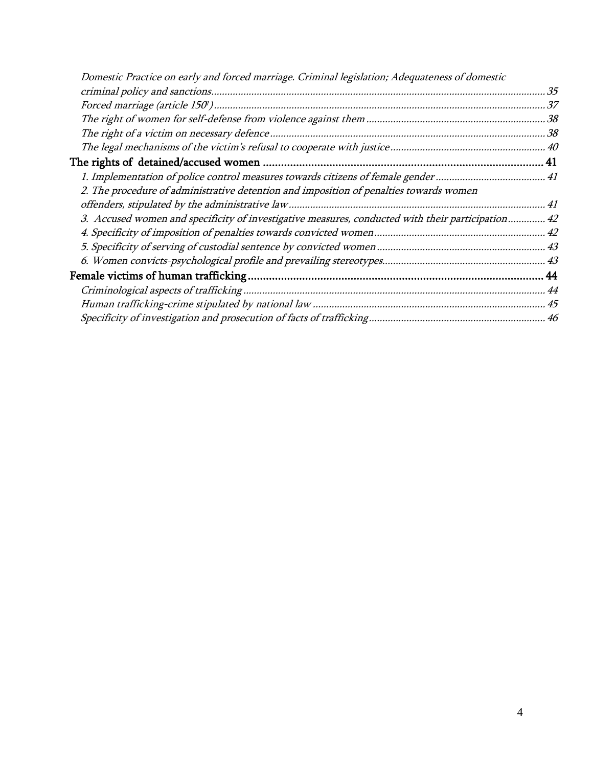*Domestic Practice on early and forced marriage. Criminal legislation; Adequateness of domestic criminal policy and sanctions* ........ 35

*Forced marriage (article 150[1])* ........ 37

*The right of women for self-defense from violence against them* ........ 38

*The right of a victim on necessary defence* ........ 38

*The legal mechanisms of the victim's refusal to cooperate with justice* ........ 40

The rights of detained/accused women ........ 41

*1. Implementation of police control measures towards citizens of female gender* ........ 41

*2. The procedure of administrative detention and imposition of penalties towards women offenders, stipulated by the administrative law* ........ 41

*3. Accused women and specificity of investigative measures, conducted with their participation* ........ 42

*4. Specificity of imposition of penalties towards convicted women* ........ 42

*5. Specificity of serving of custodial sentence by convicted women* ........ 43

*6. Women convicts-psychological profile and prevailing stereotypes* ........ 43

Female victims of human trafficking ........ 44

*Criminological aspects of trafficking* ........ 44

*Human trafficking-crime stipulated by national law* ........ 45

*Specificity of investigation and prosecution of facts of trafficking* ........ 46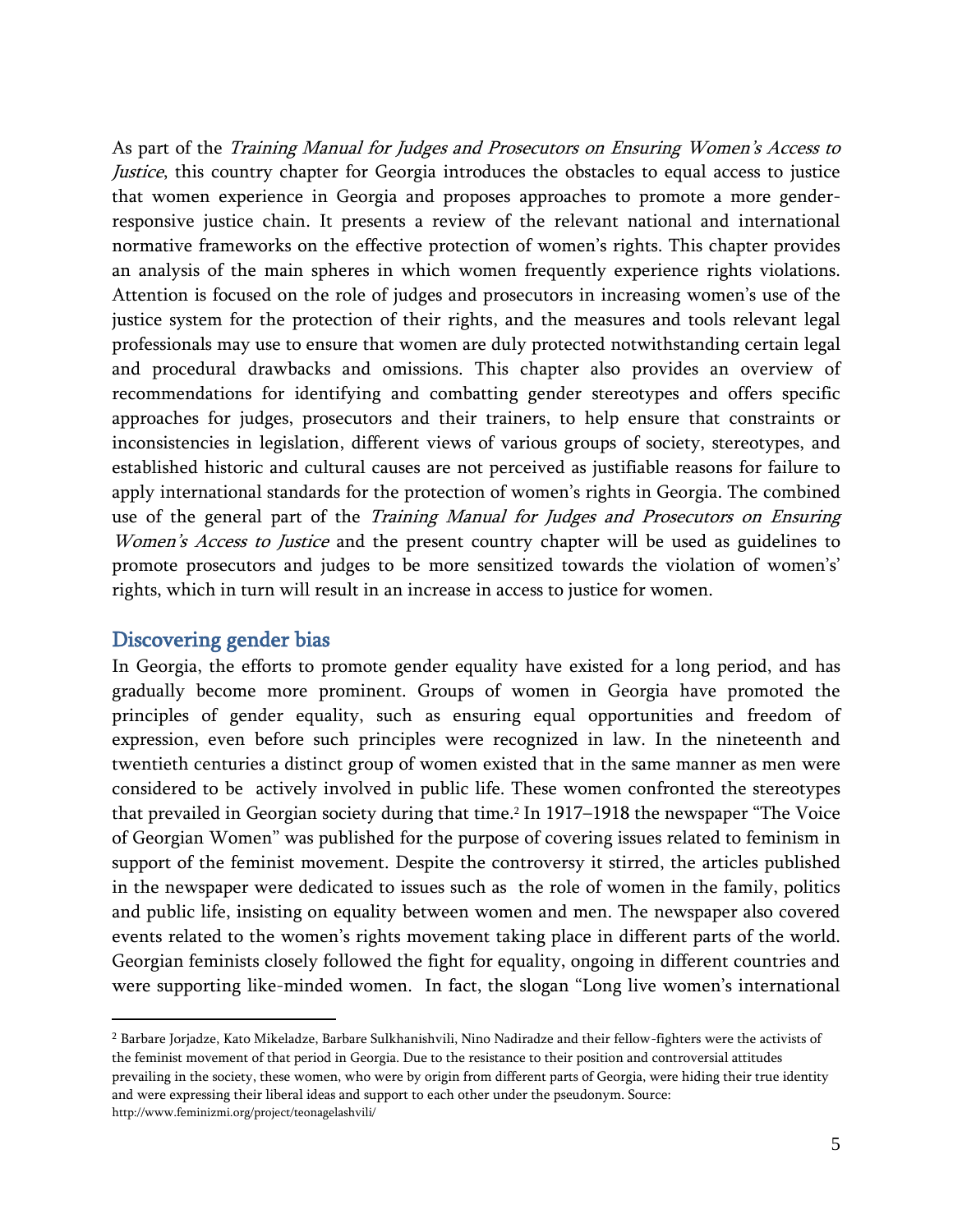As part of the *Training Manual for Judges and Prosecutors on Ensuring Women's Access to Justice*, this country chapter for Georgia introduces the obstacles to equal access to justice that women experience in Georgia and proposes approaches to promote a more gender-responsive justice chain. It presents a review of the relevant national and international normative frameworks on the effective protection of women's rights. This chapter provides an analysis of the main spheres in which women frequently experience rights violations. Attention is focused on the role of judges and prosecutors in increasing women's use of the justice system for the protection of their rights, and the measures and tools relevant legal professionals may use to ensure that women are duly protected notwithstanding certain legal and procedural drawbacks and omissions. This chapter also provides an overview of recommendations for identifying and combatting gender stereotypes and offers specific approaches for judges, prosecutors and their trainers, to help ensure that constraints or inconsistencies in legislation, different views of various groups of society, stereotypes, and established historic and cultural causes are not perceived as justifiable reasons for failure to apply international standards for the protection of women's rights in Georgia. The combined use of the general part of the *Training Manual for Judges and Prosecutors on Ensuring Women's Access to Justice* and the present country chapter will be used as guidelines to promote prosecutors and judges to be more sensitized towards the violation of women's' rights, which in turn will result in an increase in access to justice for women.

## Discovering gender bias

In Georgia, the efforts to promote gender equality have existed for a long period, and has gradually become more prominent. Groups of women in Georgia have promoted the principles of gender equality, such as ensuring equal opportunities and freedom of expression, even before such principles were recognized in law. In the nineteenth and twentieth centuries a distinct group of women existed that in the same manner as men were considered to be actively involved in public life. These women confronted the stereotypes that prevailed in Georgian society during that time.[2] In 1917–1918 the newspaper "The Voice of Georgian Women" was published for the purpose of covering issues related to feminism in support of the feminist movement. Despite the controversy it stirred, the articles published in the newspaper were dedicated to issues such as the role of women in the family, politics and public life, insisting on equality between women and men. The newspaper also covered events related to the women's rights movement taking place in different parts of the world. Georgian feminists closely followed the fight for equality, ongoing in different countries and were supporting like-minded women. In fact, the slogan "Long live women's international

---

[2] Barbare Jorjadze, Kato Mikeladze, Barbare Sulkhanishvili, Nino Nadiradze and their fellow-fighters were the activists of the feminist movement of that period in Georgia. Due to the resistance to their position and controversial attitudes prevailing in the society, these women, who were by origin from different parts of Georgia, were hiding their true identity and were expressing their liberal ideas and support to each other under the pseudonym. Source: http://www.feminizmi.org/project/teonagelashvili/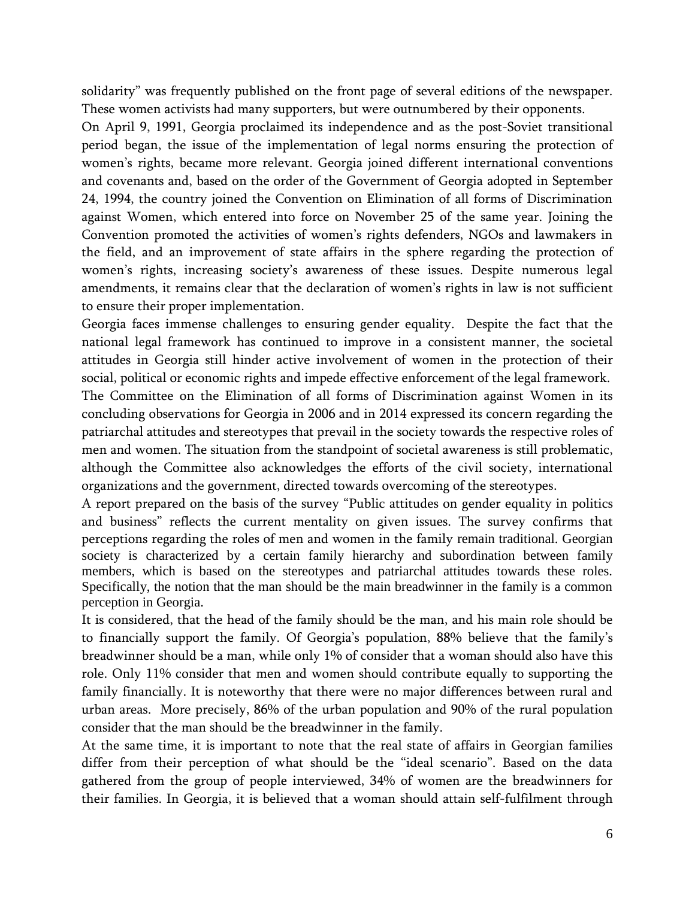solidarity" was frequently published on the front page of several editions of the newspaper. These women activists had many supporters, but were outnumbered by their opponents.

On April 9, 1991, Georgia proclaimed its independence and as the post-Soviet transitional period began, the issue of the implementation of legal norms ensuring the protection of women's rights, became more relevant. Georgia joined different international conventions and covenants and, based on the order of the Government of Georgia adopted in September 24, 1994, the country joined the Convention on Elimination of all forms of Discrimination against Women, which entered into force on November 25 of the same year. Joining the Convention promoted the activities of women's rights defenders, NGOs and lawmakers in the field, and an improvement of state affairs in the sphere regarding the protection of women's rights, increasing society's awareness of these issues. Despite numerous legal amendments, it remains clear that the declaration of women's rights in law is not sufficient to ensure their proper implementation.

Georgia faces immense challenges to ensuring gender equality. Despite the fact that the national legal framework has continued to improve in a consistent manner, the societal attitudes in Georgia still hinder active involvement of women in the protection of their social, political or economic rights and impede effective enforcement of the legal framework.

The Committee on the Elimination of all forms of Discrimination against Women in its concluding observations for Georgia in 2006 and in 2014 expressed its concern regarding the patriarchal attitudes and stereotypes that prevail in the society towards the respective roles of men and women. The situation from the standpoint of societal awareness is still problematic, although the Committee also acknowledges the efforts of the civil society, international organizations and the government, directed towards overcoming of the stereotypes.

A report prepared on the basis of the survey "Public attitudes on gender equality in politics and business" reflects the current mentality on given issues. The survey confirms that perceptions regarding the roles of men and women in the family remain traditional. Georgian society is characterized by a certain family hierarchy and subordination between family members, which is based on the stereotypes and patriarchal attitudes towards these roles. Specifically, the notion that the man should be the main breadwinner in the family is a common perception in Georgia.

It is considered, that the head of the family should be the man, and his main role should be to financially support the family. Of Georgia's population, 88% believe that the family's breadwinner should be a man, while only 1% of consider that a woman should also have this role. Only 11% consider that men and women should contribute equally to supporting the family financially. It is noteworthy that there were no major differences between rural and urban areas. More precisely, 86% of the urban population and 90% of the rural population consider that the man should be the breadwinner in the family.

At the same time, it is important to note that the real state of affairs in Georgian families differ from their perception of what should be the "ideal scenario". Based on the data gathered from the group of people interviewed, 34% of women are the breadwinners for their families. In Georgia, it is believed that a woman should attain self-fulfilment through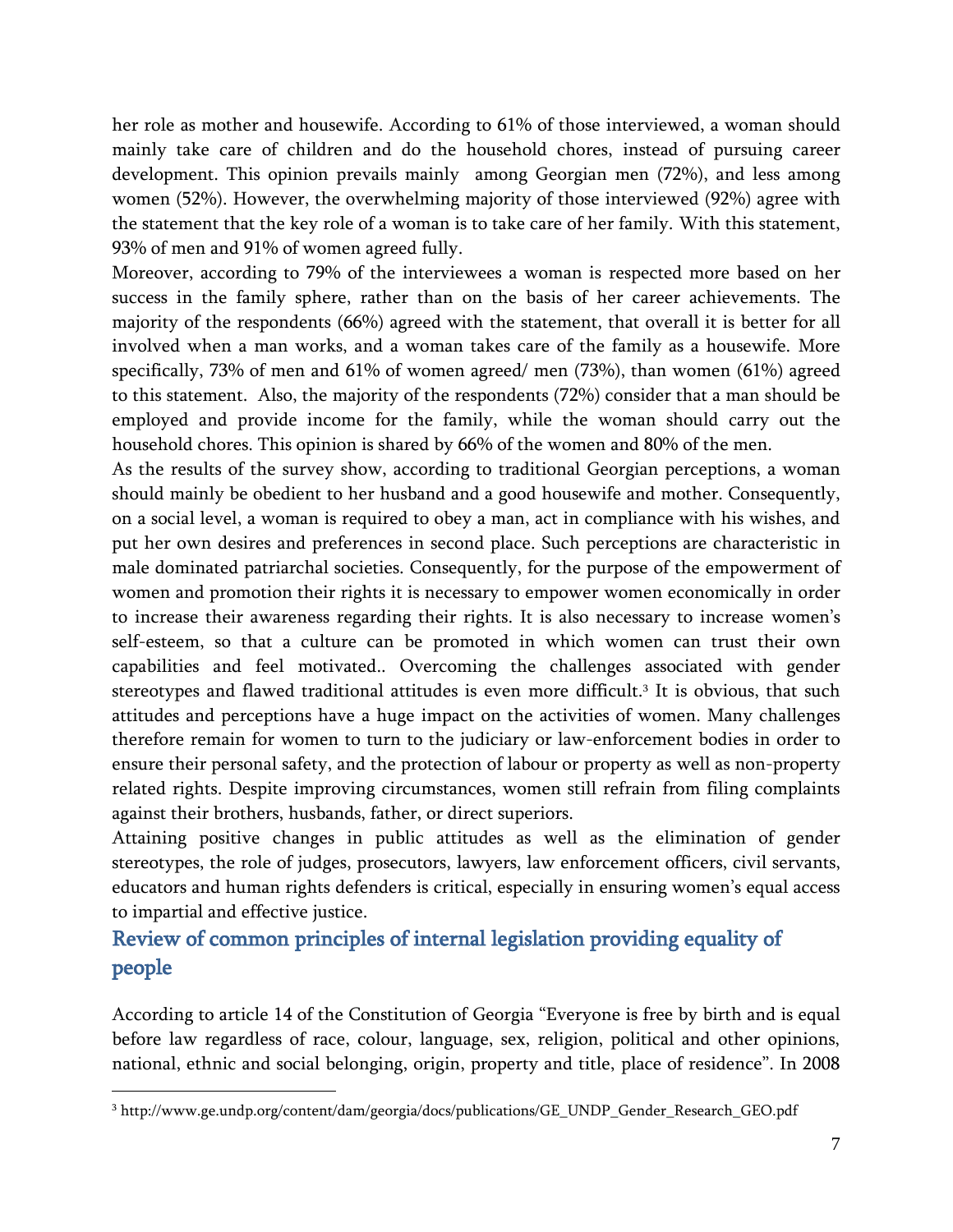her role as mother and housewife. According to 61% of those interviewed, a woman should mainly take care of children and do the household chores, instead of pursuing career development. This opinion prevails mainly  among Georgian men (72%), and less among women (52%). However, the overwhelming majority of those interviewed (92%) agree with the statement that the key role of a woman is to take care of her family. With this statement, 93% of men and 91% of women agreed fully.

Moreover, according to 79% of the interviewees a woman is respected more based on her success in the family sphere, rather than on the basis of her career achievements. The majority of the respondents (66%) agreed with the statement, that overall it is better for all involved when a man works, and a woman takes care of the family as a housewife. More specifically, 73% of men and 61% of women agreed/ men (73%), than women (61%) agreed to this statement.  Also, the majority of the respondents (72%) consider that a man should be employed and provide income for the family, while the woman should carry out the household chores. This opinion is shared by 66% of the women and 80% of the men.

As the results of the survey show, according to traditional Georgian perceptions, a woman should mainly be obedient to her husband and a good housewife and mother. Consequently, on a social level, a woman is required to obey a man, act in compliance with his wishes, and put her own desires and preferences in second place. Such perceptions are characteristic in male dominated patriarchal societies. Consequently, for the purpose of the empowerment of women and promotion their rights it is necessary to empower women economically in order to increase their awareness regarding their rights. It is also necessary to increase women's self-esteem, so that a culture can be promoted in which women can trust their own capabilities and feel motivated.. Overcoming the challenges associated with gender stereotypes and flawed traditional attitudes is even more difficult.[3] It is obvious, that such attitudes and perceptions have a huge impact on the activities of women. Many challenges therefore remain for women to turn to the judiciary or law-enforcement bodies in order to ensure their personal safety, and the protection of labour or property as well as non-property related rights. Despite improving circumstances, women still refrain from filing complaints against their brothers, husbands, father, or direct superiors.

Attaining positive changes in public attitudes as well as the elimination of gender stereotypes, the role of judges, prosecutors, lawyers, law enforcement officers, civil servants, educators and human rights defenders is critical, especially in ensuring women's equal access to impartial and effective justice.

## Review of common principles of internal legislation providing equality of people

According to article 14 of the Constitution of Georgia "Everyone is free by birth and is equal before law regardless of race, colour, language, sex, religion, political and other opinions, national, ethnic and social belonging, origin, property and title, place of residence". In 2008

[3] http://www.ge.undp.org/content/dam/georgia/docs/publications/GE_UNDP_Gender_Research_GEO.pdf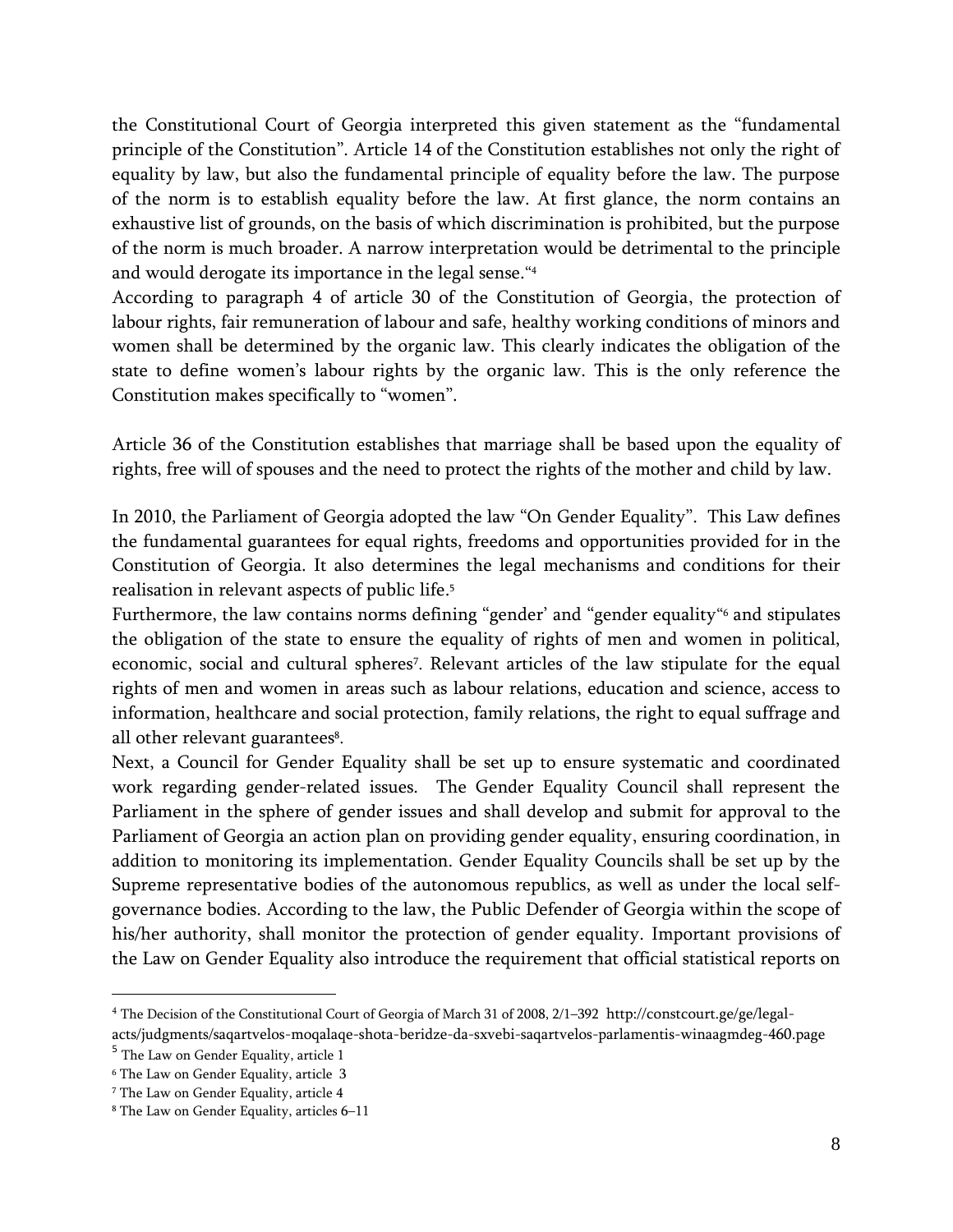the Constitutional Court of Georgia interpreted this given statement as the "fundamental principle of the Constitution". Article 14 of the Constitution establishes not only the right of equality by law, but also the fundamental principle of equality before the law. The purpose of the norm is to establish equality before the law. At first glance, the norm contains an exhaustive list of grounds, on the basis of which discrimination is prohibited, but the purpose of the norm is much broader. A narrow interpretation would be detrimental to the principle and would derogate its importance in the legal sense."[4]

According to paragraph 4 of article 30 of the Constitution of Georgia, the protection of labour rights, fair remuneration of labour and safe, healthy working conditions of minors and women shall be determined by the organic law. This clearly indicates the obligation of the state to define women's labour rights by the organic law. This is the only reference the Constitution makes specifically to "women".

Article 36 of the Constitution establishes that marriage shall be based upon the equality of rights, free will of spouses and the need to protect the rights of the mother and child by law.

In 2010, the Parliament of Georgia adopted the law "On Gender Equality". This Law defines the fundamental guarantees for equal rights, freedoms and opportunities provided for in the Constitution of Georgia. It also determines the legal mechanisms and conditions for their realisation in relevant aspects of public life.[5]

Furthermore, the law contains norms defining "gender' and "gender equality"[6] and stipulates the obligation of the state to ensure the equality of rights of men and women in political, economic, social and cultural spheres[7]. Relevant articles of the law stipulate for the equal rights of men and women in areas such as labour relations, education and science, access to information, healthcare and social protection, family relations, the right to equal suffrage and all other relevant guarantees[8].

Next, a Council for Gender Equality shall be set up to ensure systematic and coordinated work regarding gender-related issues. The Gender Equality Council shall represent the Parliament in the sphere of gender issues and shall develop and submit for approval to the Parliament of Georgia an action plan on providing gender equality, ensuring coordination, in addition to monitoring its implementation. Gender Equality Councils shall be set up by the Supreme representative bodies of the autonomous republics, as well as under the local self-governance bodies. According to the law, the Public Defender of Georgia within the scope of his/her authority, shall monitor the protection of gender equality. Important provisions of the Law on Gender Equality also introduce the requirement that official statistical reports on

---

[4] The Decision of the Constitutional Court of Georgia of March 31 of 2008, 2/1–392 http://constcourt.ge/ge/legal-acts/judgments/saqartvelos-moqalaqe-shota-beridze-da-sxvebi-saqartvelos-parlamentis-winaagmdeg-460.page

[5] The Law on Gender Equality, article 1

[6] The Law on Gender Equality, article 3

[7] The Law on Gender Equality, article 4

[8] The Law on Gender Equality, articles 6–11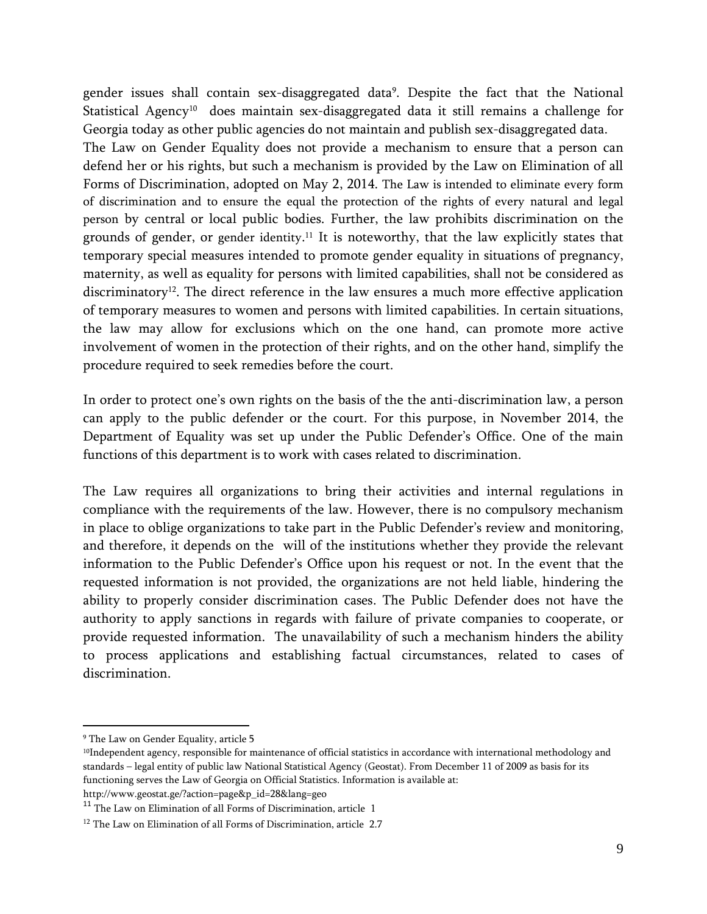gender issues shall contain sex-disaggregated data[9]. Despite the fact that the National Statistical Agency[10] does maintain sex-disaggregated data it still remains a challenge for Georgia today as other public agencies do not maintain and publish sex-disaggregated data.

The Law on Gender Equality does not provide a mechanism to ensure that a person can defend her or his rights, but such a mechanism is provided by the Law on Elimination of all Forms of Discrimination, adopted on May 2, 2014. The Law is intended to eliminate every form of discrimination and to ensure the equal the protection of the rights of every natural and legal person by central or local public bodies. Further, the law prohibits discrimination on the grounds of gender, or gender identity.[11] It is noteworthy, that the law explicitly states that temporary special measures intended to promote gender equality in situations of pregnancy, maternity, as well as equality for persons with limited capabilities, shall not be considered as discriminatory[12]. The direct reference in the law ensures a much more effective application of temporary measures to women and persons with limited capabilities. In certain situations, the law may allow for exclusions which on the one hand, can promote more active involvement of women in the protection of their rights, and on the other hand, simplify the procedure required to seek remedies before the court.

In order to protect one's own rights on the basis of the the anti-discrimination law, a person can apply to the public defender or the court. For this purpose, in November 2014, the Department of Equality was set up under the Public Defender's Office. One of the main functions of this department is to work with cases related to discrimination.

The Law requires all organizations to bring their activities and internal regulations in compliance with the requirements of the law. However, there is no compulsory mechanism in place to oblige organizations to take part in the Public Defender's review and monitoring, and therefore, it depends on the will of the institutions whether they provide the relevant information to the Public Defender's Office upon his request or not. In the event that the requested information is not provided, the organizations are not held liable, hindering the ability to properly consider discrimination cases. The Public Defender does not have the authority to apply sanctions in regards with failure of private companies to cooperate, or provide requested information. The unavailability of such a mechanism hinders the ability to process applications and establishing factual circumstances, related to cases of discrimination.

---

[9] The Law on Gender Equality, article 5

[10] Independent agency, responsible for maintenance of official statistics in accordance with international methodology and standards – legal entity of public law National Statistical Agency (Geostat). From December 11 of 2009 as basis for its functioning serves the Law of Georgia on Official Statistics. Information is available at: http://www.geostat.ge/?action=page&p_id=28&lang=geo

[11] The Law on Elimination of all Forms of Discrimination, article 1

[12] The Law on Elimination of all Forms of Discrimination, article 2.7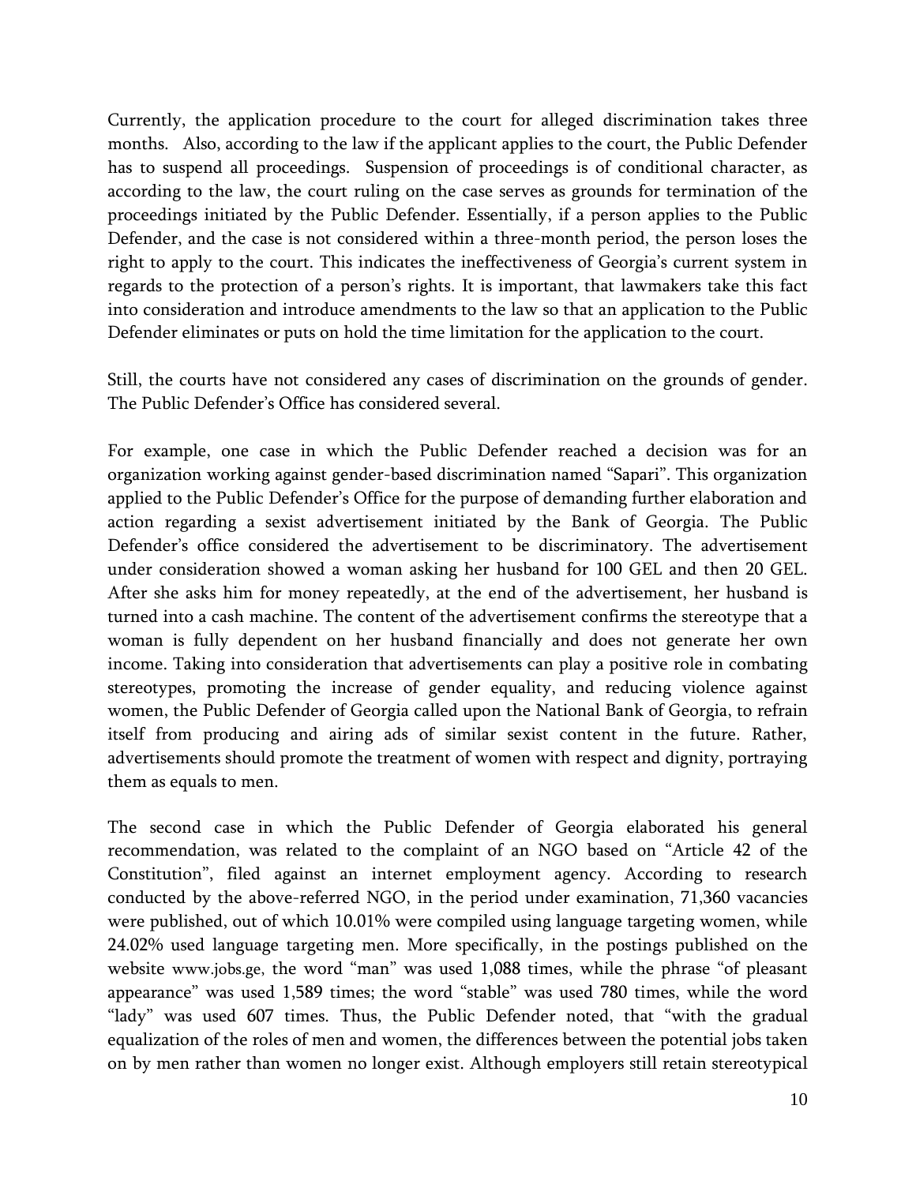Currently, the application procedure to the court for alleged discrimination takes three months. Also, according to the law if the applicant applies to the court, the Public Defender has to suspend all proceedings. Suspension of proceedings is of conditional character, as according to the law, the court ruling on the case serves as grounds for termination of the proceedings initiated by the Public Defender. Essentially, if a person applies to the Public Defender, and the case is not considered within a three-month period, the person loses the right to apply to the court. This indicates the ineffectiveness of Georgia's current system in regards to the protection of a person's rights. It is important, that lawmakers take this fact into consideration and introduce amendments to the law so that an application to the Public Defender eliminates or puts on hold the time limitation for the application to the court.

Still, the courts have not considered any cases of discrimination on the grounds of gender. The Public Defender's Office has considered several.

For example, one case in which the Public Defender reached a decision was for an organization working against gender-based discrimination named "Sapari". This organization applied to the Public Defender's Office for the purpose of demanding further elaboration and action regarding a sexist advertisement initiated by the Bank of Georgia. The Public Defender's office considered the advertisement to be discriminatory. The advertisement under consideration showed a woman asking her husband for 100 GEL and then 20 GEL. After she asks him for money repeatedly, at the end of the advertisement, her husband is turned into a cash machine. The content of the advertisement confirms the stereotype that a woman is fully dependent on her husband financially and does not generate her own income. Taking into consideration that advertisements can play a positive role in combating stereotypes, promoting the increase of gender equality, and reducing violence against women, the Public Defender of Georgia called upon the National Bank of Georgia, to refrain itself from producing and airing ads of similar sexist content in the future. Rather, advertisements should promote the treatment of women with respect and dignity, portraying them as equals to men.

The second case in which the Public Defender of Georgia elaborated his general recommendation, was related to the complaint of an NGO based on "Article 42 of the Constitution", filed against an internet employment agency. According to research conducted by the above-referred NGO, in the period under examination, 71,360 vacancies were published, out of which 10.01% were compiled using language targeting women, while 24.02% used language targeting men. More specifically, in the postings published on the website www.jobs.ge, the word "man" was used 1,088 times, while the phrase "of pleasant appearance" was used 1,589 times; the word "stable" was used 780 times, while the word "lady" was used 607 times. Thus, the Public Defender noted, that "with the gradual equalization of the roles of men and women, the differences between the potential jobs taken on by men rather than women no longer exist. Although employers still retain stereotypical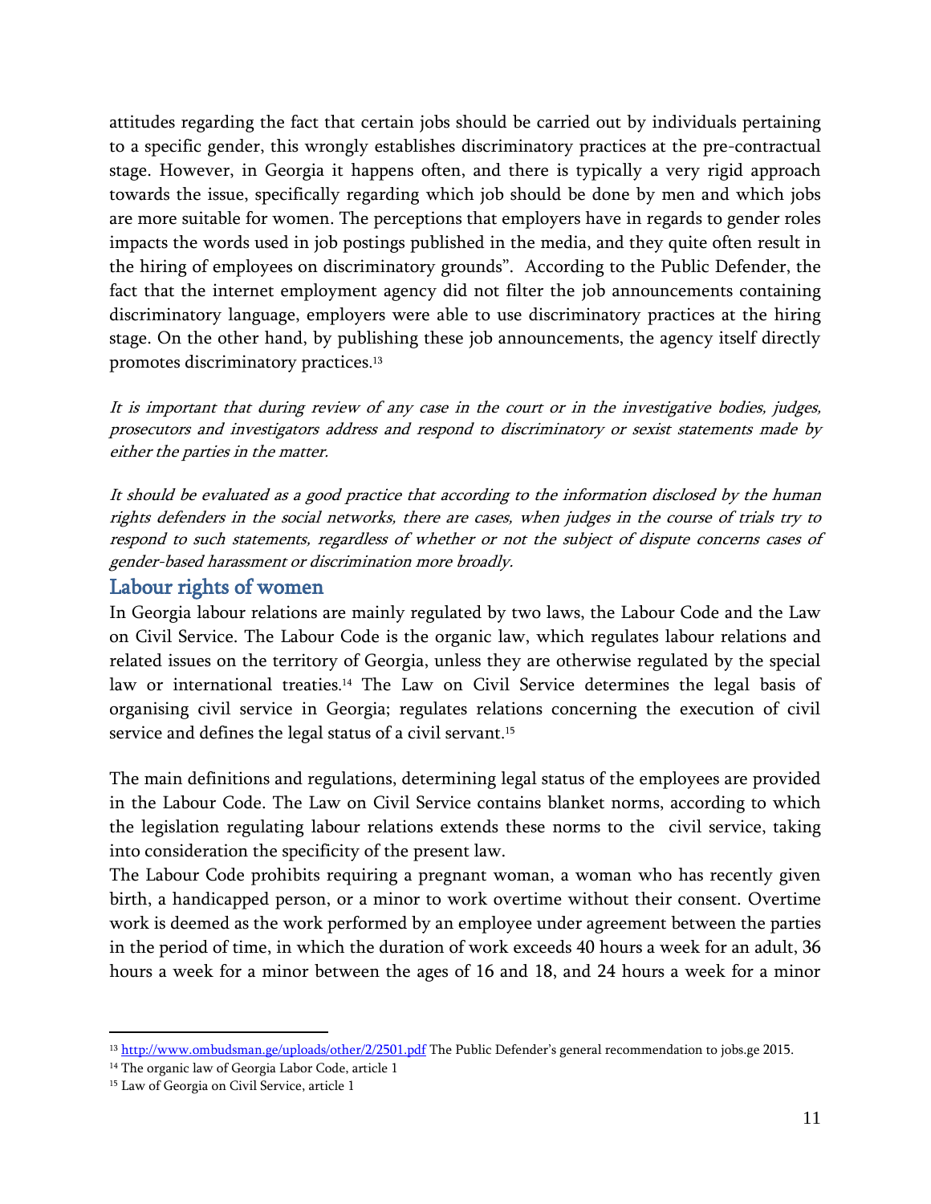attitudes regarding the fact that certain jobs should be carried out by individuals pertaining to a specific gender, this wrongly establishes discriminatory practices at the pre-contractual stage. However, in Georgia it happens often, and there is typically a very rigid approach towards the issue, specifically regarding which job should be done by men and which jobs are more suitable for women. The perceptions that employers have in regards to gender roles impacts the words used in job postings published in the media, and they quite often result in the hiring of employees on discriminatory grounds". According to the Public Defender, the fact that the internet employment agency did not filter the job announcements containing discriminatory language, employers were able to use discriminatory practices at the hiring stage. On the other hand, by publishing these job announcements, the agency itself directly promotes discriminatory practices.[13]

*It is important that during review of any case in the court or in the investigative bodies, judges, prosecutors and investigators address and respond to discriminatory or sexist statements made by either the parties in the matter.*

*It should be evaluated as a good practice that according to the information disclosed by the human rights defenders in the social networks, there are cases, when judges in the course of trials try to respond to such statements, regardless of whether or not the subject of dispute concerns cases of gender-based harassment or discrimination more broadly.*

## Labour rights of women

In Georgia labour relations are mainly regulated by two laws, the Labour Code and the Law on Civil Service. The Labour Code is the organic law, which regulates labour relations and related issues on the territory of Georgia, unless they are otherwise regulated by the special law or international treaties.[14] The Law on Civil Service determines the legal basis of organising civil service in Georgia; regulates relations concerning the execution of civil service and defines the legal status of a civil servant.[15]

The main definitions and regulations, determining legal status of the employees are provided in the Labour Code. The Law on Civil Service contains blanket norms, according to which the legislation regulating labour relations extends these norms to the civil service, taking into consideration the specificity of the present law.

The Labour Code prohibits requiring a pregnant woman, a woman who has recently given birth, a handicapped person, or a minor to work overtime without their consent. Overtime work is deemed as the work performed by an employee under agreement between the parties in the period of time, in which the duration of work exceeds 40 hours a week for an adult, 36 hours a week for a minor between the ages of 16 and 18, and 24 hours a week for a minor

---

[13] http://www.ombudsman.ge/uploads/other/2/2501.pdf The Public Defender's general recommendation to jobs.ge 2015.

[14] The organic law of Georgia Labor Code, article 1

[15] Law of Georgia on Civil Service, article 1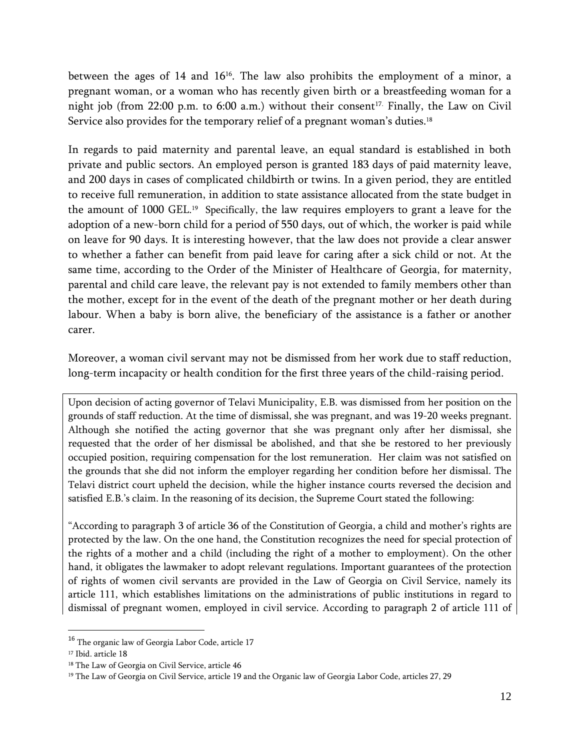between the ages of 14 and 16[16]. The law also prohibits the employment of a minor, a pregnant woman, or a woman who has recently given birth or a breastfeeding woman for a night job (from 22:00 p.m. to 6:00 a.m.) without their consent[17]. Finally, the Law on Civil Service also provides for the temporary relief of a pregnant woman's duties.[18]

In regards to paid maternity and parental leave, an equal standard is established in both private and public sectors. An employed person is granted 183 days of paid maternity leave, and 200 days in cases of complicated childbirth or twins. In a given period, they are entitled to receive full remuneration, in addition to state assistance allocated from the state budget in the amount of 1000 GEL.[19] Specifically, the law requires employers to grant a leave for the adoption of a new-born child for a period of 550 days, out of which, the worker is paid while on leave for 90 days. It is interesting however, that the law does not provide a clear answer to whether a father can benefit from paid leave for caring after a sick child or not. At the same time, according to the Order of the Minister of Healthcare of Georgia, for maternity, parental and child care leave, the relevant pay is not extended to family members other than the mother, except for in the event of the death of the pregnant mother or her death during labour. When a baby is born alive, the beneficiary of the assistance is a father or another carer.

Moreover, a woman civil servant may not be dismissed from her work due to staff reduction, long-term incapacity or health condition for the first three years of the child-raising period.

> Upon decision of acting governor of Telavi Municipality, E.B. was dismissed from her position on the grounds of staff reduction. At the time of dismissal, she was pregnant, and was 19-20 weeks pregnant. Although she notified the acting governor that she was pregnant only after her dismissal, she requested that the order of her dismissal be abolished, and that she be restored to her previously occupied position, requiring compensation for the lost remuneration. Her claim was not satisfied on the grounds that she did not inform the employer regarding her condition before her dismissal. The Telavi district court upheld the decision, while the higher instance courts reversed the decision and satisfied E.B.'s claim. In the reasoning of its decision, the Supreme Court stated the following:
>
> "According to paragraph 3 of article 36 of the Constitution of Georgia, a child and mother's rights are protected by the law. On the one hand, the Constitution recognizes the need for special protection of the rights of a mother and a child (including the right of a mother to employment). On the other hand, it obligates the lawmaker to adopt relevant regulations. Important guarantees of the protection of rights of women civil servants are provided in the Law of Georgia on Civil Service, namely its article 111, which establishes limitations on the administrations of public institutions in regard to dismissal of pregnant women, employed in civil service. According to paragraph 2 of article 111 of

[16] The organic law of Georgia Labor Code, article 17

[17] Ibid. article 18

[18] The Law of Georgia on Civil Service, article 46

[19] The Law of Georgia on Civil Service, article 19 and the Organic law of Georgia Labor Code, articles 27, 29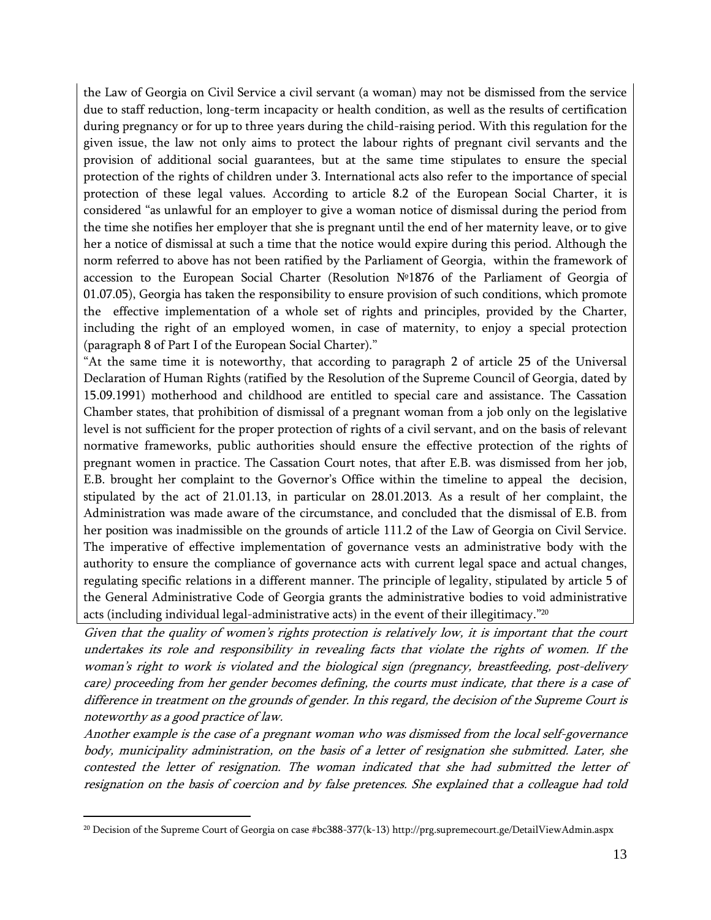the Law of Georgia on Civil Service a civil servant (a woman) may not be dismissed from the service due to staff reduction, long-term incapacity or health condition, as well as the results of certification during pregnancy or for up to three years during the child-raising period. With this regulation for the given issue, the law not only aims to protect the labour rights of pregnant civil servants and the provision of additional social guarantees, but at the same time stipulates to ensure the special protection of the rights of children under 3. International acts also refer to the importance of special protection of these legal values. According to article 8.2 of the European Social Charter, it is considered "as unlawful for an employer to give a woman notice of dismissal during the period from the time she notifies her employer that she is pregnant until the end of her maternity leave, or to give her a notice of dismissal at such a time that the notice would expire during this period. Although the norm referred to above has not been ratified by the Parliament of Georgia, within the framework of accession to the European Social Charter (Resolution №1876 of the Parliament of Georgia of 01.07.05), Georgia has taken the responsibility to ensure provision of such conditions, which promote the effective implementation of a whole set of rights and principles, provided by the Charter, including the right of an employed women, in case of maternity, to enjoy a special protection (paragraph 8 of Part I of the European Social Charter)."

"At the same time it is noteworthy, that according to paragraph 2 of article 25 of the Universal Declaration of Human Rights (ratified by the Resolution of the Supreme Council of Georgia, dated by 15.09.1991) motherhood and childhood are entitled to special care and assistance. The Cassation Chamber states, that prohibition of dismissal of a pregnant woman from a job only on the legislative level is not sufficient for the proper protection of rights of a civil servant, and on the basis of relevant normative frameworks, public authorities should ensure the effective protection of the rights of pregnant women in practice. The Cassation Court notes, that after E.B. was dismissed from her job, E.B. brought her complaint to the Governor's Office within the timeline to appeal the decision, stipulated by the act of 21.01.13, in particular on 28.01.2013. As a result of her complaint, the Administration was made aware of the circumstance, and concluded that the dismissal of E.B. from her position was inadmissible on the grounds of article 111.2 of the Law of Georgia on Civil Service. The imperative of effective implementation of governance vests an administrative body with the authority to ensure the compliance of governance acts with current legal space and actual changes, regulating specific relations in a different manner. The principle of legality, stipulated by article 5 of the General Administrative Code of Georgia grants the administrative bodies to void administrative acts (including individual legal-administrative acts) in the event of their illegitimacy."[20]

*Given that the quality of women's rights protection is relatively low, it is important that the court undertakes its role and responsibility in revealing facts that violate the rights of women. If the woman's right to work is violated and the biological sign (pregnancy, breastfeeding, post-delivery care) proceeding from her gender becomes defining, the courts must indicate, that there is a case of difference in treatment on the grounds of gender. In this regard, the decision of the Supreme Court is noteworthy as a good practice of law.*

*Another example is the case of a pregnant woman who was dismissed from the local self-governance body, municipality administration, on the basis of a letter of resignation she submitted. Later, she contested the letter of resignation. The woman indicated that she had submitted the letter of resignation on the basis of coercion and by false pretences. She explained that a colleague had told*

[20] Decision of the Supreme Court of Georgia on case #bc388-377(k-13) http://prg.supremecourt.ge/DetailViewAdmin.aspx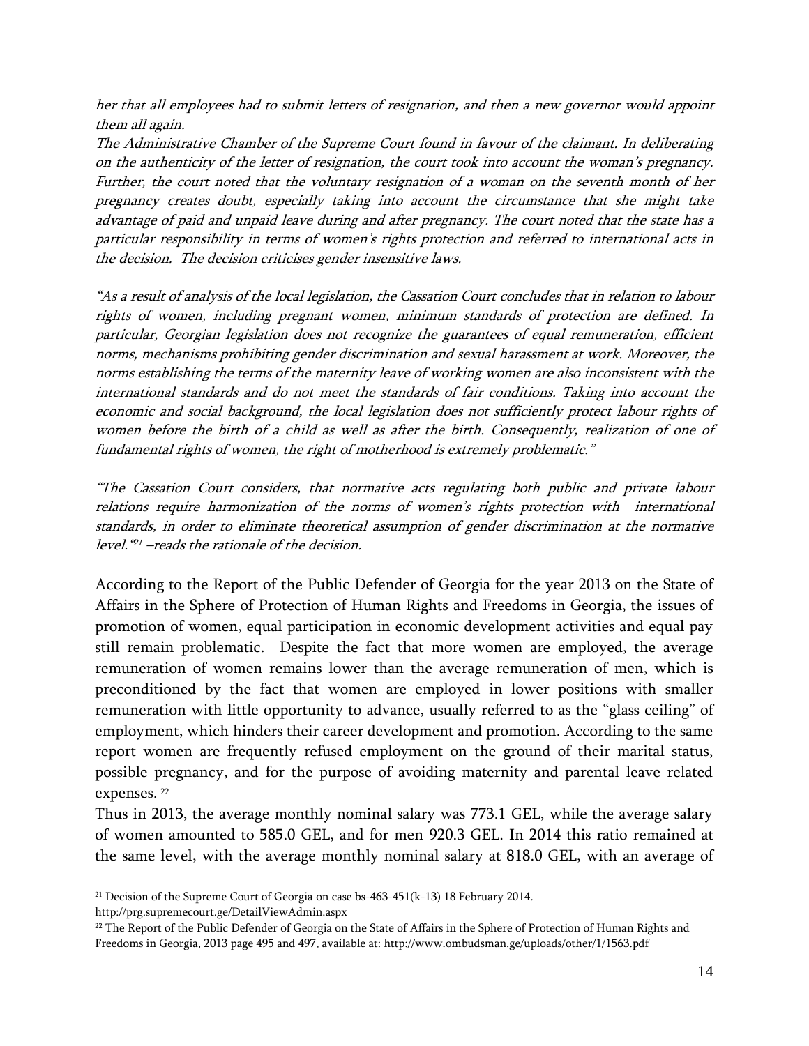*her that all employees had to submit letters of resignation, and then a new governor would appoint them all again.*

*The Administrative Chamber of the Supreme Court found in favour of the claimant. In deliberating on the authenticity of the letter of resignation, the court took into account the woman's pregnancy. Further, the court noted that the voluntary resignation of a woman on the seventh month of her pregnancy creates doubt, especially taking into account the circumstance that she might take advantage of paid and unpaid leave during and after pregnancy. The court noted that the state has a particular responsibility in terms of women's rights protection and referred to international acts in the decision. The decision criticises gender insensitive laws.*

*"As a result of analysis of the local legislation, the Cassation Court concludes that in relation to labour rights of women, including pregnant women, minimum standards of protection are defined. In particular, Georgian legislation does not recognize the guarantees of equal remuneration, efficient norms, mechanisms prohibiting gender discrimination and sexual harassment at work. Moreover, the norms establishing the terms of the maternity leave of working women are also inconsistent with the international standards and do not meet the standards of fair conditions. Taking into account the economic and social background, the local legislation does not sufficiently protect labour rights of women before the birth of a child as well as after the birth. Consequently, realization of one of fundamental rights of women, the right of motherhood is extremely problematic."*

*"The Cassation Court considers, that normative acts regulating both public and private labour relations require harmonization of the norms of women's rights protection with international standards, in order to eliminate theoretical assumption of gender discrimination at the normative level."[21] –reads the rationale of the decision.*

According to the Report of the Public Defender of Georgia for the year 2013 on the State of Affairs in the Sphere of Protection of Human Rights and Freedoms in Georgia, the issues of promotion of women, equal participation in economic development activities and equal pay still remain problematic. Despite the fact that more women are employed, the average remuneration of women remains lower than the average remuneration of men, which is preconditioned by the fact that women are employed in lower positions with smaller remuneration with little opportunity to advance, usually referred to as the "glass ceiling" of employment, which hinders their career development and promotion. According to the same report women are frequently refused employment on the ground of their marital status, possible pregnancy, and for the purpose of avoiding maternity and parental leave related expenses. [22]

Thus in 2013, the average monthly nominal salary was 773.1 GEL, while the average salary of women amounted to 585.0 GEL, and for men 920.3 GEL. In 2014 this ratio remained at the same level, with the average monthly nominal salary at 818.0 GEL, with an average of

---

[21] Decision of the Supreme Court of Georgia on case bs-463-451(k-13) 18 February 2014. http://prg.supremecourt.ge/DetailViewAdmin.aspx

[22] The Report of the Public Defender of Georgia on the State of Affairs in the Sphere of Protection of Human Rights and Freedoms in Georgia, 2013 page 495 and 497, available at: http://www.ombudsman.ge/uploads/other/1/1563.pdf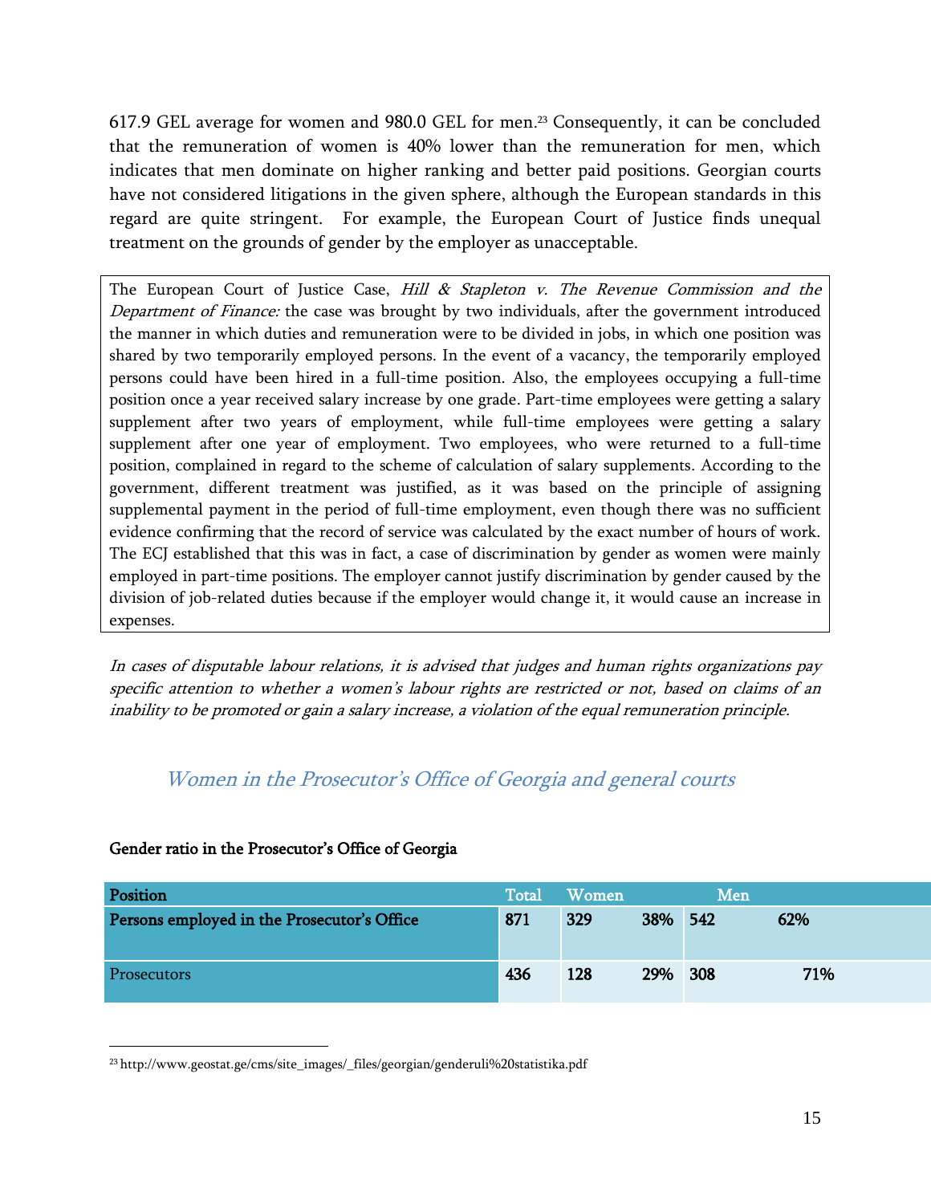617.9 GEL average for women and 980.0 GEL for men.[23] Consequently, it can be concluded that the remuneration of women is 40% lower than the remuneration for men, which indicates that men dominate on higher ranking and better paid positions. Georgian courts have not considered litigations in the given sphere, although the European standards in this regard are quite stringent. For example, the European Court of Justice finds unequal treatment on the grounds of gender by the employer as unacceptable.

The European Court of Justice Case, *Hill & Stapleton v. The Revenue Commission and the Department of Finance:* the case was brought by two individuals, after the government introduced the manner in which duties and remuneration were to be divided in jobs, in which one position was shared by two temporarily employed persons. In the event of a vacancy, the temporarily employed persons could have been hired in a full-time position. Also, the employees occupying a full-time position once a year received salary increase by one grade. Part-time employees were getting a salary supplement after two years of employment, while full-time employees were getting a salary supplement after one year of employment. Two employees, who were returned to a full-time position, complained in regard to the scheme of calculation of salary supplements. According to the government, different treatment was justified, as it was based on the principle of assigning supplemental payment in the period of full-time employment, even though there was no sufficient evidence confirming that the record of service was calculated by the exact number of hours of work. The ECJ established that this was in fact, a case of discrimination by gender as women were mainly employed in part-time positions. The employer cannot justify discrimination by gender caused by the division of job-related duties because if the employer would change it, it would cause an increase in expenses.

*In cases of disputable labour relations, it is advised that judges and human rights organizations pay specific attention to whether a women's labour rights are restricted or not, based on claims of an inability to be promoted or gain a salary increase, a violation of the equal remuneration principle.*

## *Women in the Prosecutor's Office of Georgia and general courts*

**Gender ratio in the Prosecutor's Office of Georgia**

| Position | Total | Women | | Men | |
|---|---|---|---|---|---|
| **Persons employed in the Prosecutor's Office** | **871** | **329** | **38%** | **542** | **62%** |
| Prosecutors | **436** | **128** | **29%** | **308** | **71%** |

[23] http://www.geostat.ge/cms/site_images/_files/georgian/genderuli%20statistika.pdf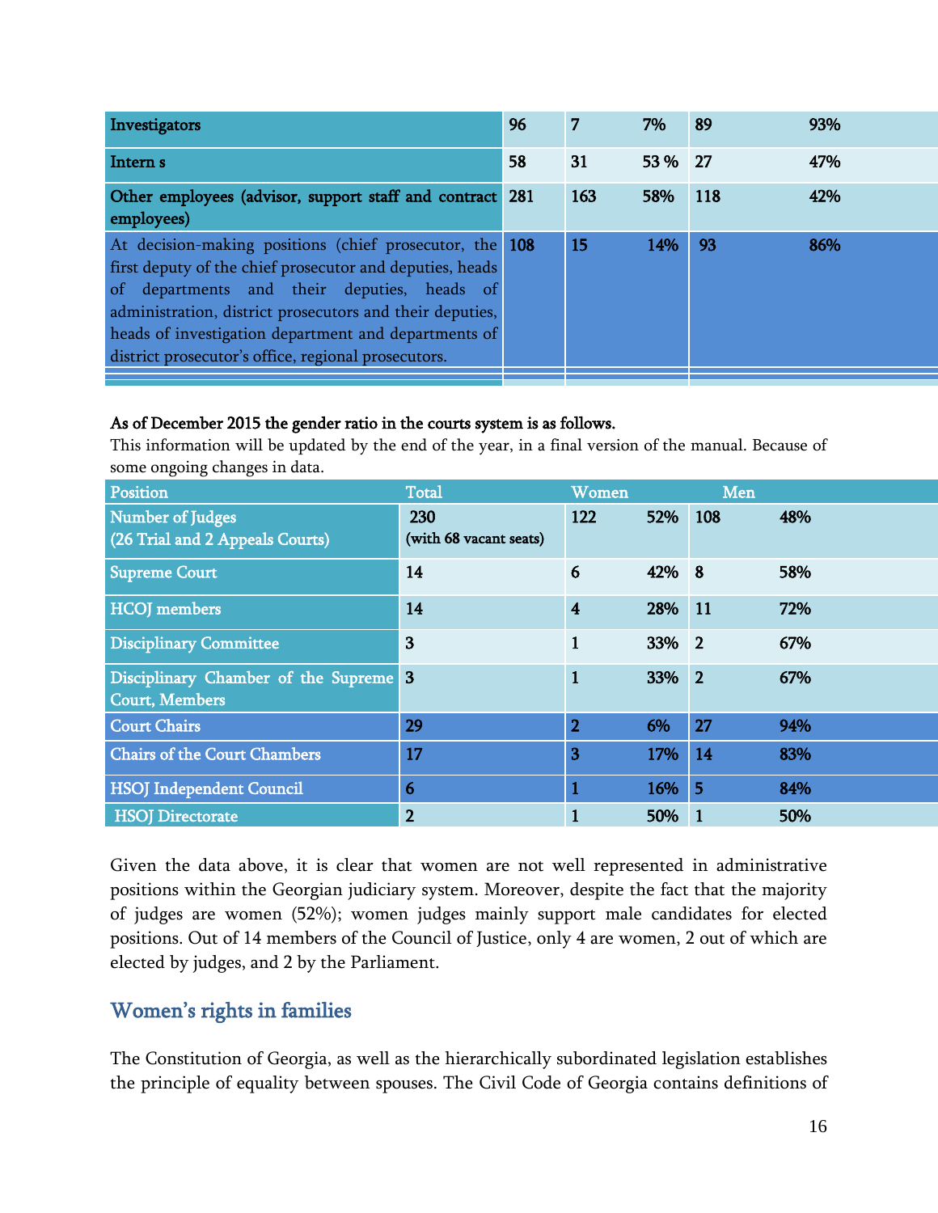| Investigators | 96 | 7 | 7% | 89 | 93% |
|---|---|---|---|---|---|
| Intern s | 58 | 31 | 53 % | 27 | 47% |
| Other employees (advisor, support staff and contract employees) | 281 | 163 | 58% | 118 | 42% |
| At decision-making positions (chief prosecutor, the first deputy of the chief prosecutor and deputies, heads of departments and their deputies, heads of administration, district prosecutors and their deputies, heads of investigation department and departments of district prosecutor's office, regional prosecutors. | 108 | 15 | 14% | 93 | 86% |

**As of December 2015 the gender ratio in the courts system is as follows.**

This information will be updated by the end of the year, in a final version of the manual. Because of some ongoing changes in data.

| Position | Total | Women | | Men | |
|---|---|---|---|---|---|
| Number of Judges (26 Trial and 2 Appeals Courts) | 230 (with 68 vacant seats) | 122 | 52% | 108 | 48% |
| Supreme Court | 14 | 6 | 42% | 8 | 58% |
| HCOJ members | 14 | 4 | 28% | 11 | 72% |
| Disciplinary Committee | 3 | 1 | 33% | 2 | 67% |
| Disciplinary Chamber of the Supreme Court, Members | 3 | 1 | 33% | 2 | 67% |
| Court Chairs | 29 | 2 | 6% | 27 | 94% |
| Chairs of the Court Chambers | 17 | 3 | 17% | 14 | 83% |
| HSOJ Independent Council | 6 | 1 | 16% | 5 | 84% |
| HSOJ Directorate | 2 | 1 | 50% | 1 | 50% |

Given the data above, it is clear that women are not well represented in administrative positions within the Georgian judiciary system. Moreover, despite the fact that the majority of judges are women (52%); women judges mainly support male candidates for elected positions. Out of 14 members of the Council of Justice, only 4 are women, 2 out of which are elected by judges, and 2 by the Parliament.

## Women's rights in families

The Constitution of Georgia, as well as the hierarchically subordinated legislation establishes the principle of equality between spouses. The Civil Code of Georgia contains definitions of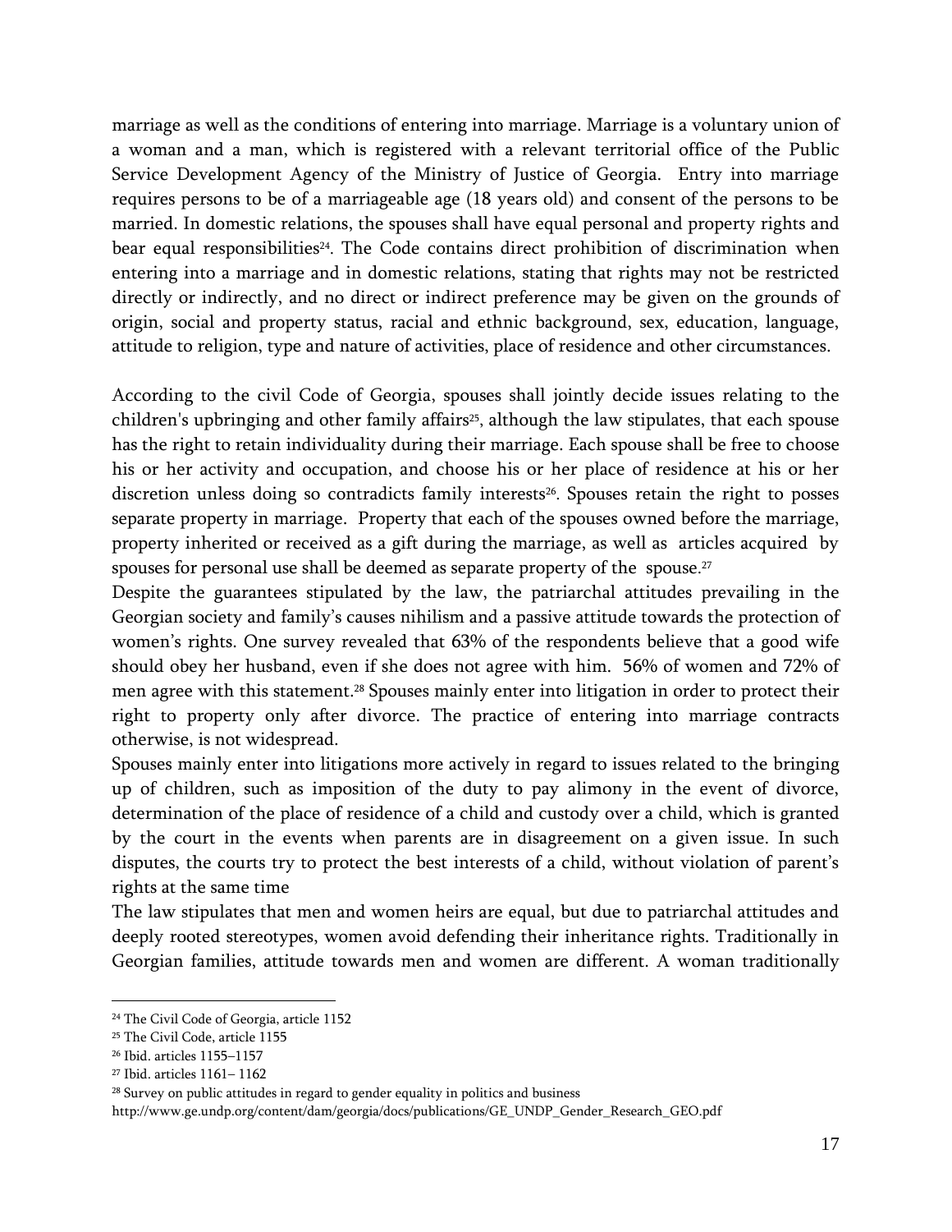marriage as well as the conditions of entering into marriage. Marriage is a voluntary union of a woman and a man, which is registered with a relevant territorial office of the Public Service Development Agency of the Ministry of Justice of Georgia. Entry into marriage requires persons to be of a marriageable age (18 years old) and consent of the persons to be married. In domestic relations, the spouses shall have equal personal and property rights and bear equal responsibilities[24]. The Code contains direct prohibition of discrimination when entering into a marriage and in domestic relations, stating that rights may not be restricted directly or indirectly, and no direct or indirect preference may be given on the grounds of origin, social and property status, racial and ethnic background, sex, education, language, attitude to religion, type and nature of activities, place of residence and other circumstances.

According to the civil Code of Georgia, spouses shall jointly decide issues relating to the children's upbringing and other family affairs[25], although the law stipulates, that each spouse has the right to retain individuality during their marriage. Each spouse shall be free to choose his or her activity and occupation, and choose his or her place of residence at his or her discretion unless doing so contradicts family interests[26]. Spouses retain the right to posses separate property in marriage. Property that each of the spouses owned before the marriage, property inherited or received as a gift during the marriage, as well as articles acquired by spouses for personal use shall be deemed as separate property of the spouse.[27]

Despite the guarantees stipulated by the law, the patriarchal attitudes prevailing in the Georgian society and family's causes nihilism and a passive attitude towards the protection of women's rights. One survey revealed that 63% of the respondents believe that a good wife should obey her husband, even if she does not agree with him. 56% of women and 72% of men agree with this statement.[28] Spouses mainly enter into litigation in order to protect their right to property only after divorce. The practice of entering into marriage contracts otherwise, is not widespread.

Spouses mainly enter into litigations more actively in regard to issues related to the bringing up of children, such as imposition of the duty to pay alimony in the event of divorce, determination of the place of residence of a child and custody over a child, which is granted by the court in the events when parents are in disagreement on a given issue. In such disputes, the courts try to protect the best interests of a child, without violation of parent's rights at the same time

The law stipulates that men and women heirs are equal, but due to patriarchal attitudes and deeply rooted stereotypes, women avoid defending their inheritance rights. Traditionally in Georgian families, attitude towards men and women are different. A woman traditionally

---

[24] The Civil Code of Georgia, article 1152

[25] The Civil Code, article 1155

[26] Ibid. articles 1155–1157

[27] Ibid. articles 1161– 1162

[28] Survey on public attitudes in regard to gender equality in politics and business http://www.ge.undp.org/content/dam/georgia/docs/publications/GE_UNDP_Gender_Research_GEO.pdf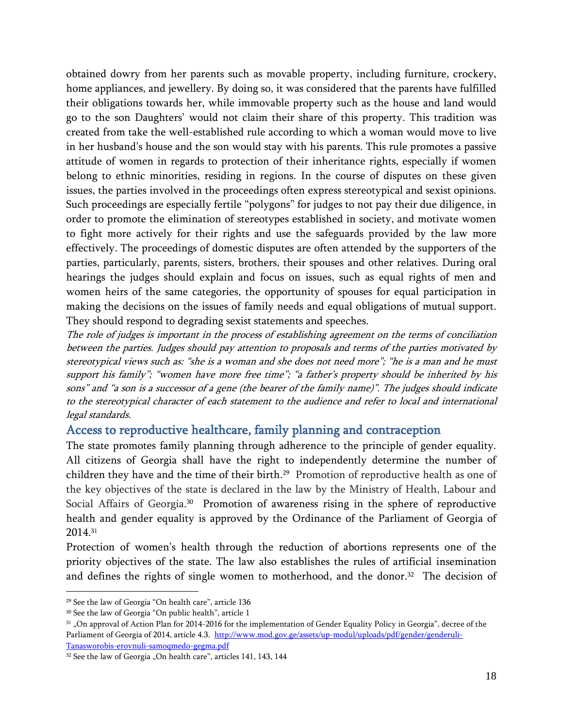obtained dowry from her parents such as movable property, including furniture, crockery, home appliances, and jewellery. By doing so, it was considered that the parents have fulfilled their obligations towards her, while immovable property such as the house and land would go to the son Daughters' would not claim their share of this property. This tradition was created from take the well-established rule according to which a woman would move to live in her husband's house and the son would stay with his parents. This rule promotes a passive attitude of women in regards to protection of their inheritance rights, especially if women belong to ethnic minorities, residing in regions. In the course of disputes on these given issues, the parties involved in the proceedings often express stereotypical and sexist opinions. Such proceedings are especially fertile "polygons" for judges to not pay their due diligence, in order to promote the elimination of stereotypes established in society, and motivate women to fight more actively for their rights and use the safeguards provided by the law more effectively. The proceedings of domestic disputes are often attended by the supporters of the parties, particularly, parents, sisters, brothers, their spouses and other relatives. During oral hearings the judges should explain and focus on issues, such as equal rights of men and women heirs of the same categories, the opportunity of spouses for equal participation in making the decisions on the issues of family needs and equal obligations of mutual support. They should respond to degrading sexist statements and speeches.

*The role of judges is important in the process of establishing agreement on the terms of conciliation between the parties. Judges should pay attention to proposals and terms of the parties motivated by stereotypical views such as: "she is a woman and she does not need more"; "he is a man and he must support his family"; "women have more free time"; "a father's property should be inherited by his sons" and "a son is a successor of a gene (the bearer of the family name)". The judges should indicate to the stereotypical character of each statement to the audience and refer to local and international legal standards.*

## Access to reproductive healthcare, family planning and contraception

The state promotes family planning through adherence to the principle of gender equality. All citizens of Georgia shall have the right to independently determine the number of children they have and the time of their birth.[29] Promotion of reproductive health as one of the key objectives of the state is declared in the law by the Ministry of Health, Labour and Social Affairs of Georgia.[30] Promotion of awareness rising in the sphere of reproductive health and gender equality is approved by the Ordinance of the Parliament of Georgia of 2014.[31]

Protection of women's health through the reduction of abortions represents one of the priority objectives of the state. The law also establishes the rules of artificial insemination and defines the rights of single women to motherhood, and the donor.[32] The decision of

---

[29] See the law of Georgia "On health care", article 136

[30] See the law of Georgia "On public health", article 1

[31] „On approval of Action Plan for 2014-2016 for the implementation of Gender Equality Policy in Georgia", decree of the Parliament of Georgia of 2014, article 4.3. http://www.mod.gov.ge/assets/up-modul/uploads/pdf/gender/genderuli-Tanasworobis-erovnuli-samoqmedo-gegma.pdf

[32] See the law of Georgia „On health care", articles 141, 143, 144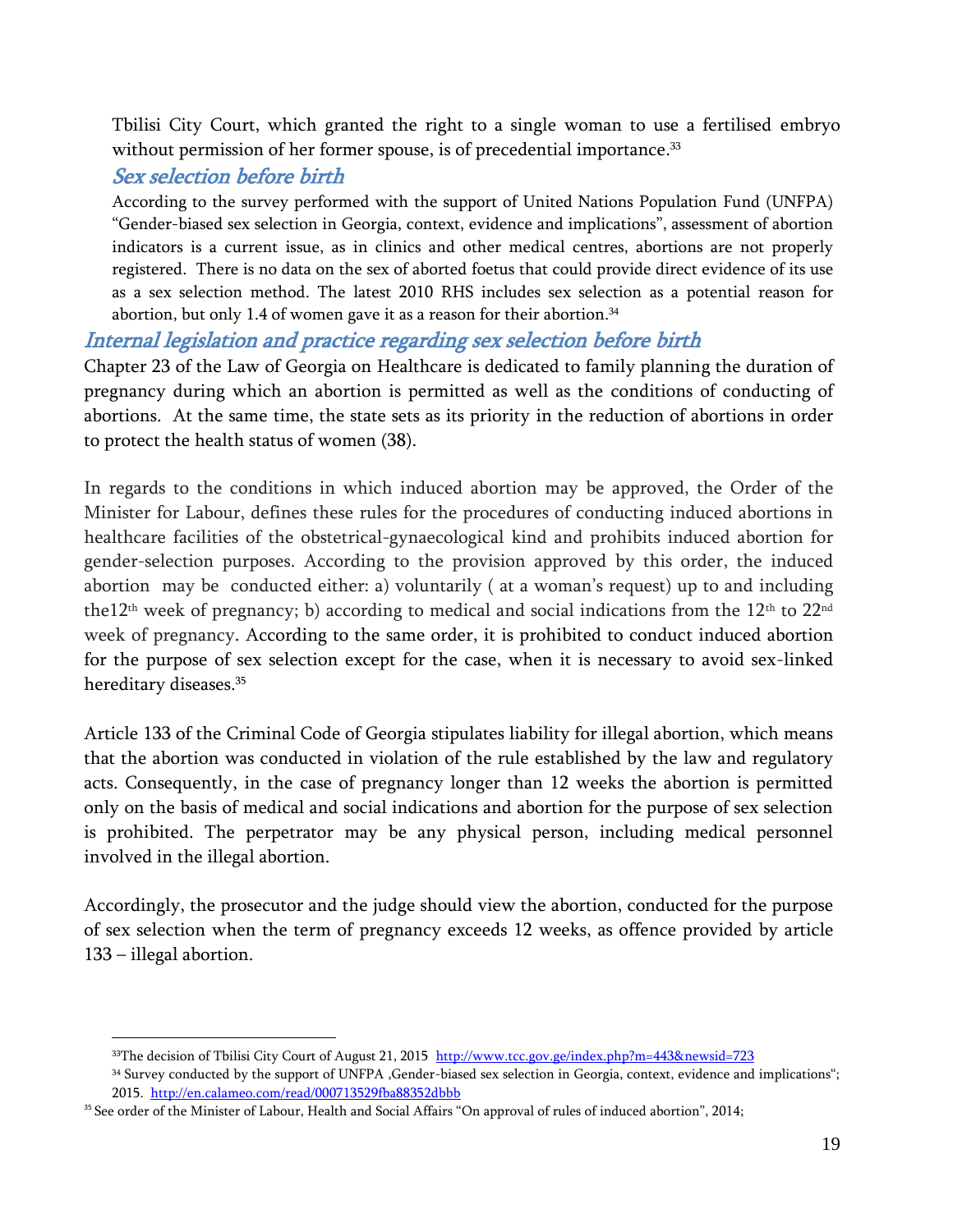Tbilisi City Court, which granted the right to a single woman to use a fertilised embryo without permission of her former spouse, is of precedential importance.[33]

### *Sex selection before birth*

According to the survey performed with the support of United Nations Population Fund (UNFPA) "Gender-biased sex selection in Georgia, context, evidence and implications", assessment of abortion indicators is a current issue, as in clinics and other medical centres, abortions are not properly registered. There is no data on the sex of aborted foetus that could provide direct evidence of its use as a sex selection method. The latest 2010 RHS includes sex selection as a potential reason for abortion, but only 1.4 of women gave it as a reason for their abortion.[34]

### *Internal legislation and practice regarding sex selection before birth*

Chapter 23 of the Law of Georgia on Healthcare is dedicated to family planning the duration of pregnancy during which an abortion is permitted as well as the conditions of conducting of abortions. At the same time, the state sets as its priority in the reduction of abortions in order to protect the health status of women (38).

In regards to the conditions in which induced abortion may be approved, the Order of the Minister for Labour, defines these rules for the procedures of conducting induced abortions in healthcare facilities of the obstetrical-gynaecological kind and prohibits induced abortion for gender-selection purposes. According to the provision approved by this order, the induced abortion may be conducted either: a) voluntarily ( at a woman's request) up to and including the12th week of pregnancy; b) according to medical and social indications from the 12th to 22nd week of pregnancy. According to the same order, it is prohibited to conduct induced abortion for the purpose of sex selection except for the case, when it is necessary to avoid sex-linked hereditary diseases.[35]

Article 133 of the Criminal Code of Georgia stipulates liability for illegal abortion, which means that the abortion was conducted in violation of the rule established by the law and regulatory acts. Consequently, in the case of pregnancy longer than 12 weeks the abortion is permitted only on the basis of medical and social indications and abortion for the purpose of sex selection is prohibited. The perpetrator may be any physical person, including medical personnel involved in the illegal abortion.

Accordingly, the prosecutor and the judge should view the abortion, conducted for the purpose of sex selection when the term of pregnancy exceeds 12 weeks, as offence provided by article 133 – illegal abortion.

---

[33] The decision of Tbilisi City Court of August 21, 2015 http://www.tcc.gov.ge/index.php?m=443&newsid=723

[34] Survey conducted by the support of UNFPA ‚Gender-biased sex selection in Georgia, context, evidence and implications"; 2015. http://en.calameo.com/read/000713529fba88352dbbb

[35] See order of the Minister of Labour, Health and Social Affairs "On approval of rules of induced abortion", 2014;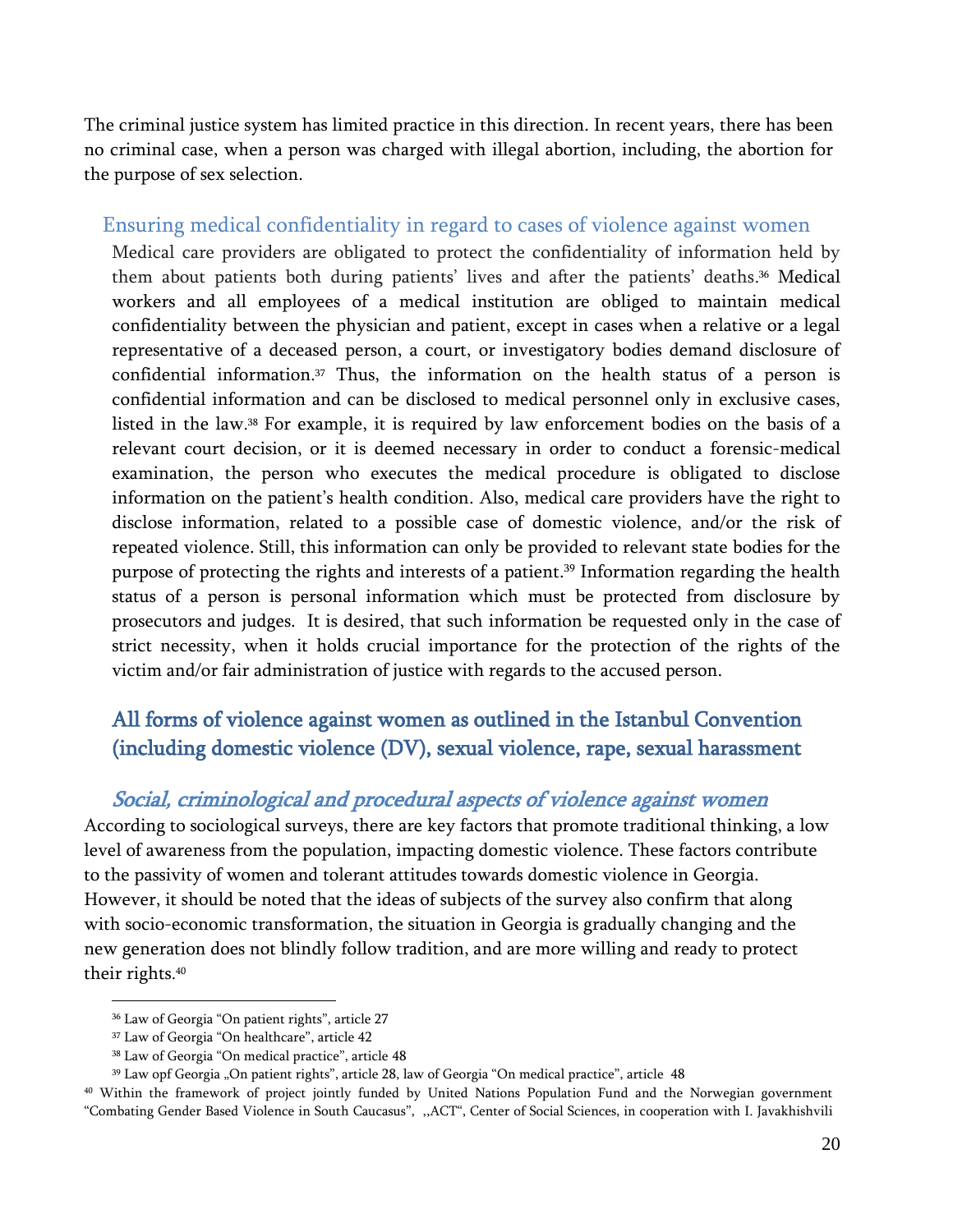The criminal justice system has limited practice in this direction. In recent years, there has been no criminal case, when a person was charged with illegal abortion, including, the abortion for the purpose of sex selection.

### Ensuring medical confidentiality in regard to cases of violence against women

Medical care providers are obligated to protect the confidentiality of information held by them about patients both during patients' lives and after the patients' deaths.[36] Medical workers and all employees of a medical institution are obliged to maintain medical confidentiality between the physician and patient, except in cases when a relative or a legal representative of a deceased person, a court, or investigatory bodies demand disclosure of confidential information.[37] Thus, the information on the health status of a person is confidential information and can be disclosed to medical personnel only in exclusive cases, listed in the law.[38] For example, it is required by law enforcement bodies on the basis of a relevant court decision, or it is deemed necessary in order to conduct a forensic-medical examination, the person who executes the medical procedure is obligated to disclose information on the patient's health condition. Also, medical care providers have the right to disclose information, related to a possible case of domestic violence, and/or the risk of repeated violence. Still, this information can only be provided to relevant state bodies for the purpose of protecting the rights and interests of a patient.[39] Information regarding the health status of a person is personal information which must be protected from disclosure by prosecutors and judges. It is desired, that such information be requested only in the case of strict necessity, when it holds crucial importance for the protection of the rights of the victim and/or fair administration of justice with regards to the accused person.

## All forms of violence against women as outlined in the Istanbul Convention (including domestic violence (DV), sexual violence, rape, sexual harassment

### *Social, criminological and procedural aspects of violence against women*

According to sociological surveys, there are key factors that promote traditional thinking, a low level of awareness from the population, impacting domestic violence. These factors contribute to the passivity of women and tolerant attitudes towards domestic violence in Georgia. However, it should be noted that the ideas of subjects of the survey also confirm that along with socio-economic transformation, the situation in Georgia is gradually changing and the new generation does not blindly follow tradition, and are more willing and ready to protect their rights.[40]

---

[36] Law of Georgia "On patient rights", article 27

[37] Law of Georgia "On healthcare", article 42

[38] Law of Georgia "On medical practice", article 48

[39] Law opf Georgia „On patient rights", article 28, law of Georgia "On medical practice", article 48

[40] Within the framework of project jointly funded by United Nations Population Fund and the Norwegian government "Combating Gender Based Violence in South Caucasus", ,,ACT", Center of Social Sciences, in cooperation with I. Javakhishvili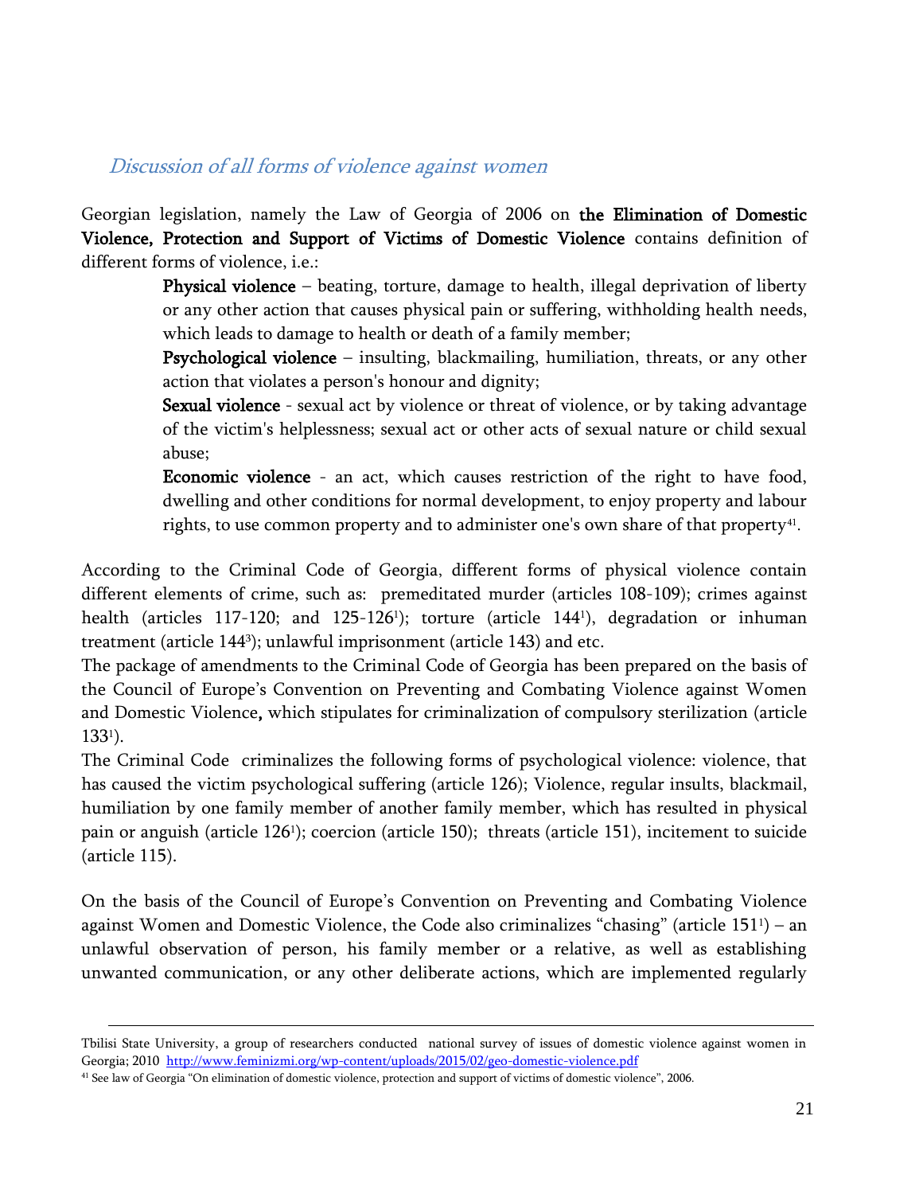## *Discussion of all forms of violence against women*

Georgian legislation, namely the Law of Georgia of 2006 on **the Elimination of Domestic Violence, Protection and Support of Victims of Domestic Violence** contains definition of different forms of violence, i.e.:

> **Physical violence** – beating, torture, damage to health, illegal deprivation of liberty or any other action that causes physical pain or suffering, withholding health needs, which leads to damage to health or death of a family member;
>
> **Psychological violence** – insulting, blackmailing, humiliation, threats, or any other action that violates a person's honour and dignity;
>
> **Sexual violence** - sexual act by violence or threat of violence, or by taking advantage of the victim's helplessness; sexual act or other acts of sexual nature or child sexual abuse;
>
> **Economic violence** - an act, which causes restriction of the right to have food, dwelling and other conditions for normal development, to enjoy property and labour rights, to use common property and to administer one's own share of that property[41].

According to the Criminal Code of Georgia, different forms of physical violence contain different elements of crime, such as: premeditated murder (articles 108-109); crimes against health (articles 117-120; and 125-126[1]); torture (article 144[1]), degradation or inhuman treatment (article 144[3]); unlawful imprisonment (article 143) and etc.

The package of amendments to the Criminal Code of Georgia has been prepared on the basis of the Council of Europe's Convention on Preventing and Combating Violence against Women and Domestic Violence**,** which stipulates for criminalization of compulsory sterilization (article 133[1]).

The Criminal Code criminalizes the following forms of psychological violence: violence, that has caused the victim psychological suffering (article 126); Violence, regular insults, blackmail, humiliation by one family member of another family member, which has resulted in physical pain or anguish (article 126[1]); coercion (article 150); threats (article 151), incitement to suicide (article 115).

On the basis of the Council of Europe's Convention on Preventing and Combating Violence against Women and Domestic Violence, the Code also criminalizes "chasing" (article 151[1]) – an unlawful observation of person, his family member or a relative, as well as establishing unwanted communication, or any other deliberate actions, which are implemented regularly

---

Tbilisi State University, a group of researchers conducted national survey of issues of domestic violence against women in Georgia; 2010 http://www.feminizmi.org/wp-content/uploads/2015/02/geo-domestic-violence.pdf

[41] See law of Georgia "On elimination of domestic violence, protection and support of victims of domestic violence", 2006.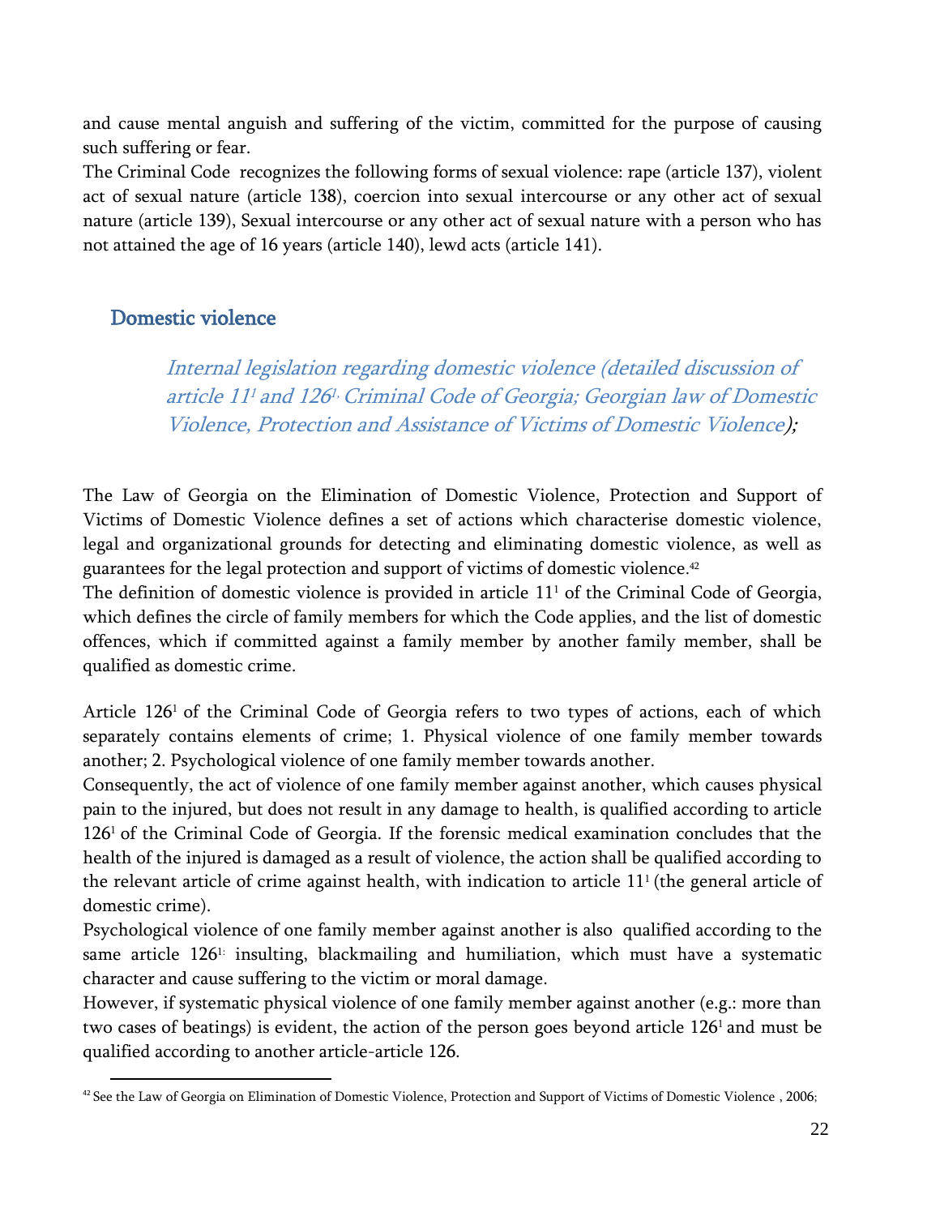and cause mental anguish and suffering of the victim, committed for the purpose of causing such suffering or fear.
The Criminal Code recognizes the following forms of sexual violence: rape (article 137), violent act of sexual nature (article 138), coercion into sexual intercourse or any other act of sexual nature (article 139), Sexual intercourse or any other act of sexual nature with a person who has not attained the age of 16 years (article 140), lewd acts (article 141).

## Domestic violence

### *Internal legislation regarding domestic violence (detailed discussion of article 11¹ and 126¹, Criminal Code of Georgia; Georgian law of Domestic Violence, Protection and Assistance of Victims of Domestic Violence);*

The Law of Georgia on the Elimination of Domestic Violence, Protection and Support of Victims of Domestic Violence defines a set of actions which characterise domestic violence, legal and organizational grounds for detecting and eliminating domestic violence, as well as guarantees for the legal protection and support of victims of domestic violence.[42]
The definition of domestic violence is provided in article 11¹ of the Criminal Code of Georgia, which defines the circle of family members for which the Code applies, and the list of domestic offences, which if committed against a family member by another family member, shall be qualified as domestic crime.

Article 126¹ of the Criminal Code of Georgia refers to two types of actions, each of which separately contains elements of crime; 1. Physical violence of one family member towards another; 2. Psychological violence of one family member towards another.
Consequently, the act of violence of one family member against another, which causes physical pain to the injured, but does not result in any damage to health, is qualified according to article 126¹ of the Criminal Code of Georgia. If the forensic medical examination concludes that the health of the injured is damaged as a result of violence, the action shall be qualified according to the relevant article of crime against health, with indication to article 11¹ (the general article of domestic crime).
Psychological violence of one family member against another is also qualified according to the same article 126¹: insulting, blackmailing and humiliation, which must have a systematic character and cause suffering to the victim or moral damage.
However, if systematic physical violence of one family member against another (e.g.: more than two cases of beatings) is evident, the action of the person goes beyond article 126¹ and must be qualified according to another article-article 126.

[42] See the Law of Georgia on Elimination of Domestic Violence, Protection and Support of Victims of Domestic Violence , 2006;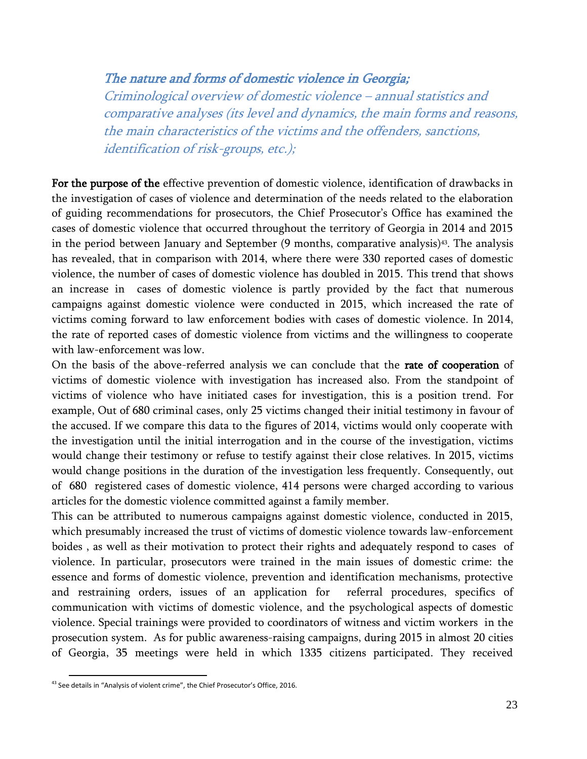*The nature and forms of domestic violence in Georgia;*

*Criminological overview of domestic violence – annual statistics and comparative analyses (its level and dynamics, the main forms and reasons, the main characteristics of the victims and the offenders, sanctions, identification of risk-groups, etc.);*

**For the purpose of the** effective prevention of domestic violence, identification of drawbacks in the investigation of cases of violence and determination of the needs related to the elaboration of guiding recommendations for prosecutors, the Chief Prosecutor's Office has examined the cases of domestic violence that occurred throughout the territory of Georgia in 2014 and 2015 in the period between January and September (9 months, comparative analysis)[43]. The analysis has revealed, that in comparison with 2014, where there were 330 reported cases of domestic violence, the number of cases of domestic violence has doubled in 2015. This trend that shows an increase in cases of domestic violence is partly provided by the fact that numerous campaigns against domestic violence were conducted in 2015, which increased the rate of victims coming forward to law enforcement bodies with cases of domestic violence. In 2014, the rate of reported cases of domestic violence from victims and the willingness to cooperate with law-enforcement was low.

On the basis of the above-referred analysis we can conclude that the **rate of cooperation** of victims of domestic violence with investigation has increased also. From the standpoint of victims of violence who have initiated cases for investigation, this is a position trend. For example, Out of 680 criminal cases, only 25 victims changed their initial testimony in favour of the accused. If we compare this data to the figures of 2014, victims would only cooperate with the investigation until the initial interrogation and in the course of the investigation, victims would change their testimony or refuse to testify against their close relatives. In 2015, victims would change positions in the duration of the investigation less frequently. Consequently, out of 680 registered cases of domestic violence, 414 persons were charged according to various articles for the domestic violence committed against a family member.

This can be attributed to numerous campaigns against domestic violence, conducted in 2015, which presumably increased the trust of victims of domestic violence towards law-enforcement boides , as well as their motivation to protect their rights and adequately respond to cases of violence. In particular, prosecutors were trained in the main issues of domestic crime: the essence and forms of domestic violence, prevention and identification mechanisms, protective and restraining orders, issues of an application for referral procedures, specifics of communication with victims of domestic violence, and the psychological aspects of domestic violence. Special trainings were provided to coordinators of witness and victim workers in the prosecution system. As for public awareness-raising campaigns, during 2015 in almost 20 cities of Georgia, 35 meetings were held in which 1335 citizens participated. They received

[43] See details in "Analysis of violent crime", the Chief Prosecutor's Office, 2016.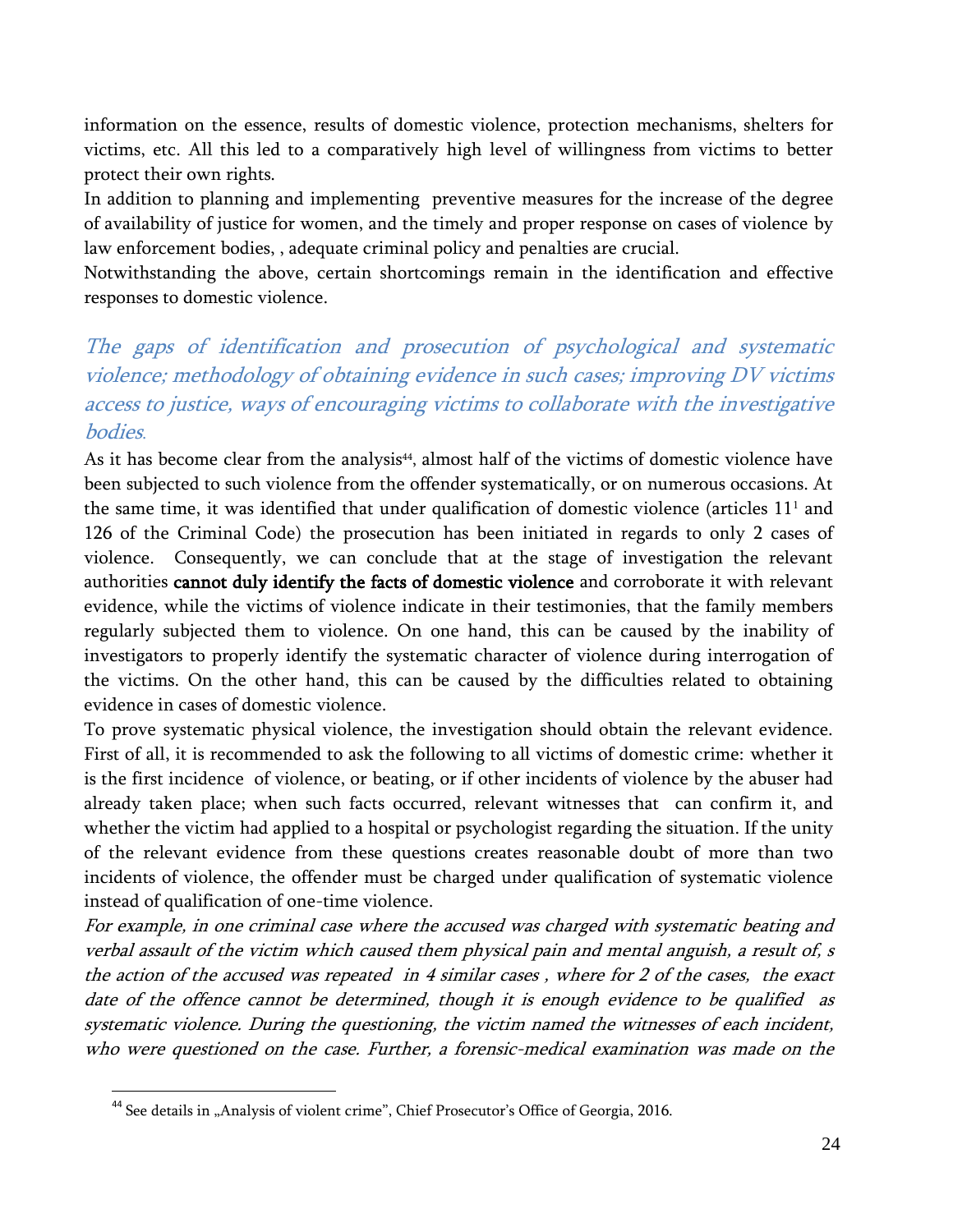information on the essence, results of domestic violence, protection mechanisms, shelters for victims, etc. All this led to a comparatively high level of willingness from victims to better protect their own rights.

In addition to planning and implementing preventive measures for the increase of the degree of availability of justice for women, and the timely and proper response on cases of violence by law enforcement bodies, , adequate criminal policy and penalties are crucial.

Notwithstanding the above, certain shortcomings remain in the identification and effective responses to domestic violence.

## *The gaps of identification and prosecution of psychological and systematic violence; methodology of obtaining evidence in such cases; improving DV victims access to justice, ways of encouraging victims to collaborate with the investigative bodies.*

As it has become clear from the analysis[44], almost half of the victims of domestic violence have been subjected to such violence from the offender systematically, or on numerous occasions. At the same time, it was identified that under qualification of domestic violence (articles $11^1$ and 126 of the Criminal Code) the prosecution has been initiated in regards to only 2 cases of violence. Consequently, we can conclude that at the stage of investigation the relevant authorities **cannot duly identify the facts of domestic violence** and corroborate it with relevant evidence, while the victims of violence indicate in their testimonies, that the family members regularly subjected them to violence. On one hand, this can be caused by the inability of investigators to properly identify the systematic character of violence during interrogation of the victims. On the other hand, this can be caused by the difficulties related to obtaining evidence in cases of domestic violence.

To prove systematic physical violence, the investigation should obtain the relevant evidence. First of all, it is recommended to ask the following to all victims of domestic crime: whether it is the first incidence of violence, or beating, or if other incidents of violence by the abuser had already taken place; when such facts occurred, relevant witnesses that can confirm it, and whether the victim had applied to a hospital or psychologist regarding the situation. If the unity of the relevant evidence from these questions creates reasonable doubt of more than two incidents of violence, the offender must be charged under qualification of systematic violence instead of qualification of one-time violence.

*For example, in one criminal case where the accused was charged with systematic beating and verbal assault of the victim which caused them physical pain and mental anguish, a result of, s the action of the accused was repeated in 4 similar cases , where for 2 of the cases, the exact date of the offence cannot be determined, though it is enough evidence to be qualified as systematic violence. During the questioning, the victim named the witnesses of each incident, who were questioned on the case. Further, a forensic-medical examination was made on the*

[44] See details in „Analysis of violent crime", Chief Prosecutor's Office of Georgia, 2016.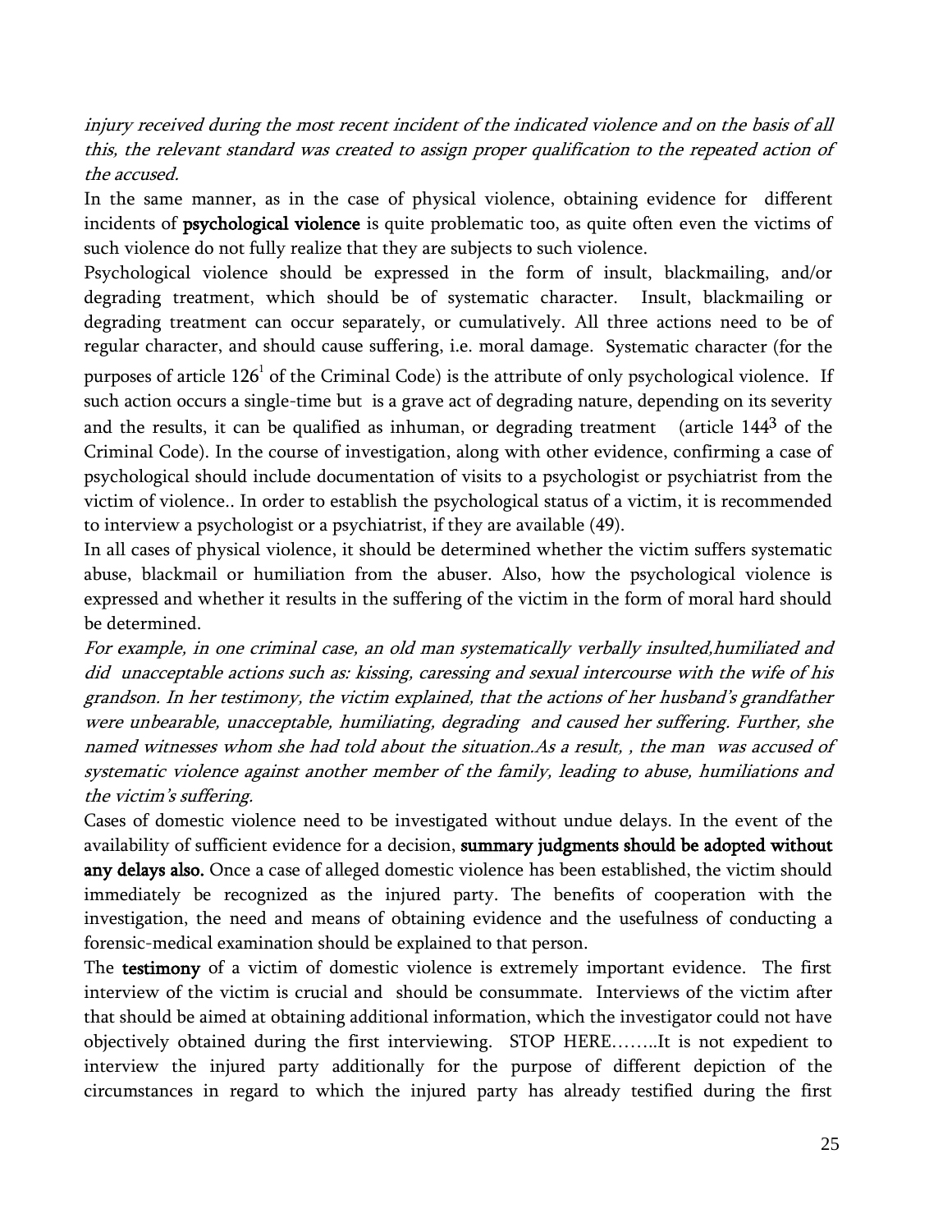*injury received during the most recent incident of the indicated violence and on the basis of all this, the relevant standard was created to assign proper qualification to the repeated action of the accused.*

In the same manner, as in the case of physical violence, obtaining evidence for different incidents of **psychological violence** is quite problematic too, as quite often even the victims of such violence do not fully realize that they are subjects to such violence.

Psychological violence should be expressed in the form of insult, blackmailing, and/or degrading treatment, which should be of systematic character. Insult, blackmailing or degrading treatment can occur separately, or cumulatively. All three actions need to be of regular character, and should cause suffering, i.e. moral damage. Systematic character (for the purposes of article 126[1] of the Criminal Code) is the attribute of only psychological violence. If such action occurs a single-time but is a grave act of degrading nature, depending on its severity and the results, it can be qualified as inhuman, or degrading treatment (article 144[3] of the Criminal Code). In the course of investigation, along with other evidence, confirming a case of psychological should include documentation of visits to a psychologist or psychiatrist from the victim of violence.. In order to establish the psychological status of a victim, it is recommended to interview a psychologist or a psychiatrist, if they are available (49).

In all cases of physical violence, it should be determined whether the victim suffers systematic abuse, blackmail or humiliation from the abuser. Also, how the psychological violence is expressed and whether it results in the suffering of the victim in the form of moral hard should be determined.

*For example, in one criminal case, an old man systematically verbally insulted,humiliated and did unacceptable actions such as: kissing, caressing and sexual intercourse with the wife of his grandson. In her testimony, the victim explained, that the actions of her husband's grandfather were unbearable, unacceptable, humiliating, degrading and caused her suffering. Further, she named witnesses whom she had told about the situation.As a result, , the man was accused of systematic violence against another member of the family, leading to abuse, humiliations and the victim's suffering.*

Cases of domestic violence need to be investigated without undue delays. In the event of the availability of sufficient evidence for a decision, **summary judgments should be adopted without any delays also.** Once a case of alleged domestic violence has been established, the victim should immediately be recognized as the injured party. The benefits of cooperation with the investigation, the need and means of obtaining evidence and the usefulness of conducting a forensic-medical examination should be explained to that person.

The **testimony** of a victim of domestic violence is extremely important evidence. The first interview of the victim is crucial and should be consummate. Interviews of the victim after that should be aimed at obtaining additional information, which the investigator could not have objectively obtained during the first interviewing. STOP HERE……..It is not expedient to interview the injured party additionally for the purpose of different depiction of the circumstances in regard to which the injured party has already testified during the first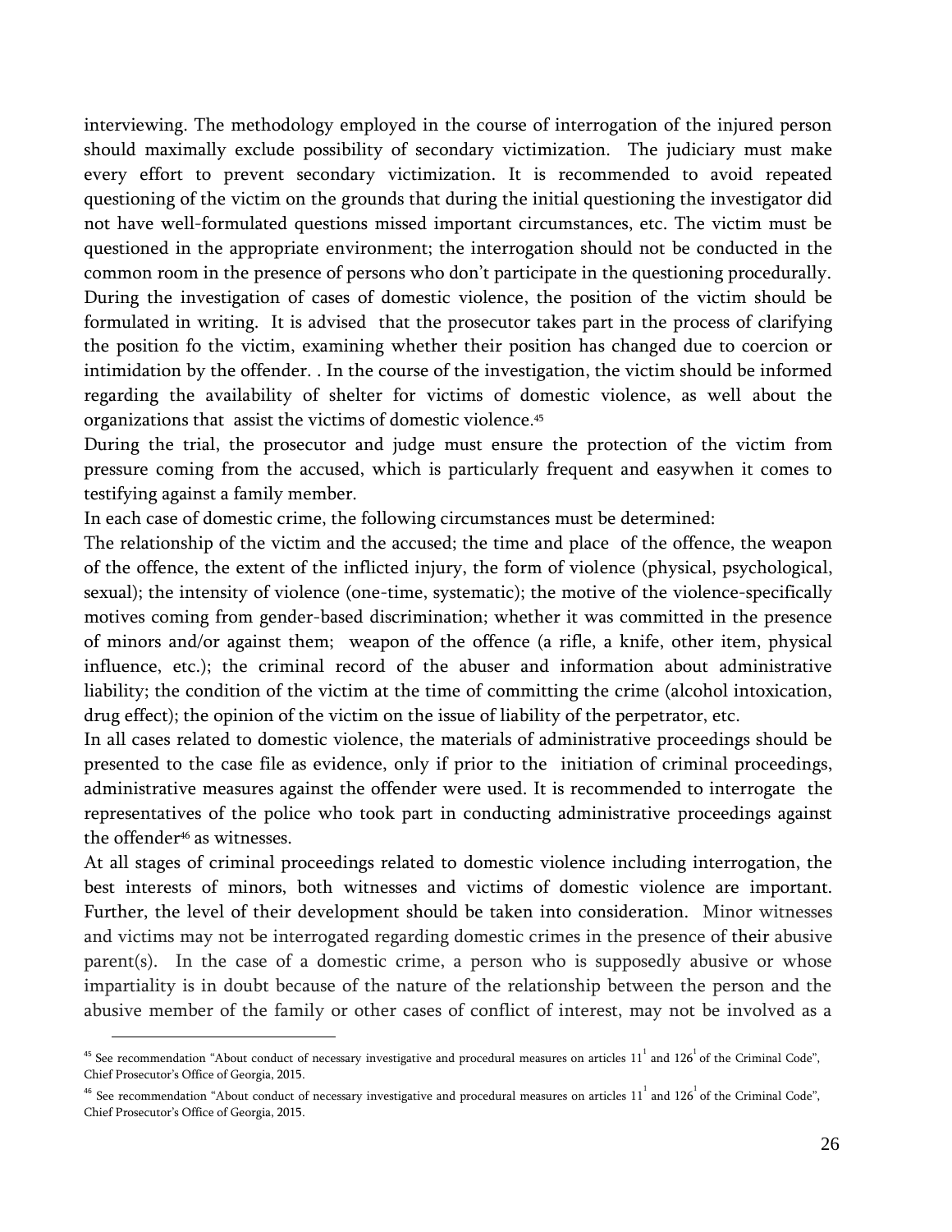interviewing. The methodology employed in the course of interrogation of the injured person should maximally exclude possibility of secondary victimization. The judiciary must make every effort to prevent secondary victimization. It is recommended to avoid repeated questioning of the victim on the grounds that during the initial questioning the investigator did not have well-formulated questions missed important circumstances, etc. The victim must be questioned in the appropriate environment; the interrogation should not be conducted in the common room in the presence of persons who don't participate in the questioning procedurally. During the investigation of cases of domestic violence, the position of the victim should be formulated in writing. It is advised that the prosecutor takes part in the process of clarifying the position fo the victim, examining whether their position has changed due to coercion or intimidation by the offender. . In the course of the investigation, the victim should be informed regarding the availability of shelter for victims of domestic violence, as well about the organizations that assist the victims of domestic violence.[45]

During the trial, the prosecutor and judge must ensure the protection of the victim from pressure coming from the accused, which is particularly frequent and easywhen it comes to testifying against a family member.

In each case of domestic crime, the following circumstances must be determined:

The relationship of the victim and the accused; the time and place of the offence, the weapon of the offence, the extent of the inflicted injury, the form of violence (physical, psychological, sexual); the intensity of violence (one-time, systematic); the motive of the violence-specifically motives coming from gender-based discrimination; whether it was committed in the presence of minors and/or against them; weapon of the offence (a rifle, a knife, other item, physical influence, etc.); the criminal record of the abuser and information about administrative liability; the condition of the victim at the time of committing the crime (alcohol intoxication, drug effect); the opinion of the victim on the issue of liability of the perpetrator, etc.

In all cases related to domestic violence, the materials of administrative proceedings should be presented to the case file as evidence, only if prior to the initiation of criminal proceedings, administrative measures against the offender were used. It is recommended to interrogate the representatives of the police who took part in conducting administrative proceedings against the offender[46] as witnesses.

At all stages of criminal proceedings related to domestic violence including interrogation, the best interests of minors, both witnesses and victims of domestic violence are important. Further, the level of their development should be taken into consideration. Minor witnesses and victims may not be interrogated regarding domestic crimes in the presence of their abusive parent(s). In the case of a domestic crime, a person who is supposedly abusive or whose impartiality is in doubt because of the nature of the relationship between the person and the abusive member of the family or other cases of conflict of interest, may not be involved as a

---

[45] See recommendation "About conduct of necessary investigative and procedural measures on articles $11^1$ and $126^1$ of the Criminal Code", Chief Prosecutor's Office of Georgia, 2015.

[46] See recommendation "About conduct of necessary investigative and procedural measures on articles $11^1$ and $126^1$ of the Criminal Code", Chief Prosecutor's Office of Georgia, 2015.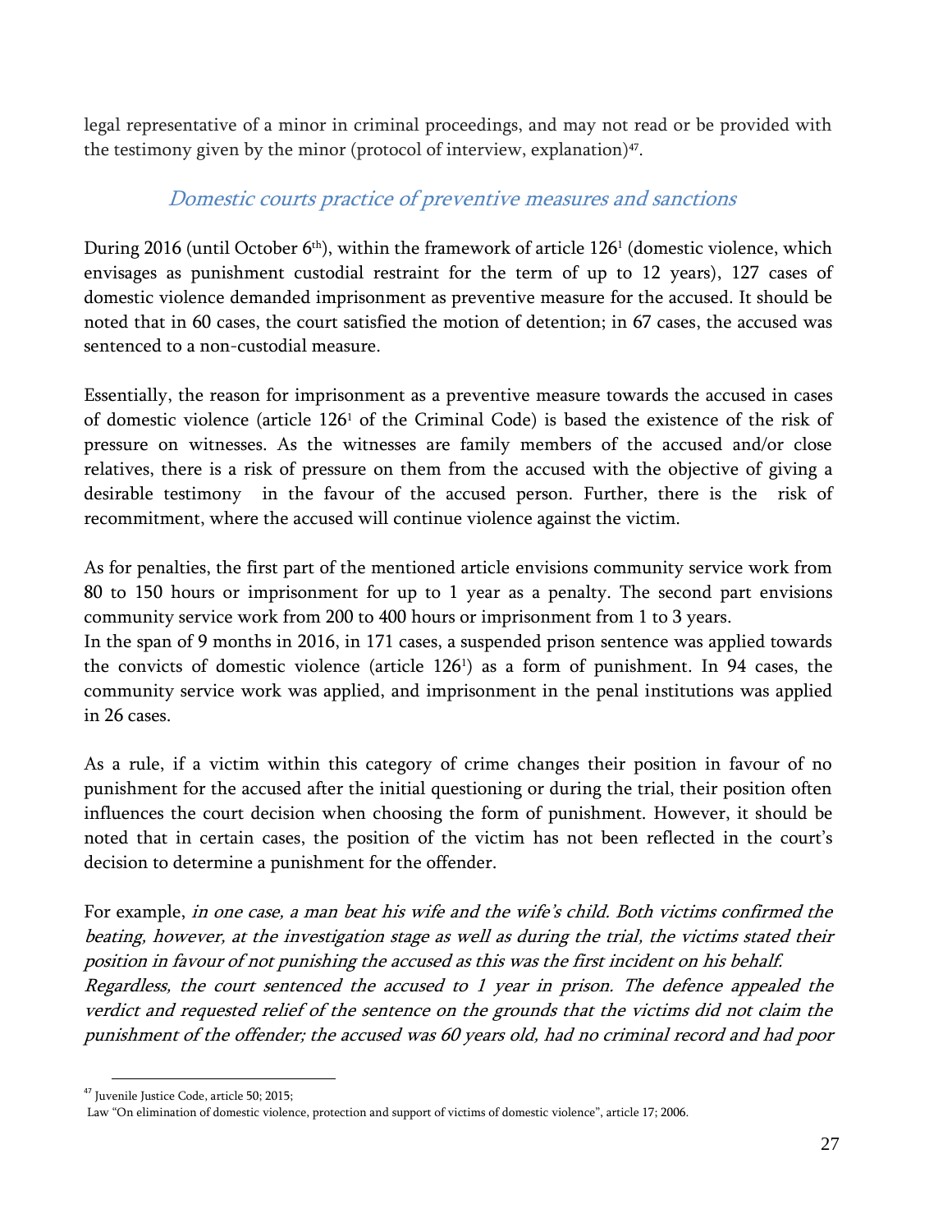legal representative of a minor in criminal proceedings, and may not read or be provided with the testimony given by the minor (protocol of interview, explanation)[47].

## *Domestic courts practice of preventive measures and sanctions*

During 2016 (until October 6th), within the framework of article 126[1] (domestic violence, which envisages as punishment custodial restraint for the term of up to 12 years), 127 cases of domestic violence demanded imprisonment as preventive measure for the accused. It should be noted that in 60 cases, the court satisfied the motion of detention; in 67 cases, the accused was sentenced to a non-custodial measure.

Essentially, the reason for imprisonment as a preventive measure towards the accused in cases of domestic violence (article 126[1] of the Criminal Code) is based the existence of the risk of pressure on witnesses. As the witnesses are family members of the accused and/or close relatives, there is a risk of pressure on them from the accused with the objective of giving a desirable testimony in the favour of the accused person. Further, there is the risk of recommitment, where the accused will continue violence against the victim.

As for penalties, the first part of the mentioned article envisions community service work from 80 to 150 hours or imprisonment for up to 1 year as a penalty. The second part envisions community service work from 200 to 400 hours or imprisonment from 1 to 3 years.
In the span of 9 months in 2016, in 171 cases, a suspended prison sentence was applied towards the convicts of domestic violence (article 126[1]) as a form of punishment. In 94 cases, the community service work was applied, and imprisonment in the penal institutions was applied in 26 cases.

As a rule, if a victim within this category of crime changes their position in favour of no punishment for the accused after the initial questioning or during the trial, their position often influences the court decision when choosing the form of punishment. However, it should be noted that in certain cases, the position of the victim has not been reflected in the court's decision to determine a punishment for the offender.

For example, *in one case, a man beat his wife and the wife's child. Both victims confirmed the beating, however, at the investigation stage as well as during the trial, the victims stated their position in favour of not punishing the accused as this was the first incident on his behalf.*
*Regardless, the court sentenced the accused to 1 year in prison. The defence appealed the verdict and requested relief of the sentence on the grounds that the victims did not claim the punishment of the offender; the accused was 60 years old, had no criminal record and had poor*

---

[47] Juvenile Justice Code, article 50; 2015;
Law "On elimination of domestic violence, protection and support of victims of domestic violence", article 17; 2006.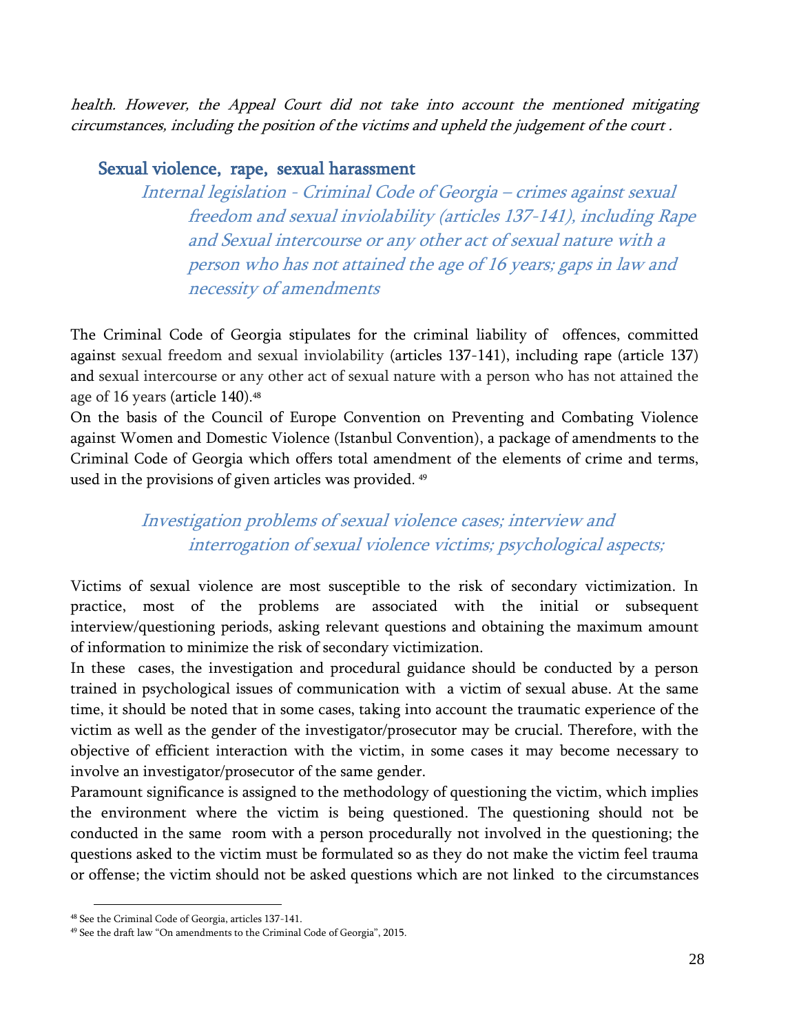*health. However, the Appeal Court did not take into account the mentioned mitigating circumstances, including the position of the victims and upheld the judgement of the court .*

## Sexual violence, rape, sexual harassment

### *Internal legislation - Criminal Code of Georgia – crimes against sexual freedom and sexual inviolability (articles 137-141), including Rape and Sexual intercourse or any other act of sexual nature with a person who has not attained the age of 16 years; gaps in law and necessity of amendments*

The Criminal Code of Georgia stipulates for the criminal liability of offences, committed against sexual freedom and sexual inviolability (articles 137-141), including rape (article 137) and sexual intercourse or any other act of sexual nature with a person who has not attained the age of 16 years (article 140).[48]

On the basis of the Council of Europe Convention on Preventing and Combating Violence against Women and Domestic Violence (Istanbul Convention), a package of amendments to the Criminal Code of Georgia which offers total amendment of the elements of crime and terms, used in the provisions of given articles was provided. [49]

### *Investigation problems of sexual violence cases; interview and interrogation of sexual violence victims; psychological aspects;*

Victims of sexual violence are most susceptible to the risk of secondary victimization. In practice, most of the problems are associated with the initial or subsequent interview/questioning periods, asking relevant questions and obtaining the maximum amount of information to minimize the risk of secondary victimization.

In these cases, the investigation and procedural guidance should be conducted by a person trained in psychological issues of communication with a victim of sexual abuse. At the same time, it should be noted that in some cases, taking into account the traumatic experience of the victim as well as the gender of the investigator/prosecutor may be crucial. Therefore, with the objective of efficient interaction with the victim, in some cases it may become necessary to involve an investigator/prosecutor of the same gender.

Paramount significance is assigned to the methodology of questioning the victim, which implies the environment where the victim is being questioned. The questioning should not be conducted in the same room with a person procedurally not involved in the questioning; the questions asked to the victim must be formulated so as they do not make the victim feel trauma or offense; the victim should not be asked questions which are not linked to the circumstances

---

[48] See the Criminal Code of Georgia, articles 137-141.

[49] See the draft law "On amendments to the Criminal Code of Georgia", 2015.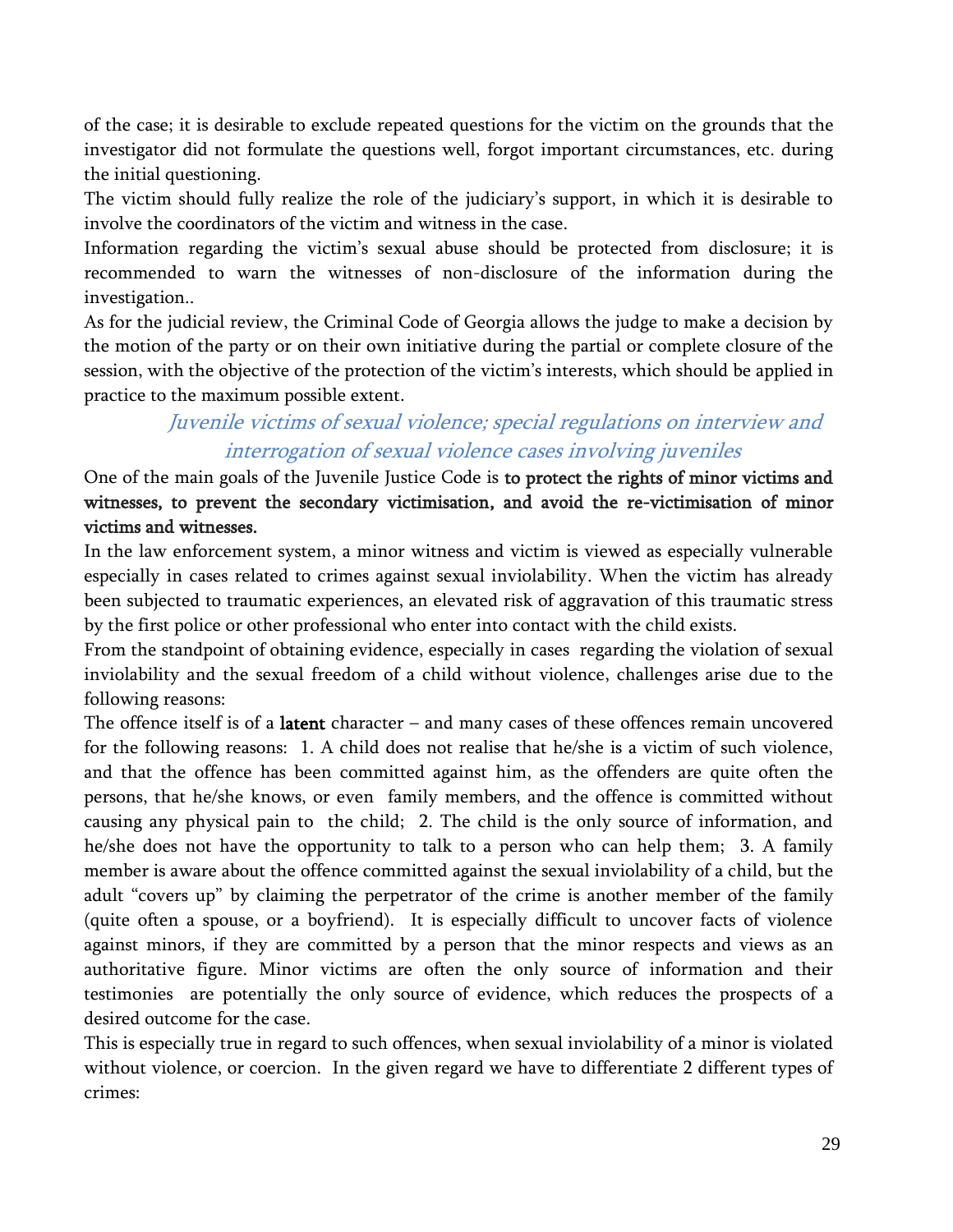of the case; it is desirable to exclude repeated questions for the victim on the grounds that the investigator did not formulate the questions well, forgot important circumstances, etc. during the initial questioning.

The victim should fully realize the role of the judiciary's support, in which it is desirable to involve the coordinators of the victim and witness in the case.

Information regarding the victim's sexual abuse should be protected from disclosure; it is recommended to warn the witnesses of non-disclosure of the information during the investigation..

As for the judicial review, the Criminal Code of Georgia allows the judge to make a decision by the motion of the party or on their own initiative during the partial or complete closure of the session, with the objective of the protection of the victim's interests, which should be applied in practice to the maximum possible extent.

## *Juvenile victims of sexual violence; special regulations on interview and interrogation of sexual violence cases involving juveniles*

One of the main goals of the Juvenile Justice Code is **to protect the rights of minor victims and witnesses, to prevent the secondary victimisation, and avoid the re-victimisation of minor victims and witnesses.**

In the law enforcement system, a minor witness and victim is viewed as especially vulnerable especially in cases related to crimes against sexual inviolability. When the victim has already been subjected to traumatic experiences, an elevated risk of aggravation of this traumatic stress by the first police or other professional who enter into contact with the child exists.

From the standpoint of obtaining evidence, especially in cases regarding the violation of sexual inviolability and the sexual freedom of a child without violence, challenges arise due to the following reasons:

The offence itself is of a **latent** character – and many cases of these offences remain uncovered for the following reasons: 1. A child does not realise that he/she is a victim of such violence, and that the offence has been committed against him, as the offenders are quite often the persons, that he/she knows, or even family members, and the offence is committed without causing any physical pain to the child; 2. The child is the only source of information, and he/she does not have the opportunity to talk to a person who can help them; 3. A family member is aware about the offence committed against the sexual inviolability of a child, but the adult "covers up" by claiming the perpetrator of the crime is another member of the family (quite often a spouse, or a boyfriend). It is especially difficult to uncover facts of violence against minors, if they are committed by a person that the minor respects and views as an authoritative figure. Minor victims are often the only source of information and their testimonies are potentially the only source of evidence, which reduces the prospects of a desired outcome for the case.

This is especially true in regard to such offences, when sexual inviolability of a minor is violated without violence, or coercion. In the given regard we have to differentiate 2 different types of crimes: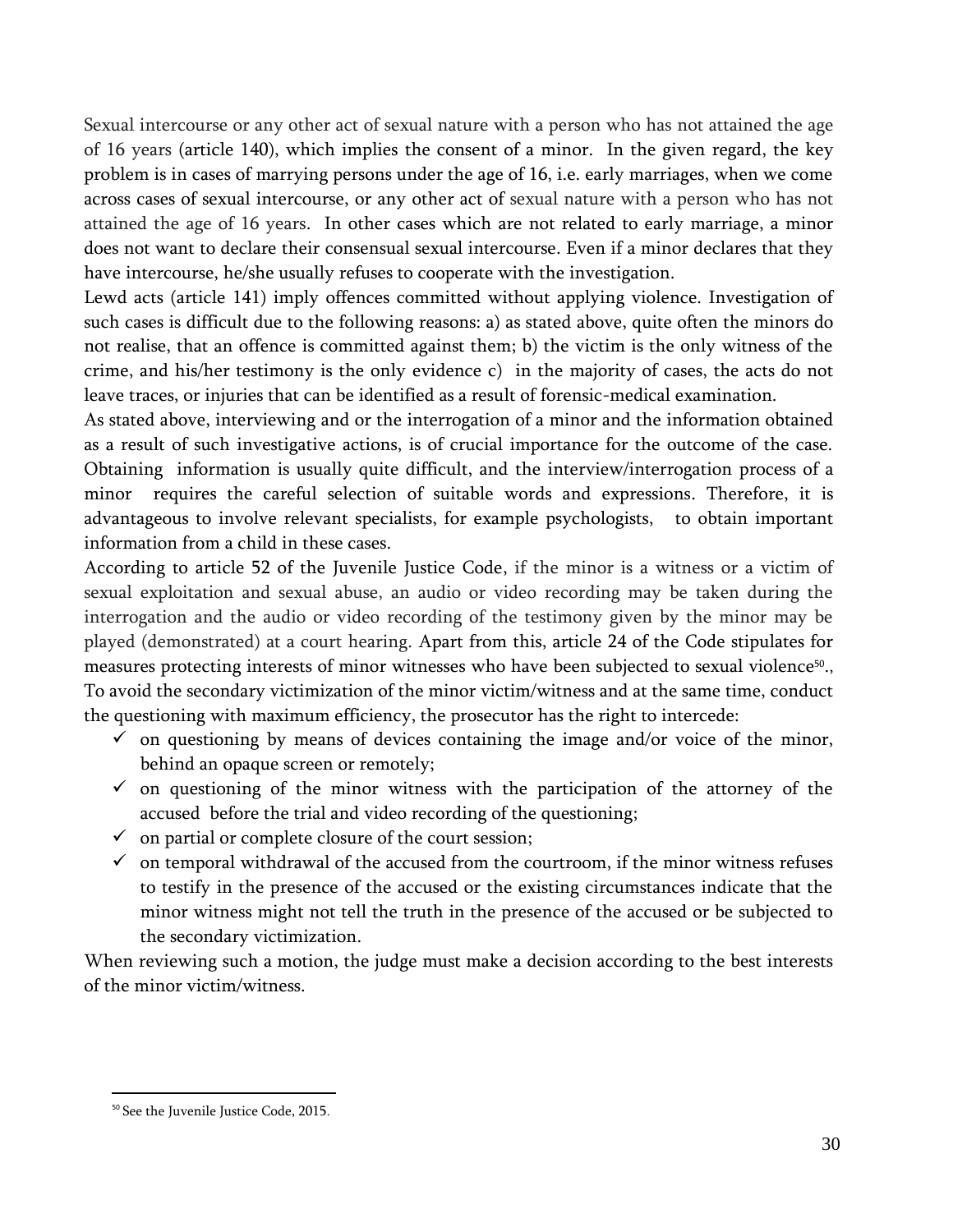Sexual intercourse or any other act of sexual nature with a person who has not attained the age of 16 years (article 140), which implies the consent of a minor. In the given regard, the key problem is in cases of marrying persons under the age of 16, i.e. early marriages, when we come across cases of sexual intercourse, or any other act of sexual nature with a person who has not attained the age of 16 years. In other cases which are not related to early marriage, a minor does not want to declare their consensual sexual intercourse. Even if a minor declares that they have intercourse, he/she usually refuses to cooperate with the investigation.

Lewd acts (article 141) imply offences committed without applying violence. Investigation of such cases is difficult due to the following reasons: a) as stated above, quite often the minors do not realise, that an offence is committed against them; b) the victim is the only witness of the crime, and his/her testimony is the only evidence c) in the majority of cases, the acts do not leave traces, or injuries that can be identified as a result of forensic-medical examination.

As stated above, interviewing and or the interrogation of a minor and the information obtained as a result of such investigative actions, is of crucial importance for the outcome of the case. Obtaining information is usually quite difficult, and the interview/interrogation process of a minor requires the careful selection of suitable words and expressions. Therefore, it is advantageous to involve relevant specialists, for example psychologists, to obtain important information from a child in these cases.

According to article 52 of the Juvenile Justice Code, if the minor is a witness or a victim of sexual exploitation and sexual abuse, an audio or video recording may be taken during the interrogation and the audio or video recording of the testimony given by the minor may be played (demonstrated) at a court hearing. Apart from this, article 24 of the Code stipulates for measures protecting interests of minor witnesses who have been subjected to sexual violence[50]., To avoid the secondary victimization of the minor victim/witness and at the same time, conduct the questioning with maximum efficiency, the prosecutor has the right to intercede:

- ✓ on questioning by means of devices containing the image and/or voice of the minor, behind an opaque screen or remotely;
- ✓ on questioning of the minor witness with the participation of the attorney of the accused before the trial and video recording of the questioning;
- ✓ on partial or complete closure of the court session;
- ✓ on temporal withdrawal of the accused from the courtroom, if the minor witness refuses to testify in the presence of the accused or the existing circumstances indicate that the minor witness might not tell the truth in the presence of the accused or be subjected to the secondary victimization.

When reviewing such a motion, the judge must make a decision according to the best interests of the minor victim/witness.

---

[50] See the Juvenile Justice Code, 2015.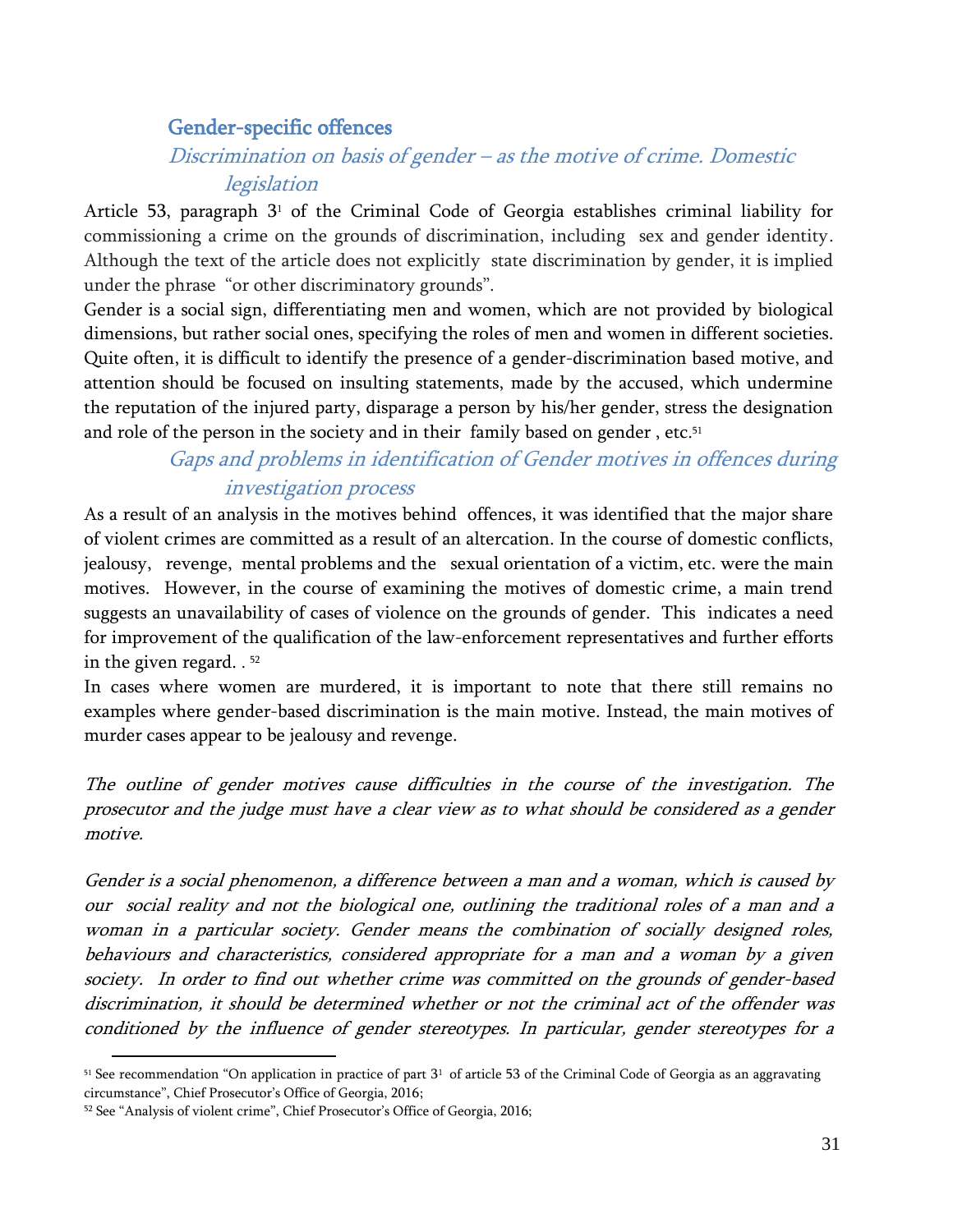## Gender-specific offences

### *Discrimination on basis of gender – as the motive of crime. Domestic legislation*

Article 53, paragraph 3[1] of the Criminal Code of Georgia establishes criminal liability for commissioning a crime on the grounds of discrimination, including sex and gender identity. Although the text of the article does not explicitly state discrimination by gender, it is implied under the phrase "or other discriminatory grounds".

Gender is a social sign, differentiating men and women, which are not provided by biological dimensions, but rather social ones, specifying the roles of men and women in different societies. Quite often, it is difficult to identify the presence of a gender-discrimination based motive, and attention should be focused on insulting statements, made by the accused, which undermine the reputation of the injured party, disparage a person by his/her gender, stress the designation and role of the person in the society and in their family based on gender , etc.[51]

### *Gaps and problems in identification of Gender motives in offences during investigation process*

As a result of an analysis in the motives behind offences, it was identified that the major share of violent crimes are committed as a result of an altercation. In the course of domestic conflicts, jealousy, revenge, mental problems and the sexual orientation of a victim, etc. were the main motives. However, in the course of examining the motives of domestic crime, a main trend suggests an unavailability of cases of violence on the grounds of gender. This indicates a need for improvement of the qualification of the law-enforcement representatives and further efforts in the given regard. . [52]

In cases where women are murdered, it is important to note that there still remains no examples where gender-based discrimination is the main motive. Instead, the main motives of murder cases appear to be jealousy and revenge.

*The outline of gender motives cause difficulties in the course of the investigation. The prosecutor and the judge must have a clear view as to what should be considered as a gender motive.*

*Gender is a social phenomenon, a difference between a man and a woman, which is caused by our social reality and not the biological one, outlining the traditional roles of a man and a woman in a particular society. Gender means the combination of socially designed roles, behaviours and characteristics, considered appropriate for a man and a woman by a given society. In order to find out whether crime was committed on the grounds of gender-based discrimination, it should be determined whether or not the criminal act of the offender was conditioned by the influence of gender stereotypes. In particular, gender stereotypes for a*

---

[51] See recommendation "On application in practice of part 3[1] of article 53 of the Criminal Code of Georgia as an aggravating circumstance", Chief Prosecutor's Office of Georgia, 2016;

[52] See "Analysis of violent crime", Chief Prosecutor's Office of Georgia, 2016;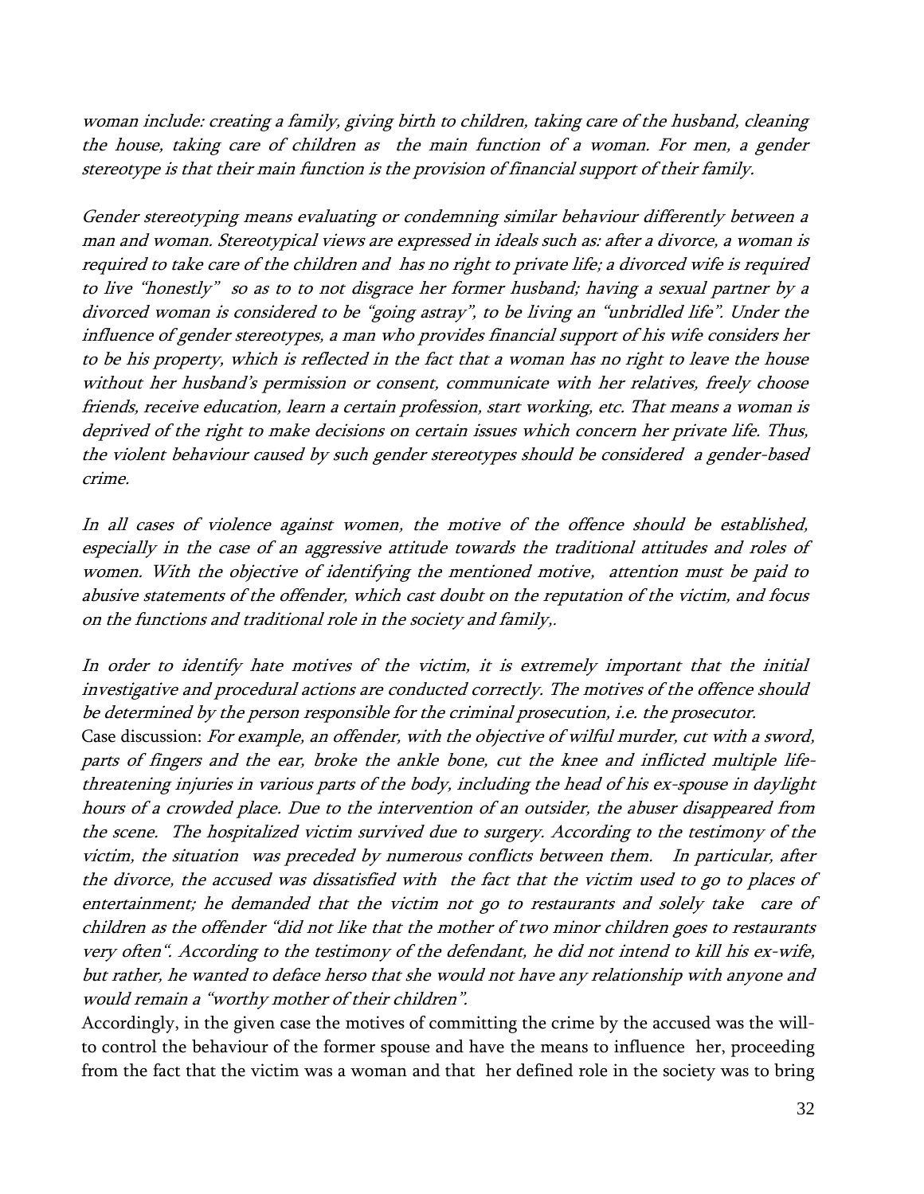*woman include: creating a family, giving birth to children, taking care of the husband, cleaning the house, taking care of children as the main function of a woman. For men, a gender stereotype is that their main function is the provision of financial support of their family.*

*Gender stereotyping means evaluating or condemning similar behaviour differently between a man and woman. Stereotypical views are expressed in ideals such as: after a divorce, a woman is required to take care of the children and has no right to private life; a divorced wife is required to live "honestly" so as to to not disgrace her former husband; having a sexual partner by a divorced woman is considered to be "going astray", to be living an "unbridled life". Under the influence of gender stereotypes, a man who provides financial support of his wife considers her to be his property, which is reflected in the fact that a woman has no right to leave the house without her husband's permission or consent, communicate with her relatives, freely choose friends, receive education, learn a certain profession, start working, etc. That means a woman is deprived of the right to make decisions on certain issues which concern her private life. Thus, the violent behaviour caused by such gender stereotypes should be considered a gender-based crime.*

*In all cases of violence against women, the motive of the offence should be established, especially in the case of an aggressive attitude towards the traditional attitudes and roles of women. With the objective of identifying the mentioned motive, attention must be paid to abusive statements of the offender, which cast doubt on the reputation of the victim, and focus on the functions and traditional role in the society and family,.*

*In order to identify hate motives of the victim, it is extremely important that the initial investigative and procedural actions are conducted correctly. The motives of the offence should be determined by the person responsible for the criminal prosecution, i.e. the prosecutor.*

Case discussion: *For example, an offender, with the objective of wilful murder, cut with a sword, parts of fingers and the ear, broke the ankle bone, cut the knee and inflicted multiple life-threatening injuries in various parts of the body, including the head of his ex-spouse in daylight hours of a crowded place. Due to the intervention of an outsider, the abuser disappeared from the scene. The hospitalized victim survived due to surgery. According to the testimony of the victim, the situation was preceded by numerous conflicts between them. In particular, after the divorce, the accused was dissatisfied with the fact that the victim used to go to places of entertainment; he demanded that the victim not go to restaurants and solely take care of children as the offender "did not like that the mother of two minor children goes to restaurants very often". According to the testimony of the defendant, he did not intend to kill his ex-wife, but rather, he wanted to deface herso that she would not have any relationship with anyone and would remain a "worthy mother of their children".*

Accordingly, in the given case the motives of committing the crime by the accused was the will-to control the behaviour of the former spouse and have the means to influence her, proceeding from the fact that the victim was a woman and that her defined role in the society was to bring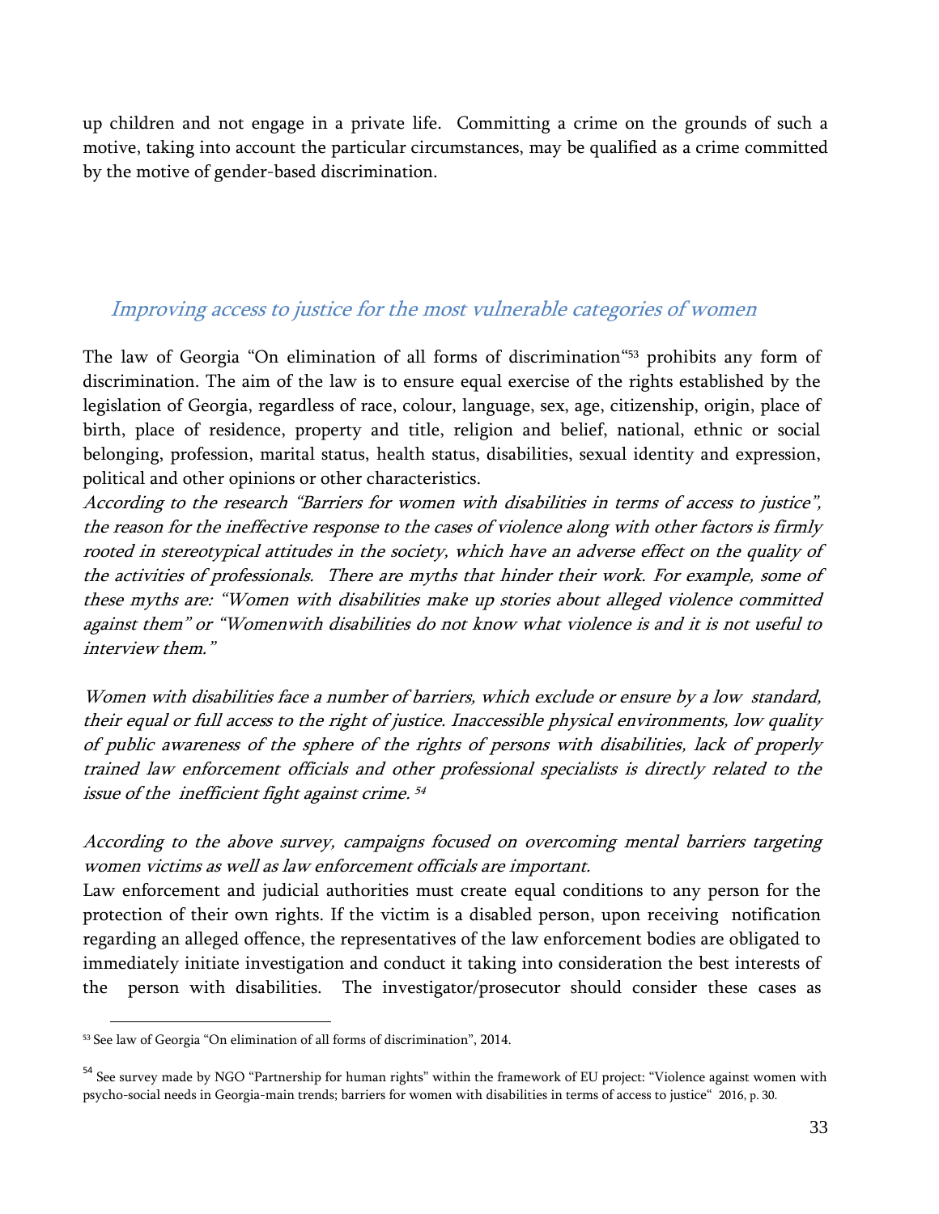up children and not engage in a private life. Committing a crime on the grounds of such a motive, taking into account the particular circumstances, may be qualified as a crime committed by the motive of gender-based discrimination.

## *Improving access to justice for the most vulnerable categories of women*

The law of Georgia "On elimination of all forms of discrimination"[53] prohibits any form of discrimination. The aim of the law is to ensure equal exercise of the rights established by the legislation of Georgia, regardless of race, colour, language, sex, age, citizenship, origin, place of birth, place of residence, property and title, religion and belief, national, ethnic or social belonging, profession, marital status, health status, disabilities, sexual identity and expression, political and other opinions or other characteristics.

*According to the research "Barriers for women with disabilities in terms of access to justice", the reason for the ineffective response to the cases of violence along with other factors is firmly rooted in stereotypical attitudes in the society, which have an adverse effect on the quality of the activities of professionals. There are myths that hinder their work. For example, some of these myths are: "Women with disabilities make up stories about alleged violence committed against them" or "Womenwith disabilities do not know what violence is and it is not useful to interview them."*

*Women with disabilities face a number of barriers, which exclude or ensure by a low standard, their equal or full access to the right of justice. Inaccessible physical environments, low quality of public awareness of the sphere of the rights of persons with disabilities, lack of properly trained law enforcement officials and other professional specialists is directly related to the issue of the inefficient fight against crime.* [54]

*According to the above survey, campaigns focused on overcoming mental barriers targeting women victims as well as law enforcement officials are important.*

Law enforcement and judicial authorities must create equal conditions to any person for the protection of their own rights. If the victim is a disabled person, upon receiving notification regarding an alleged offence, the representatives of the law enforcement bodies are obligated to immediately initiate investigation and conduct it taking into consideration the best interests of the person with disabilities. The investigator/prosecutor should consider these cases as

---

[53] See law of Georgia "On elimination of all forms of discrimination", 2014.

[54] See survey made by NGO "Partnership for human rights" within the framework of EU project: "Violence against women with psycho-social needs in Georgia-main trends; barriers for women with disabilities in terms of access to justice" 2016, p. 30.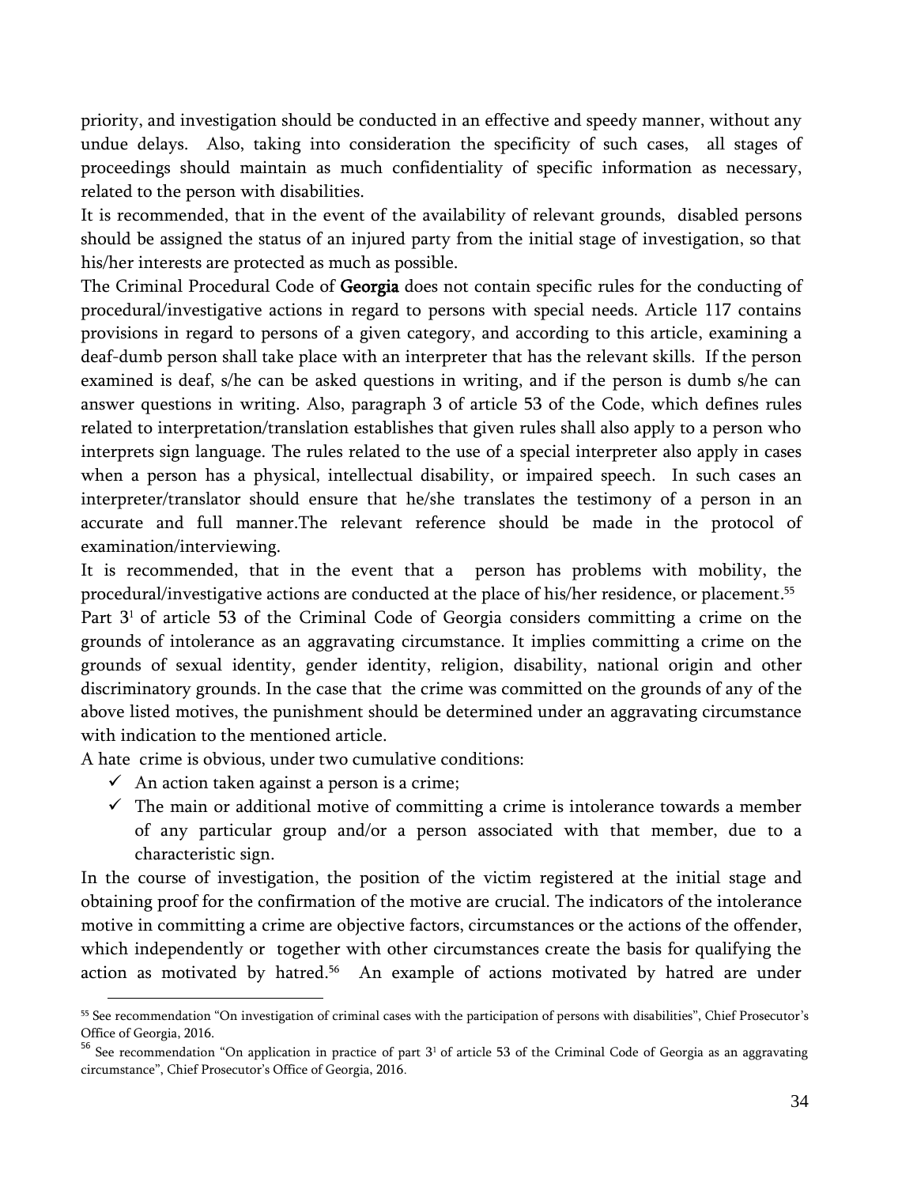priority, and investigation should be conducted in an effective and speedy manner, without any undue delays. Also, taking into consideration the specificity of such cases, all stages of proceedings should maintain as much confidentiality of specific information as necessary, related to the person with disabilities.

It is recommended, that in the event of the availability of relevant grounds, disabled persons should be assigned the status of an injured party from the initial stage of investigation, so that his/her interests are protected as much as possible.

The Criminal Procedural Code of **Georgia** does not contain specific rules for the conducting of procedural/investigative actions in regard to persons with special needs. Article 117 contains provisions in regard to persons of a given category, and according to this article, examining a deaf-dumb person shall take place with an interpreter that has the relevant skills. If the person examined is deaf, s/he can be asked questions in writing, and if the person is dumb s/he can answer questions in writing. Also, paragraph 3 of article 53 of the Code, which defines rules related to interpretation/translation establishes that given rules shall also apply to a person who interprets sign language. The rules related to the use of a special interpreter also apply in cases when a person has a physical, intellectual disability, or impaired speech. In such cases an interpreter/translator should ensure that he/she translates the testimony of a person in an accurate and full manner.The relevant reference should be made in the protocol of examination/interviewing.

It is recommended, that in the event that a person has problems with mobility, the procedural/investigative actions are conducted at the place of his/her residence, or placement.[55]

Part 3[1] of article 53 of the Criminal Code of Georgia considers committing a crime on the grounds of intolerance as an aggravating circumstance. It implies committing a crime on the grounds of sexual identity, gender identity, religion, disability, national origin and other discriminatory grounds. In the case that the crime was committed on the grounds of any of the above listed motives, the punishment should be determined under an aggravating circumstance with indication to the mentioned article.

A hate crime is obvious, under two cumulative conditions:

- ✓ An action taken against a person is a crime;
- ✓ The main or additional motive of committing a crime is intolerance towards a member of any particular group and/or a person associated with that member, due to a characteristic sign.

In the course of investigation, the position of the victim registered at the initial stage and obtaining proof for the confirmation of the motive are crucial. The indicators of the intolerance motive in committing a crime are objective factors, circumstances or the actions of the offender, which independently or together with other circumstances create the basis for qualifying the action as motivated by hatred.[56] An example of actions motivated by hatred are under

[55] See recommendation "On investigation of criminal cases with the participation of persons with disabilities", Chief Prosecutor's Office of Georgia, 2016.

[56] See recommendation "On application in practice of part 3[1] of article 53 of the Criminal Code of Georgia as an aggravating circumstance", Chief Prosecutor's Office of Georgia, 2016.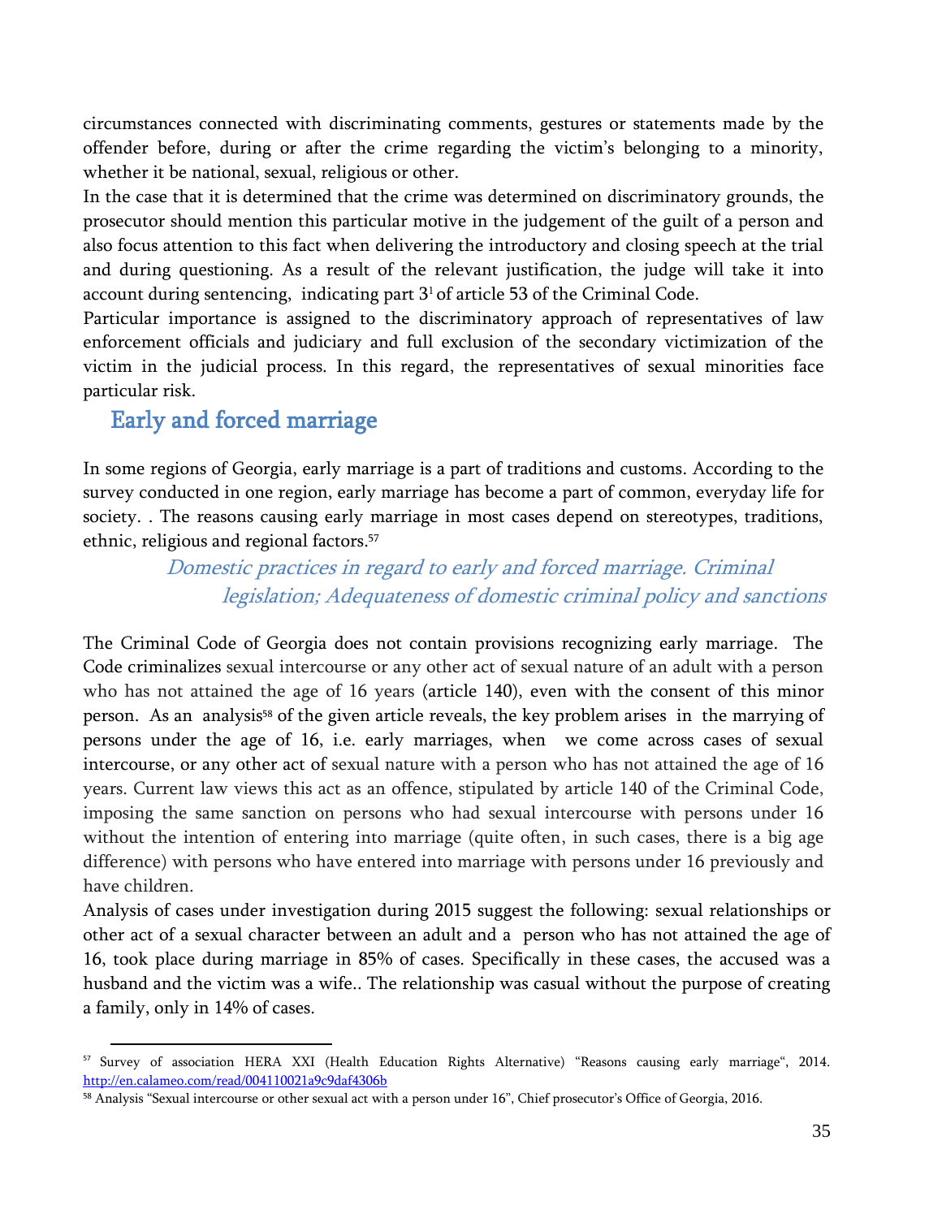circumstances connected with discriminating comments, gestures or statements made by the offender before, during or after the crime regarding the victim's belonging to a minority, whether it be national, sexual, religious or other.

In the case that it is determined that the crime was determined on discriminatory grounds, the prosecutor should mention this particular motive in the judgement of the guilt of a person and also focus attention to this fact when delivering the introductory and closing speech at the trial and during questioning. As a result of the relevant justification, the judge will take it into account during sentencing, indicating part $3^1$ of article 53 of the Criminal Code.

Particular importance is assigned to the discriminatory approach of representatives of law enforcement officials and judiciary and full exclusion of the secondary victimization of the victim in the judicial process. In this regard, the representatives of sexual minorities face particular risk.

## Early and forced marriage

In some regions of Georgia, early marriage is a part of traditions and customs. According to the survey conducted in one region, early marriage has become a part of common, everyday life for society. . The reasons causing early marriage in most cases depend on stereotypes, traditions, ethnic, religious and regional factors.[57]

### *Domestic practices in regard to early and forced marriage. Criminal legislation; Adequateness of domestic criminal policy and sanctions*

The Criminal Code of Georgia does not contain provisions recognizing early marriage. The Code criminalizes sexual intercourse or any other act of sexual nature of an adult with a person who has not attained the age of 16 years (article 140), even with the consent of this minor person. As an analysis[58] of the given article reveals, the key problem arises in the marrying of persons under the age of 16, i.e. early marriages, when we come across cases of sexual intercourse, or any other act of sexual nature with a person who has not attained the age of 16 years. Current law views this act as an offence, stipulated by article 140 of the Criminal Code, imposing the same sanction on persons who had sexual intercourse with persons under 16 without the intention of entering into marriage (quite often, in such cases, there is a big age difference) with persons who have entered into marriage with persons under 16 previously and have children.

Analysis of cases under investigation during 2015 suggest the following: sexual relationships or other act of a sexual character between an adult and a person who has not attained the age of 16, took place during marriage in 85% of cases. Specifically in these cases, the accused was a husband and the victim was a wife.. The relationship was casual without the purpose of creating a family, only in 14% of cases.

---

[57] Survey of association HERA XXI (Health Education Rights Alternative) "Reasons causing early marriage", 2014. http://en.calameo.com/read/004110021a9c9daf4306b

[58] Analysis "Sexual intercourse or other sexual act with a person under 16", Chief prosecutor's Office of Georgia, 2016.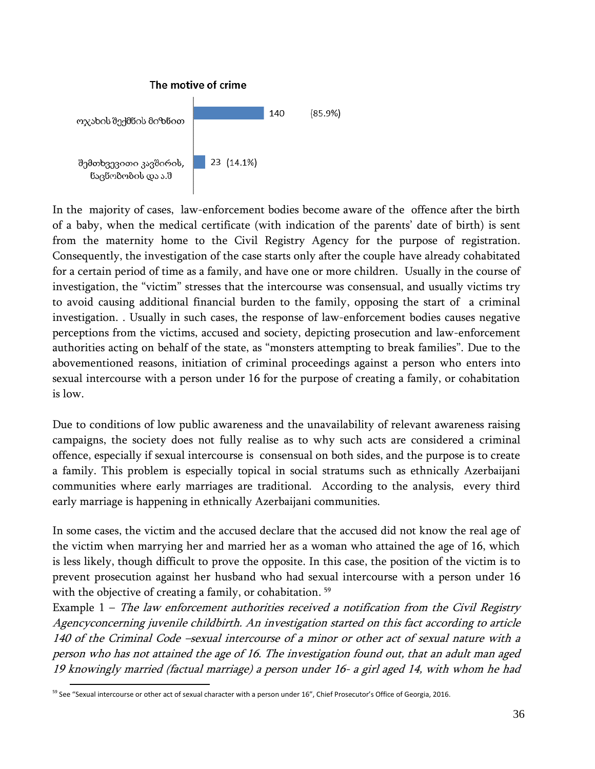**The motive of crime**

| | | |
|---|---|---|
| ოჯახის შექმნის მიზნით | 140 | (85.9%) |
| შემთხვევითი კავშირის, ნაცნობობის და ა.შ | 23 | (14.1%) |

In the majority of cases, law-enforcement bodies become aware of the offence after the birth of a baby, when the medical certificate (with indication of the parents' date of birth) is sent from the maternity home to the Civil Registry Agency for the purpose of registration. Consequently, the investigation of the case starts only after the couple have already cohabitated for a certain period of time as a family, and have one or more children. Usually in the course of investigation, the "victim" stresses that the intercourse was consensual, and usually victims try to avoid causing additional financial burden to the family, opposing the start of a criminal investigation. . Usually in such cases, the response of law-enforcement bodies causes negative perceptions from the victims, accused and society, depicting prosecution and law-enforcement authorities acting on behalf of the state, as "monsters attempting to break families". Due to the abovementioned reasons, initiation of criminal proceedings against a person who enters into sexual intercourse with a person under 16 for the purpose of creating a family, or cohabitation is low.

Due to conditions of low public awareness and the unavailability of relevant awareness raising campaigns, the society does not fully realise as to why such acts are considered a criminal offence, especially if sexual intercourse is consensual on both sides, and the purpose is to create a family. This problem is especially topical in social stratums such as ethnically Azerbaijani communities where early marriages are traditional. According to the analysis, every third early marriage is happening in ethnically Azerbaijani communities.

In some cases, the victim and the accused declare that the accused did not know the real age of the victim when marrying her and married her as a woman who attained the age of 16, which is less likely, though difficult to prove the opposite. In this case, the position of the victim is to prevent prosecution against her husband who had sexual intercourse with a person under 16 with the objective of creating a family, or cohabitation. [59]

Example 1 – *The law enforcement authorities received a notification from the Civil Registry Agencyconcerning juvenile childbirth. An investigation started on this fact according to article 140 of the Criminal Code –sexual intercourse of a minor or other act of sexual nature with a person who has not attained the age of 16. The investigation found out, that an adult man aged 19 knowingly married (factual marriage) a person under 16- a girl aged 14, with whom he had*

[59] See "Sexual intercourse or other act of sexual character with a person under 16", Chief Prosecutor's Office of Georgia, 2016.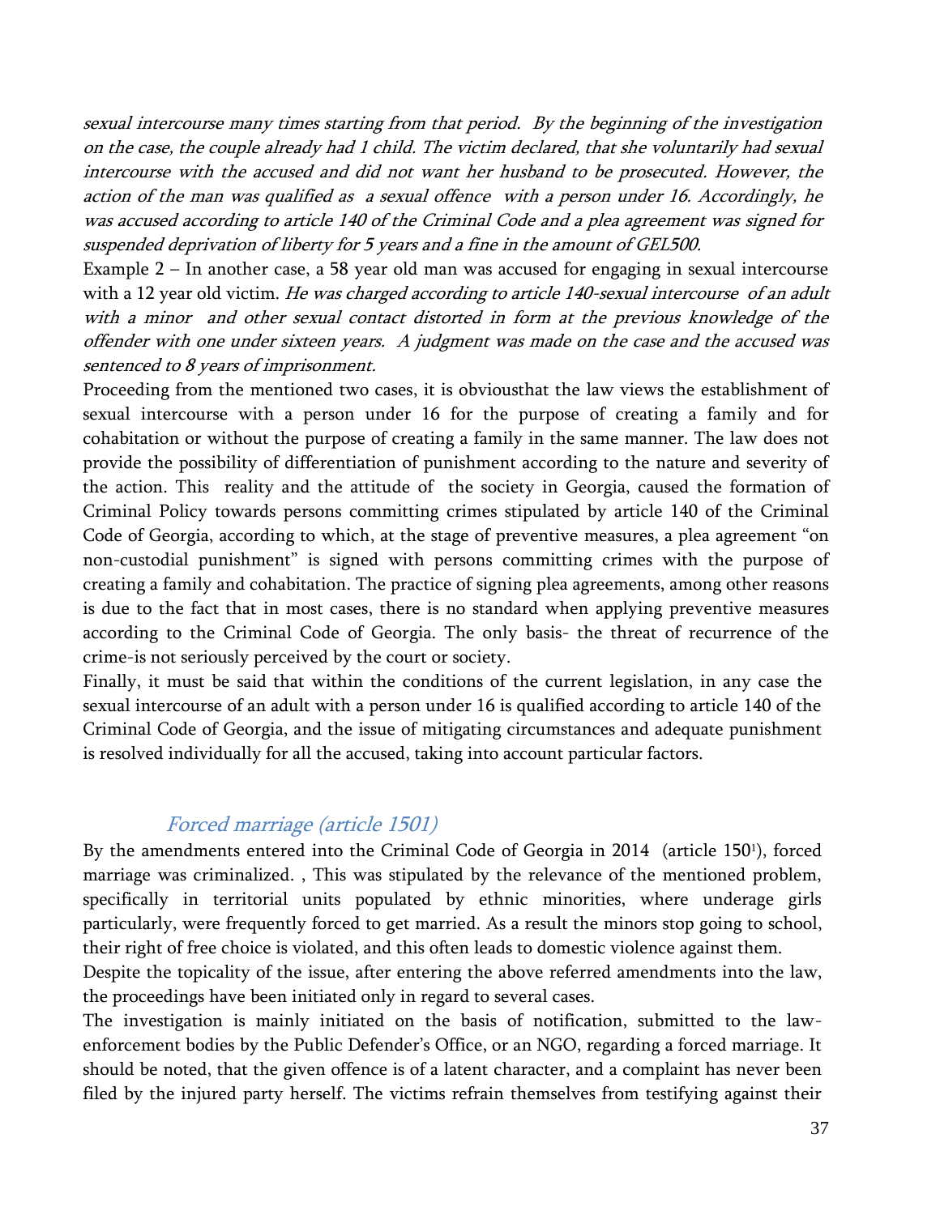*sexual intercourse many times starting from that period. By the beginning of the investigation on the case, the couple already had 1 child. The victim declared, that she voluntarily had sexual intercourse with the accused and did not want her husband to be prosecuted. However, the action of the man was qualified as a sexual offence with a person under 16. Accordingly, he was accused according to article 140 of the Criminal Code and a plea agreement was signed for suspended deprivation of liberty for 5 years and a fine in the amount of GEL500.*

Example 2 – In another case, a 58 year old man was accused for engaging in sexual intercourse with a 12 year old victim. *He was charged according to article 140-sexual intercourse of an adult with a minor and other sexual contact distorted in form at the previous knowledge of the offender with one under sixteen years. A judgment was made on the case and the accused was sentenced to 8 years of imprisonment.*

Proceeding from the mentioned two cases, it is obviousthat the law views the establishment of sexual intercourse with a person under 16 for the purpose of creating a family and for cohabitation or without the purpose of creating a family in the same manner. The law does not provide the possibility of differentiation of punishment according to the nature and severity of the action. This reality and the attitude of the society in Georgia, caused the formation of Criminal Policy towards persons committing crimes stipulated by article 140 of the Criminal Code of Georgia, according to which, at the stage of preventive measures, a plea agreement "on non-custodial punishment" is signed with persons committing crimes with the purpose of creating a family and cohabitation. The practice of signing plea agreements, among other reasons is due to the fact that in most cases, there is no standard when applying preventive measures according to the Criminal Code of Georgia. The only basis- the threat of recurrence of the crime-is not seriously perceived by the court or society.

Finally, it must be said that within the conditions of the current legislation, in any case the sexual intercourse of an adult with a person under 16 is qualified according to article 140 of the Criminal Code of Georgia, and the issue of mitigating circumstances and adequate punishment is resolved individually for all the accused, taking into account particular factors.

### *Forced marriage (article 1501)*

By the amendments entered into the Criminal Code of Georgia in 2014 (article 150[1]), forced marriage was criminalized. , This was stipulated by the relevance of the mentioned problem, specifically in territorial units populated by ethnic minorities, where underage girls particularly, were frequently forced to get married. As a result the minors stop going to school, their right of free choice is violated, and this often leads to domestic violence against them.

Despite the topicality of the issue, after entering the above referred amendments into the law, the proceedings have been initiated only in regard to several cases.

The investigation is mainly initiated on the basis of notification, submitted to the law-enforcement bodies by the Public Defender's Office, or an NGO, regarding a forced marriage. It should be noted, that the given offence is of a latent character, and a complaint has never been filed by the injured party herself. The victims refrain themselves from testifying against their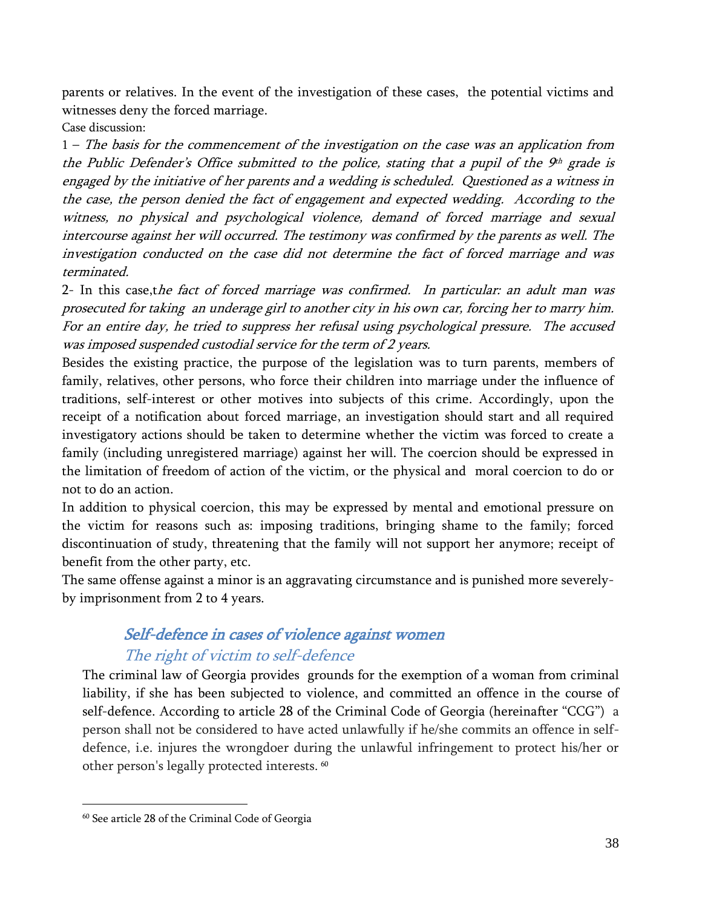parents or relatives. In the event of the investigation of these cases, the potential victims and witnesses deny the forced marriage.

Case discussion:

1 – *The basis for the commencement of the investigation on the case was an application from the Public Defender's Office submitted to the police, stating that a pupil of the 9th grade is engaged by the initiative of her parents and a wedding is scheduled. Questioned as a witness in the case, the person denied the fact of engagement and expected wedding. According to the witness, no physical and psychological violence, demand of forced marriage and sexual intercourse against her will occurred. The testimony was confirmed by the parents as well. The investigation conducted on the case did not determine the fact of forced marriage and was terminated.*

2- In this case,t*he fact of forced marriage was confirmed. In particular: an adult man was prosecuted for taking an underage girl to another city in his own car, forcing her to marry him. For an entire day, he tried to suppress her refusal using psychological pressure. The accused was imposed suspended custodial service for the term of 2 years.*

Besides the existing practice, the purpose of the legislation was to turn parents, members of family, relatives, other persons, who force their children into marriage under the influence of traditions, self-interest or other motives into subjects of this crime. Accordingly, upon the receipt of a notification about forced marriage, an investigation should start and all required investigatory actions should be taken to determine whether the victim was forced to create a family (including unregistered marriage) against her will. The coercion should be expressed in the limitation of freedom of action of the victim, or the physical and moral coercion to do or not to do an action.

In addition to physical coercion, this may be expressed by mental and emotional pressure on the victim for reasons such as: imposing traditions, bringing shame to the family; forced discontinuation of study, threatening that the family will not support her anymore; receipt of benefit from the other party, etc.

The same offense against a minor is an aggravating circumstance and is punished more severely-by imprisonment from 2 to 4 years.

## *Self-defence in cases of violence against women*

### *The right of victim to self-defence*

The criminal law of Georgia provides grounds for the exemption of a woman from criminal liability, if she has been subjected to violence, and committed an offence in the course of self-defence. According to article 28 of the Criminal Code of Georgia (hereinafter "CCG") a person shall not be considered to have acted unlawfully if he/she commits an offence in self-defence, i.e. injures the wrongdoer during the unlawful infringement to protect his/her or other person's legally protected interests. [60]

[60] See article 28 of the Criminal Code of Georgia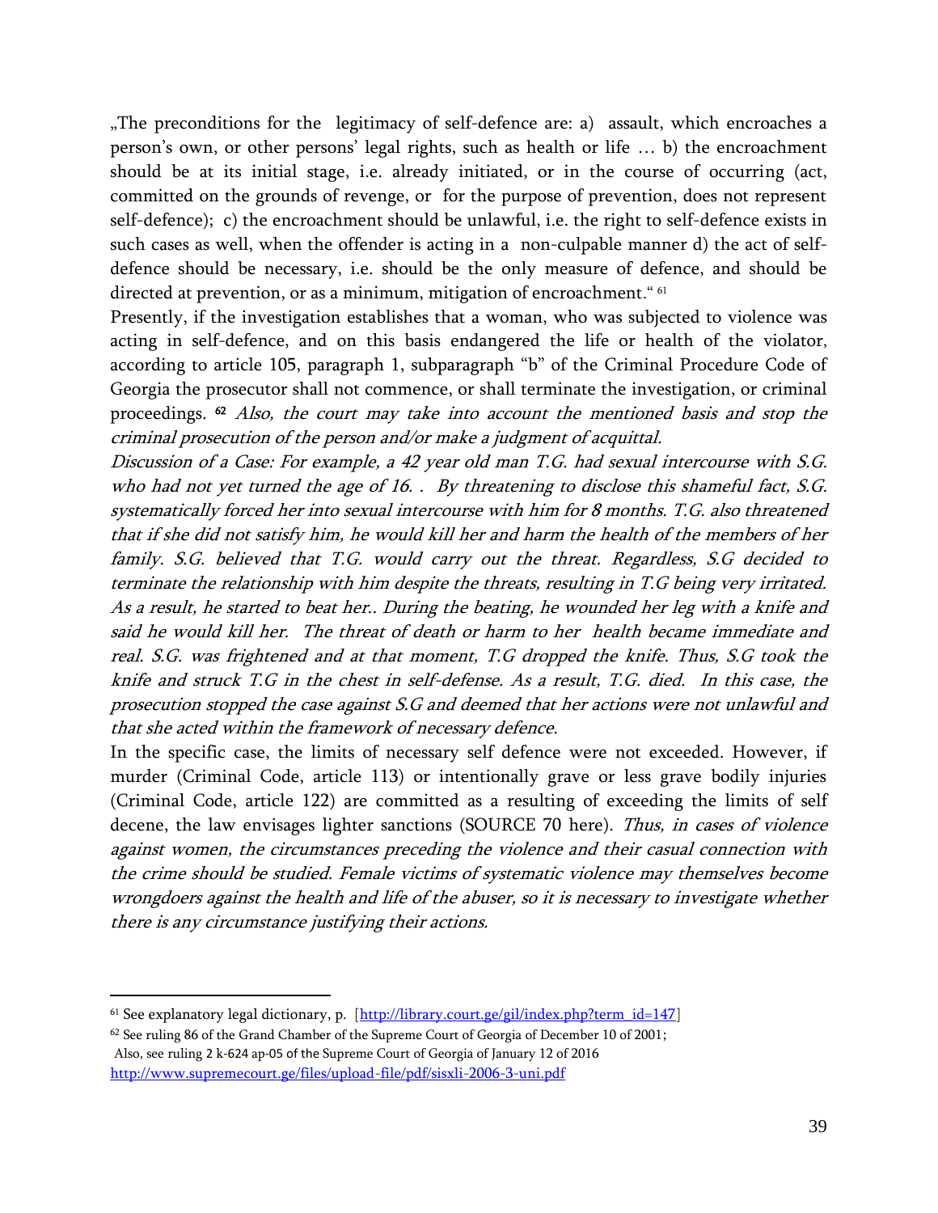„The preconditions for the legitimacy of self-defence are: a) assault, which encroaches a person's own, or other persons' legal rights, such as health or life … b) the encroachment should be at its initial stage, i.e. already initiated, or in the course of occurring (act, committed on the grounds of revenge, or for the purpose of prevention, does not represent self-defence); c) the encroachment should be unlawful, i.e. the right to self-defence exists in such cases as well, when the offender is acting in a non-culpable manner d) the act of self-defence should be necessary, i.e. should be the only measure of defence, and should be directed at prevention, or as a minimum, mitigation of encroachment." [61]

Presently, if the investigation establishes that a woman, who was subjected to violence was acting in self-defence, and on this basis endangered the life or health of the violator, according to article 105, paragraph 1, subparagraph "b" of the Criminal Procedure Code of Georgia the prosecutor shall not commence, or shall terminate the investigation, or criminal proceedings. [62] *Also, the court may take into account the mentioned basis and stop the criminal prosecution of the person and/or make a judgment of acquittal.*

*Discussion of a Case: For example, a 42 year old man T.G. had sexual intercourse with S.G. who had not yet turned the age of 16. . By threatening to disclose this shameful fact, S.G. systematically forced her into sexual intercourse with him for 8 months. T.G. also threatened that if she did not satisfy him, he would kill her and harm the health of the members of her family. S.G. believed that T.G. would carry out the threat. Regardless, S.G decided to terminate the relationship with him despite the threats, resulting in T.G being very irritated. As a result, he started to beat her.. During the beating, he wounded her leg with a knife and said he would kill her. The threat of death or harm to her health became immediate and real. S.G. was frightened and at that moment, T.G dropped the knife. Thus, S.G took the knife and struck T.G in the chest in self-defense. As a result, T.G. died. In this case, the prosecution stopped the case against S.G and deemed that her actions were not unlawful and that she acted within the framework of necessary defence.*

In the specific case, the limits of necessary self defence were not exceeded. However, if murder (Criminal Code, article 113) or intentionally grave or less grave bodily injuries (Criminal Code, article 122) are committed as a resulting of exceeding the limits of self decene, the law envisages lighter sanctions (SOURCE 70 here). *Thus, in cases of violence against women, the circumstances preceding the violence and their casual connection with the crime should be studied. Female victims of systematic violence may themselves become wrongdoers against the health and life of the abuser, so it is necessary to investigate whether there is any circumstance justifying their actions.*

---

[61] See explanatory legal dictionary, p. [http://library.court.ge/gil/index.php?term_id=147]

[62] See ruling 86 of the Grand Chamber of the Supreme Court of Georgia of December 10 of 2001;
Also, see ruling 2 k-624 ap-05 of the Supreme Court of Georgia of January 12 of 2016
http://www.supremecourt.ge/files/upload-file/pdf/sisxli-2006-3-uni.pdf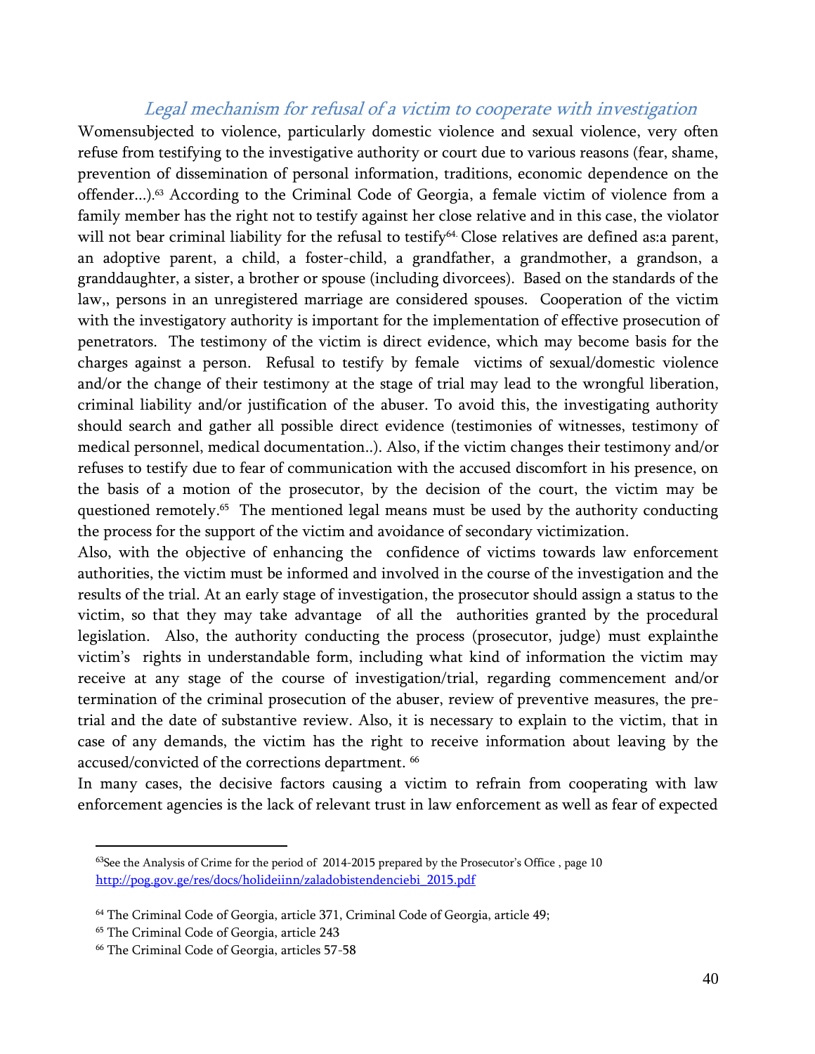### *Legal mechanism for refusal of a victim to cooperate with investigation*

Womensubjected to violence, particularly domestic violence and sexual violence, very often refuse from testifying to the investigative authority or court due to various reasons (fear, shame, prevention of dissemination of personal information, traditions, economic dependence on the offender...).[63] According to the Criminal Code of Georgia, a female victim of violence from a family member has the right not to testify against her close relative and in this case, the violator will not bear criminal liability for the refusal to testify[64]. Close relatives are defined as:a parent, an adoptive parent, a child, a foster-child, a grandfather, a grandmother, a grandson, a granddaughter, a sister, a brother or spouse (including divorcees). Based on the standards of the law,, persons in an unregistered marriage are considered spouses. Cooperation of the victim with the investigatory authority is important for the implementation of effective prosecution of penetrators. The testimony of the victim is direct evidence, which may become basis for the charges against a person. Refusal to testify by female victims of sexual/domestic violence and/or the change of their testimony at the stage of trial may lead to the wrongful liberation, criminal liability and/or justification of the abuser. To avoid this, the investigating authority should search and gather all possible direct evidence (testimonies of witnesses, testimony of medical personnel, medical documentation..). Also, if the victim changes their testimony and/or refuses to testify due to fear of communication with the accused discomfort in his presence, on the basis of a motion of the prosecutor, by the decision of the court, the victim may be questioned remotely.[65] The mentioned legal means must be used by the authority conducting the process for the support of the victim and avoidance of secondary victimization.

Also, with the objective of enhancing the confidence of victims towards law enforcement authorities, the victim must be informed and involved in the course of the investigation and the results of the trial. At an early stage of investigation, the prosecutor should assign a status to the victim, so that they may take advantage of all the authorities granted by the procedural legislation. Also, the authority conducting the process (prosecutor, judge) must explainthe victim's rights in understandable form, including what kind of information the victim may receive at any stage of the course of investigation/trial, regarding commencement and/or termination of the criminal prosecution of the abuser, review of preventive measures, the pre-trial and the date of substantive review. Also, it is necessary to explain to the victim, that in case of any demands, the victim has the right to receive information about leaving by the accused/convicted of the corrections department. [66]

In many cases, the decisive factors causing a victim to refrain from cooperating with law enforcement agencies is the lack of relevant trust in law enforcement as well as fear of expected

---

[63]See the Analysis of Crime for the period of 2014-2015 prepared by the Prosecutor's Office , page 10 [http://pog.gov.ge/res/docs/holideiinn/zaladobistendenciebi_2015.pdf](http://pog.gov.ge/res/docs/holideiinn/zaladobistendenciebi_2015.pdf)

[64] The Criminal Code of Georgia, article 371, Criminal Code of Georgia, article 49;

[65] The Criminal Code of Georgia, article 243

[66] The Criminal Code of Georgia, articles 57-58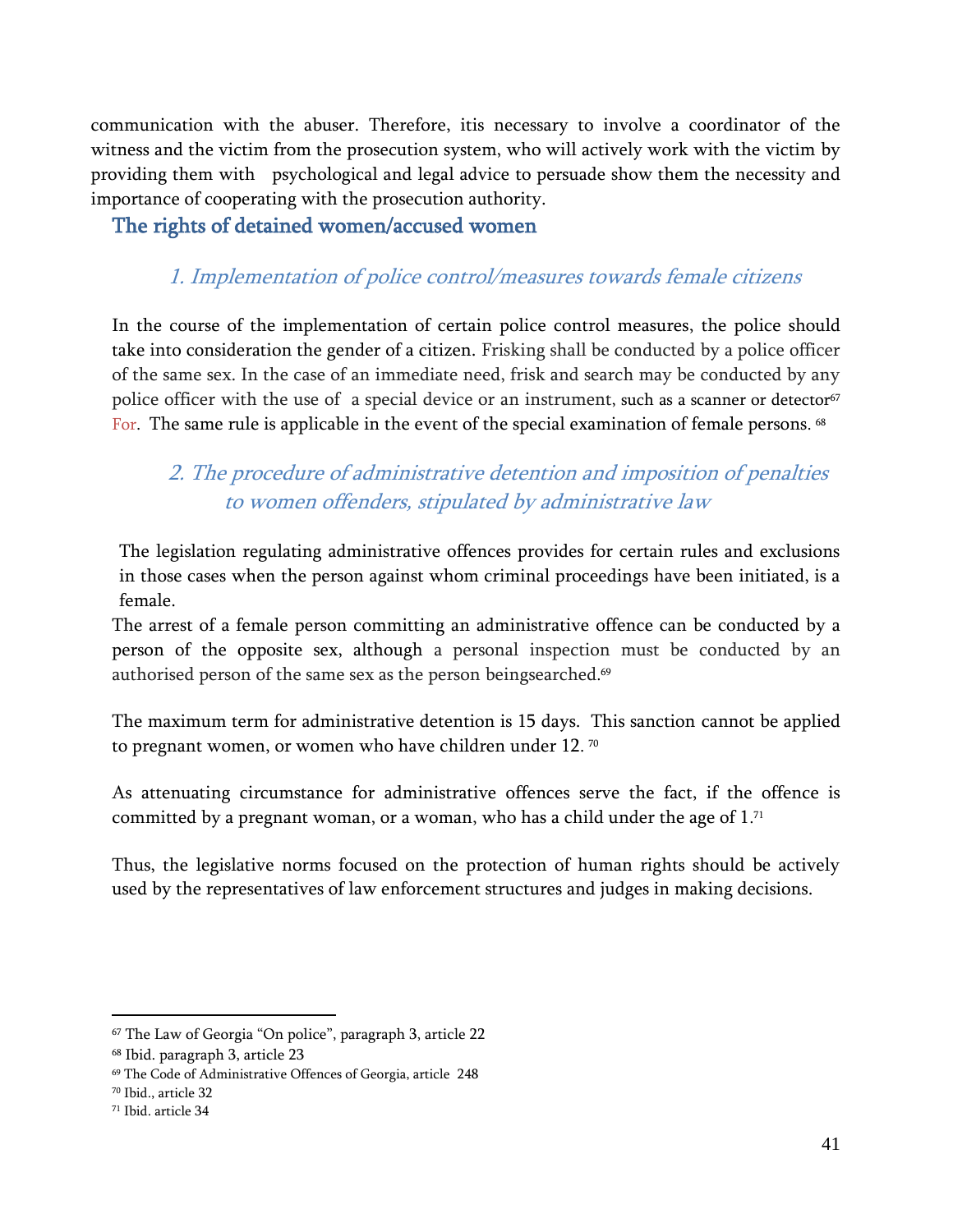communication with the abuser. Therefore, itis necessary to involve a coordinator of the witness and the victim from the prosecution system, who will actively work with the victim by providing them with psychological and legal advice to persuade show them the necessity and importance of cooperating with the prosecution authority.

## The rights of detained women/accused women

### *1. Implementation of police control/measures towards female citizens*

In the course of the implementation of certain police control measures, the police should take into consideration the gender of a citizen. Frisking shall be conducted by a police officer of the same sex. In the case of an immediate need, frisk and search may be conducted by any police officer with the use of a special device or an instrument, such as a scanner or detector[67] For. The same rule is applicable in the event of the special examination of female persons. [68]

### *2. The procedure of administrative detention and imposition of penalties to women offenders, stipulated by administrative law*

The legislation regulating administrative offences provides for certain rules and exclusions in those cases when the person against whom criminal proceedings have been initiated, is a female.

The arrest of a female person committing an administrative offence can be conducted by a person of the opposite sex, although a personal inspection must be conducted by an authorised person of the same sex as the person beingsearched.[69]

The maximum term for administrative detention is 15 days. This sanction cannot be applied to pregnant women, or women who have children under 12. [70]

As attenuating circumstance for administrative offences serve the fact, if the offence is committed by a pregnant woman, or a woman, who has a child under the age of 1.[71]

Thus, the legislative norms focused on the protection of human rights should be actively used by the representatives of law enforcement structures and judges in making decisions.

---

[67] The Law of Georgia "On police", paragraph 3, article 22

[68] Ibid. paragraph 3, article 23

[69] The Code of Administrative Offences of Georgia, article 248

[70] Ibid., article 32

[71] Ibid. article 34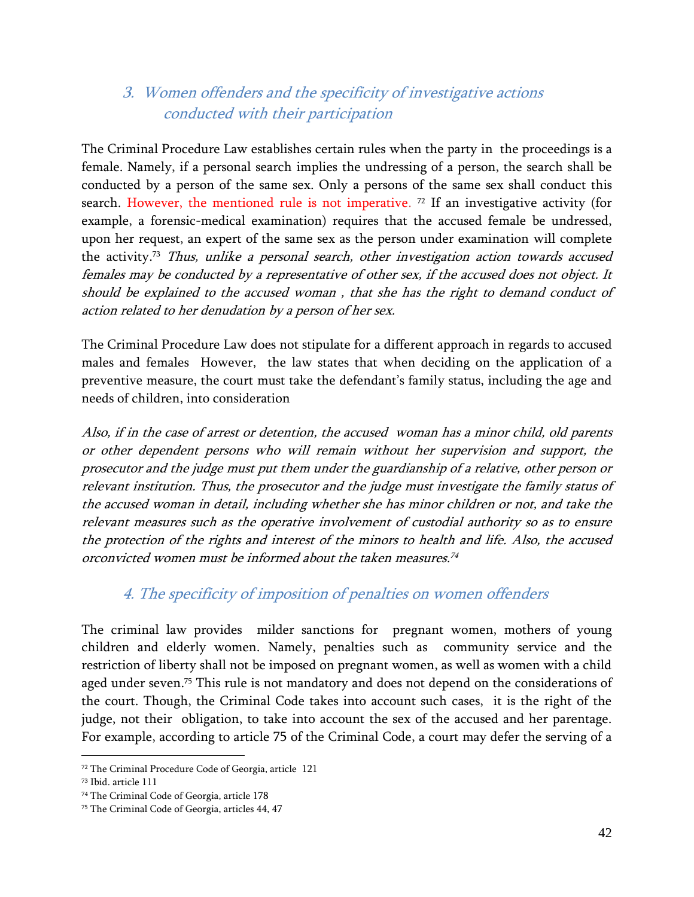## 3. *Women offenders and the specificity of investigative actions conducted with their participation*

The Criminal Procedure Law establishes certain rules when the party in the proceedings is a female. Namely, if a personal search implies the undressing of a person, the search shall be conducted by a person of the same sex. Only a persons of the same sex shall conduct this search. However, the mentioned rule is not imperative. [72] If an investigative activity (for example, a forensic-medical examination) requires that the accused female be undressed, upon her request, an expert of the same sex as the person under examination will complete the activity.[73] *Thus, unlike a personal search, other investigation action towards accused females may be conducted by a representative of other sex, if the accused does not object. It should be explained to the accused woman , that she has the right to demand conduct of action related to her denudation by a person of her sex.*

The Criminal Procedure Law does not stipulate for a different approach in regards to accused males and females However, the law states that when deciding on the application of a preventive measure, the court must take the defendant's family status, including the age and needs of children, into consideration

*Also, if in the case of arrest or detention, the accused woman has a minor child, old parents or other dependent persons who will remain without her supervision and support, the prosecutor and the judge must put them under the guardianship of a relative, other person or relevant institution. Thus, the prosecutor and the judge must investigate the family status of the accused woman in detail, including whether she has minor children or not, and take the relevant measures such as the operative involvement of custodial authority so as to ensure the protection of the rights and interest of the minors to health and life. Also, the accused orconvicted women must be informed about the taken measures.*[74]

## 4. *The specificity of imposition of penalties on women offenders*

The criminal law provides milder sanctions for pregnant women, mothers of young children and elderly women. Namely, penalties such as community service and the restriction of liberty shall not be imposed on pregnant women, as well as women with a child aged under seven.[75] This rule is not mandatory and does not depend on the considerations of the court. Though, the Criminal Code takes into account such cases, it is the right of the judge, not their obligation, to take into account the sex of the accused and her parentage. For example, according to article 75 of the Criminal Code, a court may defer the serving of a

---

[72] The Criminal Procedure Code of Georgia, article 121

[73] Ibid. article 111

[74] The Criminal Code of Georgia, article 178

[75] The Criminal Code of Georgia, articles 44, 47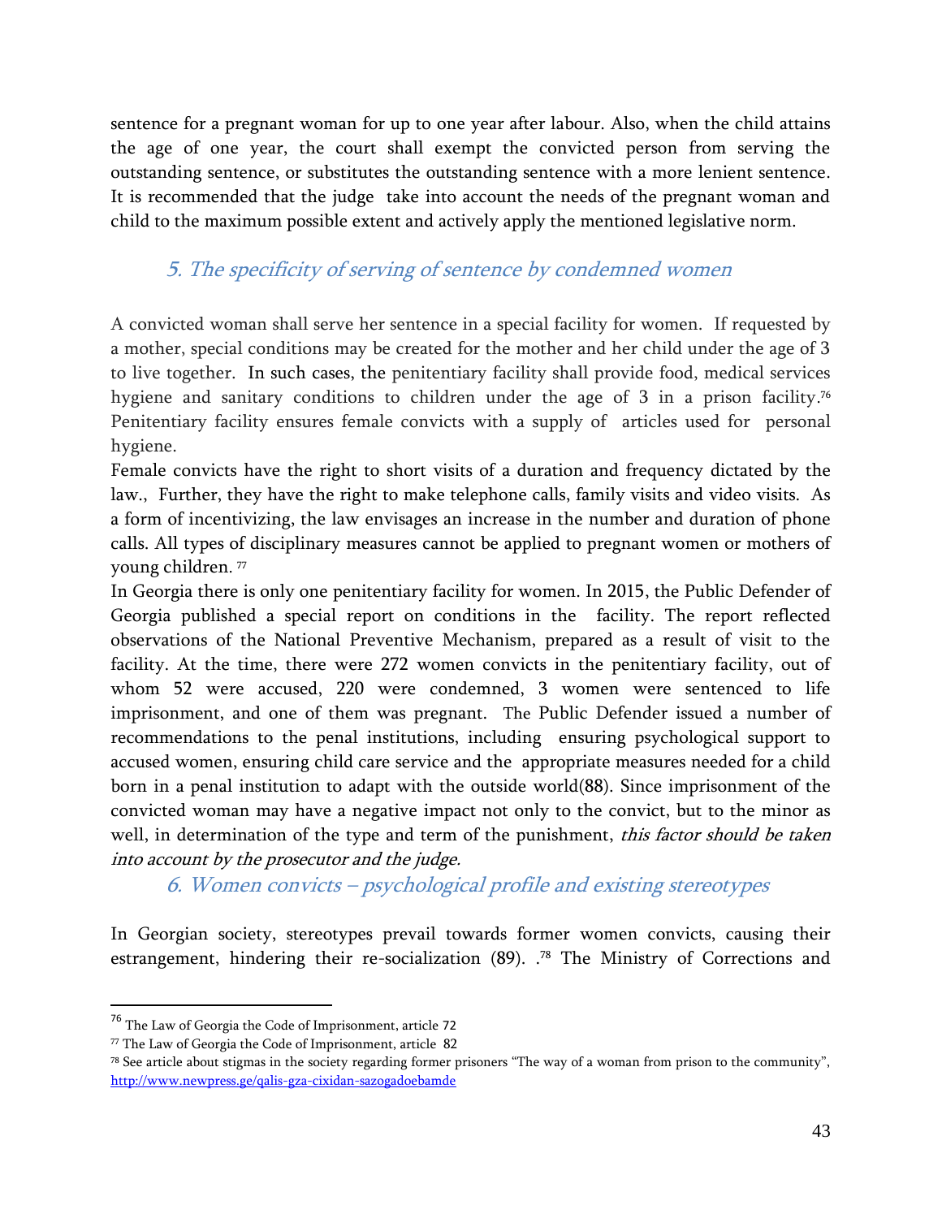sentence for a pregnant woman for up to one year after labour. Also, when the child attains the age of one year, the court shall exempt the convicted person from serving the outstanding sentence, or substitutes the outstanding sentence with a more lenient sentence. It is recommended that the judge take into account the needs of the pregnant woman and child to the maximum possible extent and actively apply the mentioned legislative norm.

## *5. The specificity of serving of sentence by condemned women*

A convicted woman shall serve her sentence in a special facility for women. If requested by a mother, special conditions may be created for the mother and her child under the age of 3 to live together. In such cases, the penitentiary facility shall provide food, medical services hygiene and sanitary conditions to children under the age of 3 in a prison facility.[76] Penitentiary facility ensures female convicts with a supply of articles used for personal hygiene.

Female convicts have the right to short visits of a duration and frequency dictated by the law., Further, they have the right to make telephone calls, family visits and video visits. As a form of incentivizing, the law envisages an increase in the number and duration of phone calls. All types of disciplinary measures cannot be applied to pregnant women or mothers of young children.[77]

In Georgia there is only one penitentiary facility for women. In 2015, the Public Defender of Georgia published a special report on conditions in the facility. The report reflected observations of the National Preventive Mechanism, prepared as a result of visit to the facility. At the time, there were 272 women convicts in the penitentiary facility, out of whom 52 were accused, 220 were condemned, 3 women were sentenced to life imprisonment, and one of them was pregnant. The Public Defender issued a number of recommendations to the penal institutions, including ensuring psychological support to accused women, ensuring child care service and the appropriate measures needed for a child born in a penal institution to adapt with the outside world(88). Since imprisonment of the convicted woman may have a negative impact not only to the convict, but to the minor as well, in determination of the type and term of the punishment, *this factor should be taken into account by the prosecutor and the judge.*

## *6. Women convicts – psychological profile and existing stereotypes*

In Georgian society, stereotypes prevail towards former women convicts, causing their estrangement, hindering their re-socialization (89). .[78] The Ministry of Corrections and

---

[76] The Law of Georgia the Code of Imprisonment, article 72

[77] The Law of Georgia the Code of Imprisonment, article 82

[78] See article about stigmas in the society regarding former prisoners "The way of a woman from prison to the community", http://www.newpress.ge/qalis-gza-cixidan-sazogadoebamde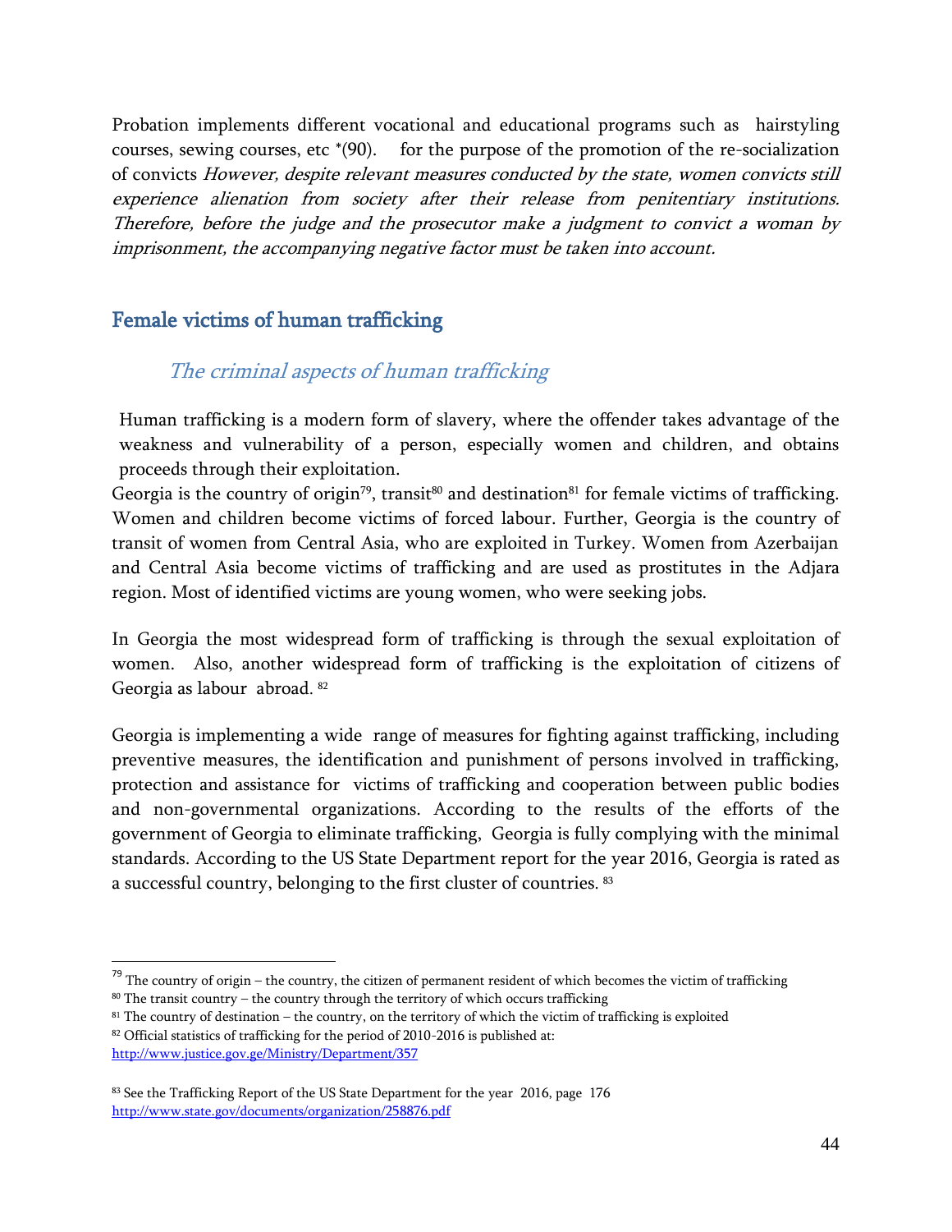Probation implements different vocational and educational programs such as hairstyling courses, sewing courses, etc *(90). for the purpose of the promotion of the re-socialization of convicts *However, despite relevant measures conducted by the state, women convicts still experience alienation from society after their release from penitentiary institutions. Therefore, before the judge and the prosecutor make a judgment to convict a woman by imprisonment, the accompanying negative factor must be taken into account.*

## Female victims of human trafficking

### *The criminal aspects of human trafficking*

Human trafficking is a modern form of slavery, where the offender takes advantage of the weakness and vulnerability of a person, especially women and children, and obtains proceeds through their exploitation.

Georgia is the country of origin[79], transit[80] and destination[81] for female victims of trafficking. Women and children become victims of forced labour. Further, Georgia is the country of transit of women from Central Asia, who are exploited in Turkey. Women from Azerbaijan and Central Asia become victims of trafficking and are used as prostitutes in the Adjara region. Most of identified victims are young women, who were seeking jobs.

In Georgia the most widespread form of trafficking is through the sexual exploitation of women. Also, another widespread form of trafficking is the exploitation of citizens of Georgia as labour abroad. [82]

Georgia is implementing a wide range of measures for fighting against trafficking, including preventive measures, the identification and punishment of persons involved in trafficking, protection and assistance for victims of trafficking and cooperation between public bodies and non-governmental organizations. According to the results of the efforts of the government of Georgia to eliminate trafficking, Georgia is fully complying with the minimal standards. According to the US State Department report for the year 2016, Georgia is rated as a successful country, belonging to the first cluster of countries. [83]

---

[79] The country of origin – the country, the citizen of permanent resident of which becomes the victim of trafficking

[80] The transit country – the country through the territory of which occurs trafficking

[81] The country of destination – the country, on the territory of which the victim of trafficking is exploited

[82] Official statistics of trafficking for the period of 2010-2016 is published at: http://www.justice.gov.ge/Ministry/Department/357

[83] See the Trafficking Report of the US State Department for the year 2016, page 176 http://www.state.gov/documents/organization/258876.pdf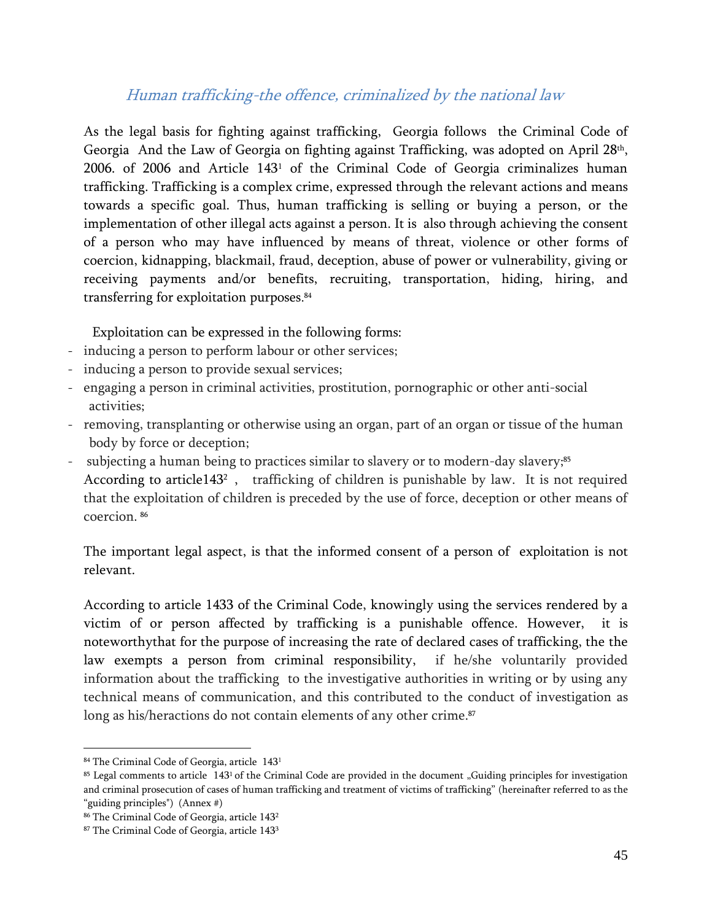## *Human trafficking-the offence, criminalized by the national law*

As the legal basis for fighting against trafficking, Georgia follows the Criminal Code of Georgia And the Law of Georgia on fighting against Trafficking, was adopted on April 28th, 2006. of 2006 and Article 143[1] of the Criminal Code of Georgia criminalizes human trafficking. Trafficking is a complex crime, expressed through the relevant actions and means towards a specific goal. Thus, human trafficking is selling or buying a person, or the implementation of other illegal acts against a person. It is also through achieving the consent of a person who may have influenced by means of threat, violence or other forms of coercion, kidnapping, blackmail, fraud, deception, abuse of power or vulnerability, giving or receiving payments and/or benefits, recruiting, transportation, hiding, hiring, and transferring for exploitation purposes.[84]

Exploitation can be expressed in the following forms:

- inducing a person to perform labour or other services;
- inducing a person to provide sexual services;
- engaging a person in criminal activities, prostitution, pornographic or other anti-social activities;
- removing, transplanting or otherwise using an organ, part of an organ or tissue of the human body by force or deception;
- subjecting a human being to practices similar to slavery or to modern-day slavery;[85]

According to article143[2] , trafficking of children is punishable by law. It is not required that the exploitation of children is preceded by the use of force, deception or other means of coercion. [86]

The important legal aspect, is that the informed consent of a person of exploitation is not relevant.

According to article 1433 of the Criminal Code, knowingly using the services rendered by a victim of or person affected by trafficking is a punishable offence. However, it is noteworthythat for the purpose of increasing the rate of declared cases of trafficking, the the law exempts a person from criminal responsibility, if he/she voluntarily provided information about the trafficking to the investigative authorities in writing or by using any technical means of communication, and this contributed to the conduct of investigation as long as his/heractions do not contain elements of any other crime.[87]

---

[84] The Criminal Code of Georgia, article 143[1]

[85] Legal comments to article 143[1] of the Criminal Code are provided in the document „Guiding principles for investigation and criminal prosecution of cases of human trafficking and treatment of victims of trafficking" (hereinafter referred to as the "guiding principles") (Annex #)

[86] The Criminal Code of Georgia, article 143[2]

[87] The Criminal Code of Georgia, article 143[3]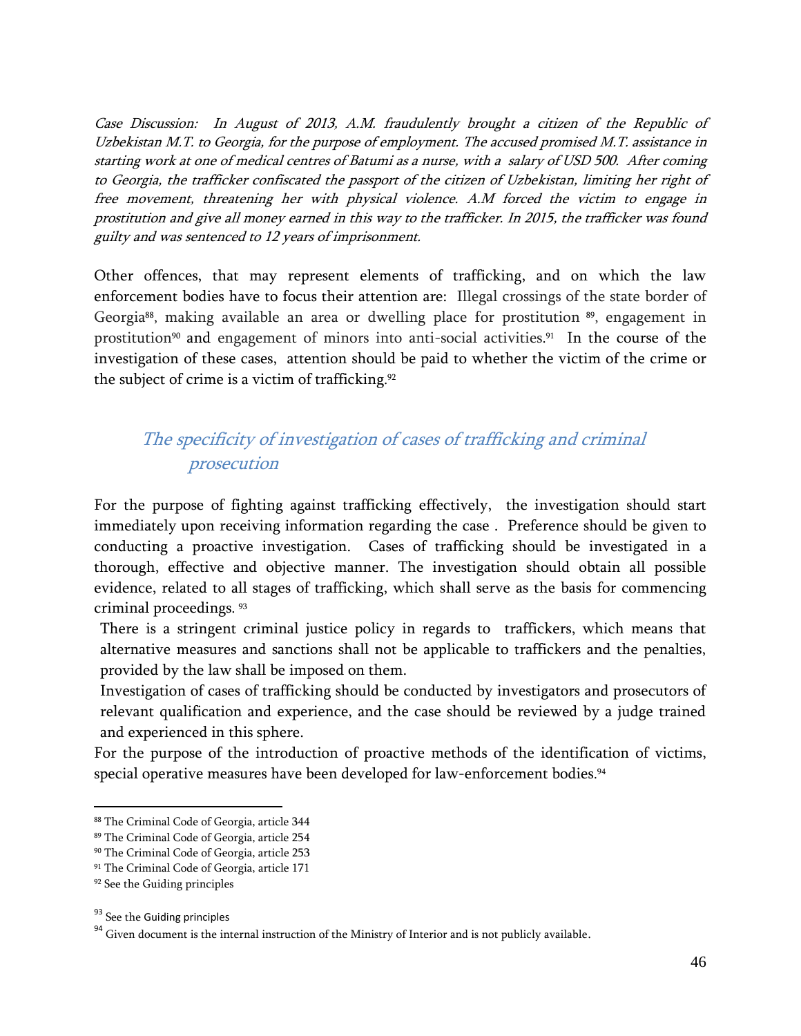*Case Discussion: In August of 2013, A.M. fraudulently brought a citizen of the Republic of Uzbekistan M.T. to Georgia, for the purpose of employment. The accused promised M.T. assistance in starting work at one of medical centres of Batumi as a nurse, with a salary of USD 500. After coming to Georgia, the trafficker confiscated the passport of the citizen of Uzbekistan, limiting her right of free movement, threatening her with physical violence. A.M forced the victim to engage in prostitution and give all money earned in this way to the trafficker. In 2015, the trafficker was found guilty and was sentenced to 12 years of imprisonment.*

Other offences, that may represent elements of trafficking, and on which the law enforcement bodies have to focus their attention are: Illegal crossings of the state border of Georgia[88], making available an area or dwelling place for prostitution [89], engagement in prostitution[90] and engagement of minors into anti-social activities.[91] In the course of the investigation of these cases, attention should be paid to whether the victim of the crime or the subject of crime is a victim of trafficking.[92]

## *The specificity of investigation of cases of trafficking and criminal prosecution*

For the purpose of fighting against trafficking effectively, the investigation should start immediately upon receiving information regarding the case . Preference should be given to conducting a proactive investigation. Cases of trafficking should be investigated in a thorough, effective and objective manner. The investigation should obtain all possible evidence, related to all stages of trafficking, which shall serve as the basis for commencing criminal proceedings. [93]

There is a stringent criminal justice policy in regards to traffickers, which means that alternative measures and sanctions shall not be applicable to traffickers and the penalties, provided by the law shall be imposed on them.

Investigation of cases of trafficking should be conducted by investigators and prosecutors of relevant qualification and experience, and the case should be reviewed by a judge trained and experienced in this sphere.

For the purpose of the introduction of proactive methods of the identification of victims, special operative measures have been developed for law-enforcement bodies.[94]

---

[88] The Criminal Code of Georgia, article 344

[89] The Criminal Code of Georgia, article 254

[90] The Criminal Code of Georgia, article 253

[91] The Criminal Code of Georgia, article 171

[92] See the Guiding principles

[93] See the Guiding principles

[94] Given document is the internal instruction of the Ministry of Interior and is not publicly available.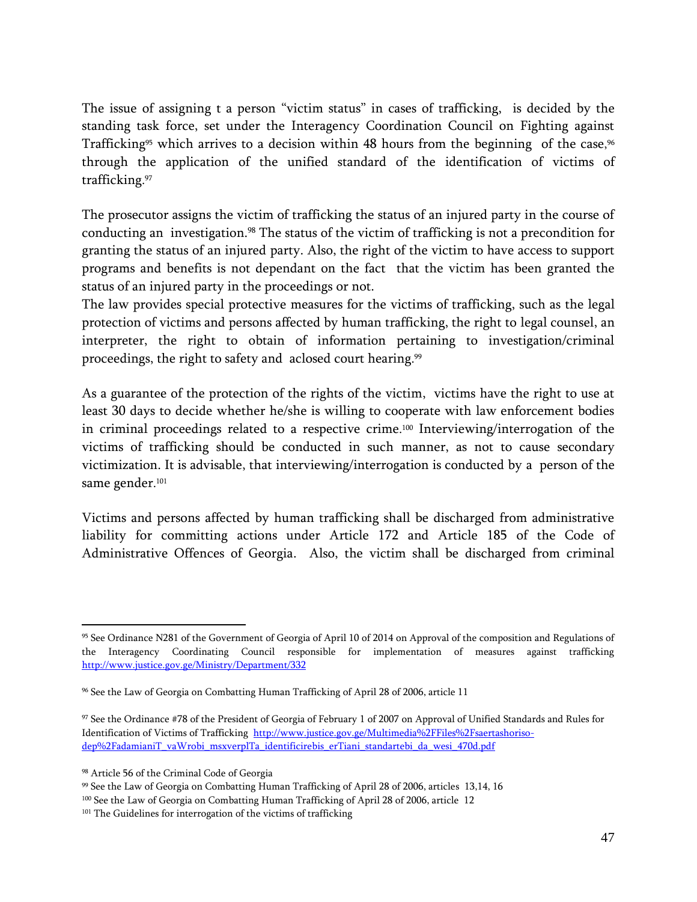The issue of assigning t a person "victim status" in cases of trafficking, is decided by the standing task force, set under the Interagency Coordination Council on Fighting against Trafficking[95] which arrives to a decision within 48 hours from the beginning of the case,[96] through the application of the unified standard of the identification of victims of trafficking.[97]

The prosecutor assigns the victim of trafficking the status of an injured party in the course of conducting an investigation.[98] The status of the victim of trafficking is not a precondition for granting the status of an injured party. Also, the right of the victim to have access to support programs and benefits is not dependant on the fact that the victim has been granted the status of an injured party in the proceedings or not.

The law provides special protective measures for the victims of trafficking, such as the legal protection of victims and persons affected by human trafficking, the right to legal counsel, an interpreter, the right to obtain of information pertaining to investigation/criminal proceedings, the right to safety and aclosed court hearing.[99]

As a guarantee of the protection of the rights of the victim, victims have the right to use at least 30 days to decide whether he/she is willing to cooperate with law enforcement bodies in criminal proceedings related to a respective crime.[100] Interviewing/interrogation of the victims of trafficking should be conducted in such manner, as not to cause secondary victimization. It is advisable, that interviewing/interrogation is conducted by a person of the same gender.[101]

Victims and persons affected by human trafficking shall be discharged from administrative liability for committing actions under Article 172 and Article 185 of the Code of Administrative Offences of Georgia. Also, the victim shall be discharged from criminal

---

[95] See Ordinance N281 of the Government of Georgia of April 10 of 2014 on Approval of the composition and Regulations of the Interagency Coordinating Council responsible for implementation of measures against trafficking http://www.justice.gov.ge/Ministry/Department/332

[96] See the Law of Georgia on Combatting Human Trafficking of April 28 of 2006, article 11

[97] See the Ordinance #78 of the President of Georgia of February 1 of 2007 on Approval of Unified Standards and Rules for Identification of Victims of Trafficking http://www.justice.gov.ge/Multimedia%2FFiles%2Fsaertashoriso-dep%2FadamianiT_vaWrobi_msxverplTa_identificirebis_erTiani_standartebi_da_wesi_470d.pdf

[98] Article 56 of the Criminal Code of Georgia

[99] See the Law of Georgia on Combatting Human Trafficking of April 28 of 2006, articles 13,14, 16

[100] See the Law of Georgia on Combatting Human Trafficking of April 28 of 2006, article 12

[101] The Guidelines for interrogation of the victims of trafficking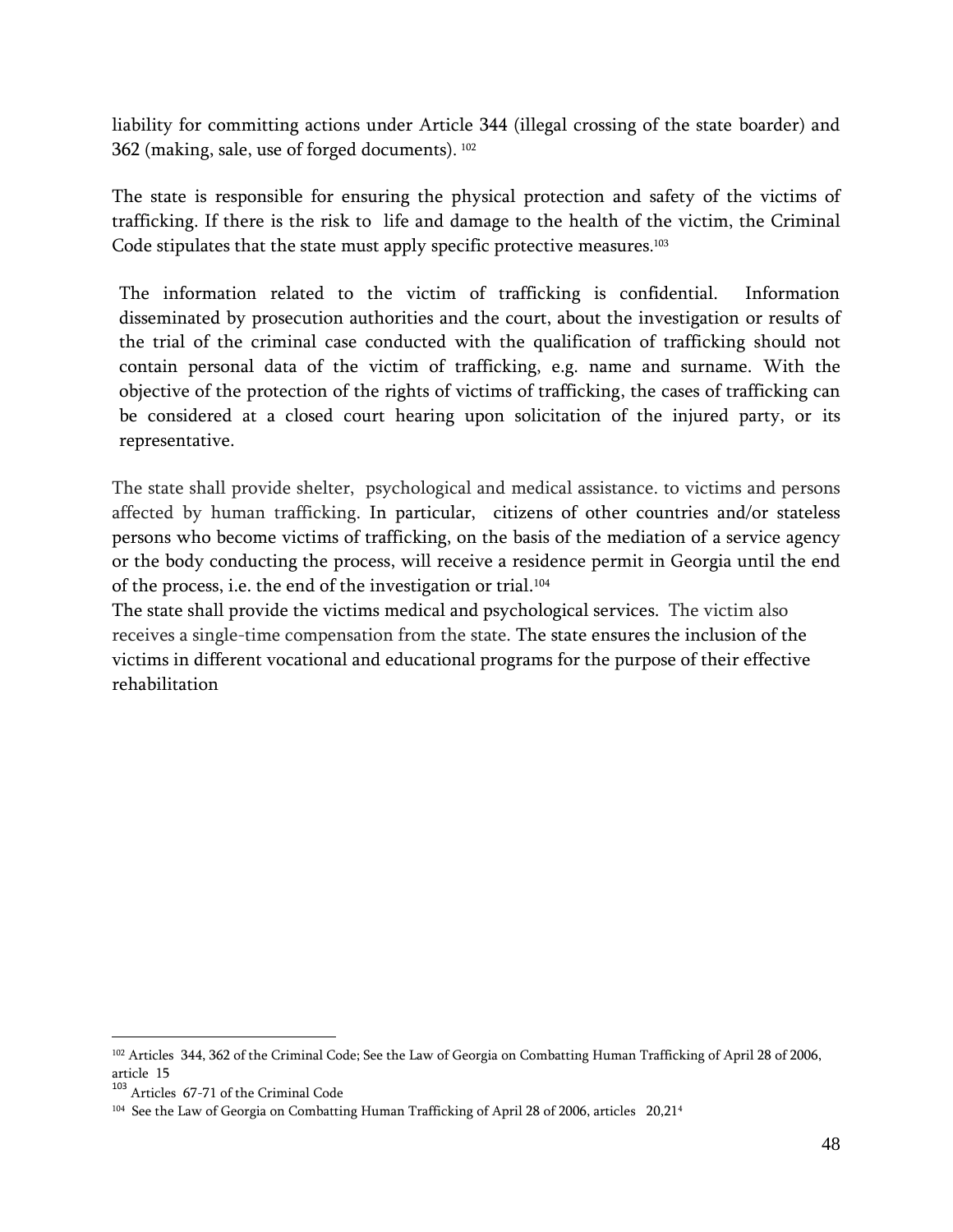liability for committing actions under Article 344 (illegal crossing of the state boarder) and 362 (making, sale, use of forged documents). [102]

The state is responsible for ensuring the physical protection and safety of the victims of trafficking. If there is the risk to life and damage to the health of the victim, the Criminal Code stipulates that the state must apply specific protective measures.[103]

The information related to the victim of trafficking is confidential. Information disseminated by prosecution authorities and the court, about the investigation or results of the trial of the criminal case conducted with the qualification of trafficking should not contain personal data of the victim of trafficking, e.g. name and surname. With the objective of the protection of the rights of victims of trafficking, the cases of trafficking can be considered at a closed court hearing upon solicitation of the injured party, or its representative.

The state shall provide shelter, psychological and medical assistance. to victims and persons affected by human trafficking. In particular, citizens of other countries and/or stateless persons who become victims of trafficking, on the basis of the mediation of a service agency or the body conducting the process, will receive a residence permit in Georgia until the end of the process, i.e. the end of the investigation or trial.[104]

The state shall provide the victims medical and psychological services. The victim also receives a single-time compensation from the state. The state ensures the inclusion of the victims in different vocational and educational programs for the purpose of their effective rehabilitation

---

[102] Articles 344, 362 of the Criminal Code; See the Law of Georgia on Combatting Human Trafficking of April 28 of 2006, article 15

[103] Articles 67-71 of the Criminal Code

[104] See the Law of Georgia on Combatting Human Trafficking of April 28 of 2006, articles 20,21[4]